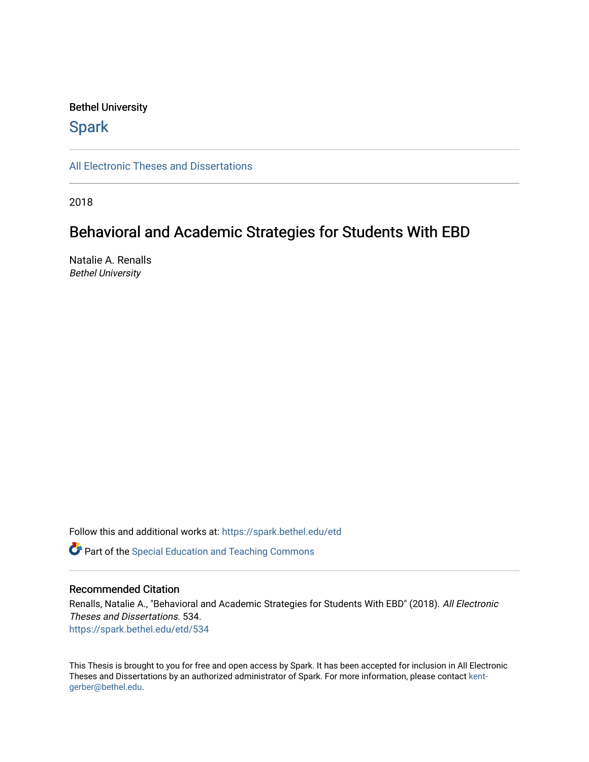Bethel University

# Spark

All Electronic Theses and Dissertations

2018

## Behavioral and Academic Strategies for Students With EBD

Natalie A. Renalls
*Bethel University*

Follow this and additional works at: https://spark.bethel.edu/etd

Part of the Special Education and Teaching Commons

### Recommended Citation

Renalls, Natalie A., "Behavioral and Academic Strategies for Students With EBD" (2018). *All Electronic Theses and Dissertations*. 534.
https://spark.bethel.edu/etd/534

This Thesis is brought to you for free and open access by Spark. It has been accepted for inclusion in All Electronic Theses and Dissertations by an authorized administrator of Spark. For more information, please contact kent-gerber@bethel.edu.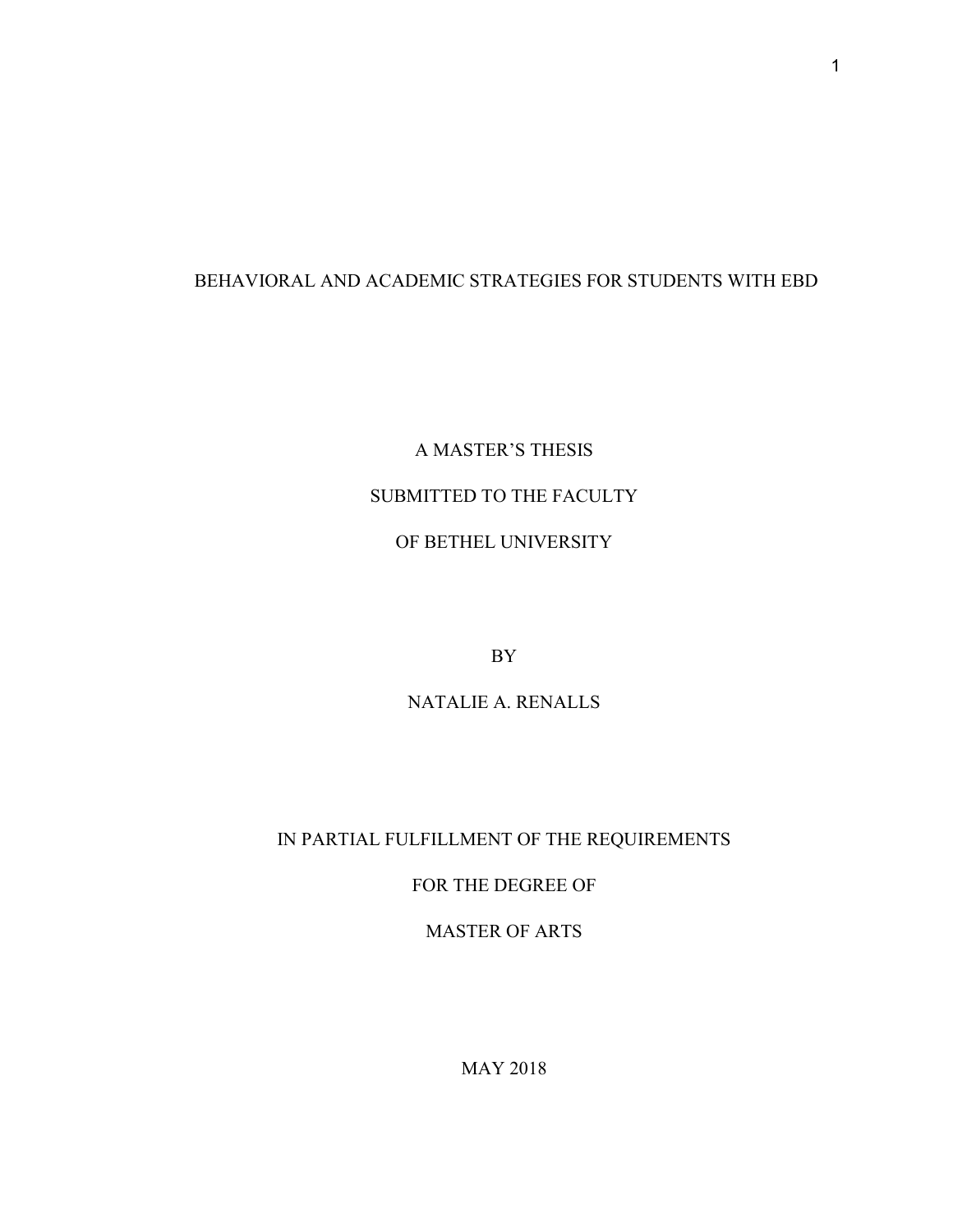BEHAVIORAL AND ACADEMIC STRATEGIES FOR STUDENTS WITH EBD

A MASTER'S THESIS

SUBMITTED TO THE FACULTY

OF BETHEL UNIVERSITY

BY

NATALIE A. RENALLS

IN PARTIAL FULFILLMENT OF THE REQUIREMENTS

FOR THE DEGREE OF

MASTER OF ARTS

MAY 2018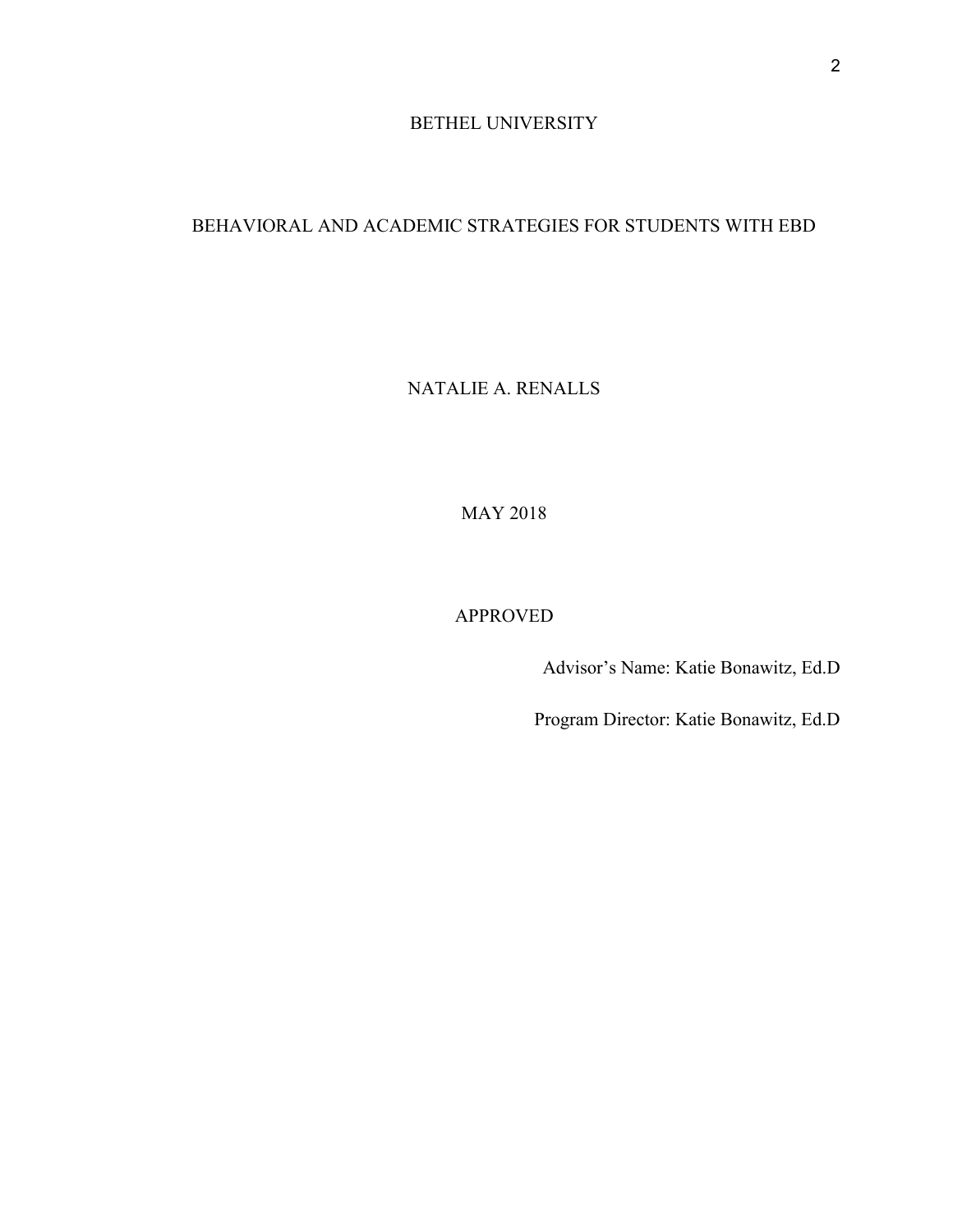BETHEL UNIVERSITY

BEHAVIORAL AND ACADEMIC STRATEGIES FOR STUDENTS WITH EBD

NATALIE A. RENALLS

MAY 2018

APPROVED

Advisor's Name: Katie Bonawitz, Ed.D

Program Director: Katie Bonawitz, Ed.D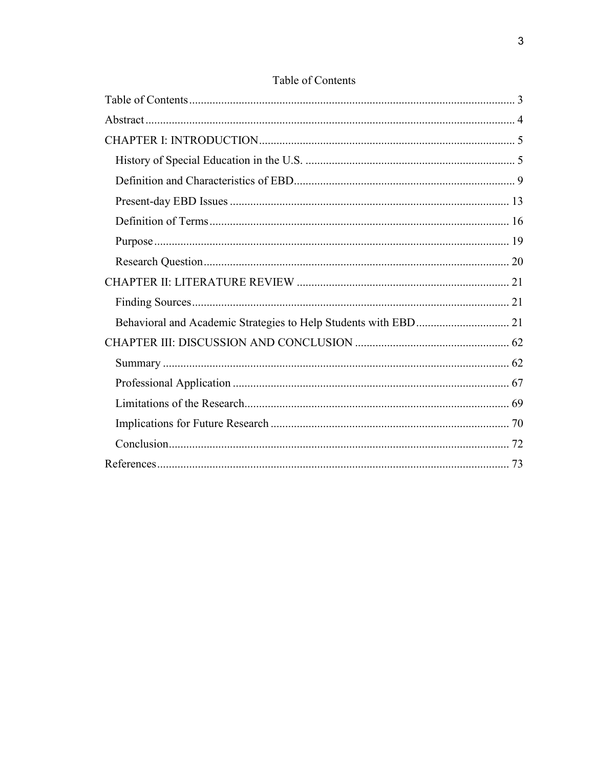# Table of Contents

- Table of Contents ........ 3
- Abstract ........ 4
- CHAPTER I: INTRODUCTION ........ 5
  - History of Special Education in the U.S. ........ 5
  - Definition and Characteristics of EBD ........ 9
  - Present-day EBD Issues ........ 13
  - Definition of Terms ........ 16
  - Purpose ........ 19
  - Research Question ........ 20
- CHAPTER II: LITERATURE REVIEW ........ 21
  - Finding Sources ........ 21
  - Behavioral and Academic Strategies to Help Students with EBD ........ 21
- CHAPTER III: DISCUSSION AND CONCLUSION ........ 62
  - Summary ........ 62
  - Professional Application ........ 67
  - Limitations of the Research ........ 69
  - Implications for Future Research ........ 70
  - Conclusion ........ 72
- References ........ 73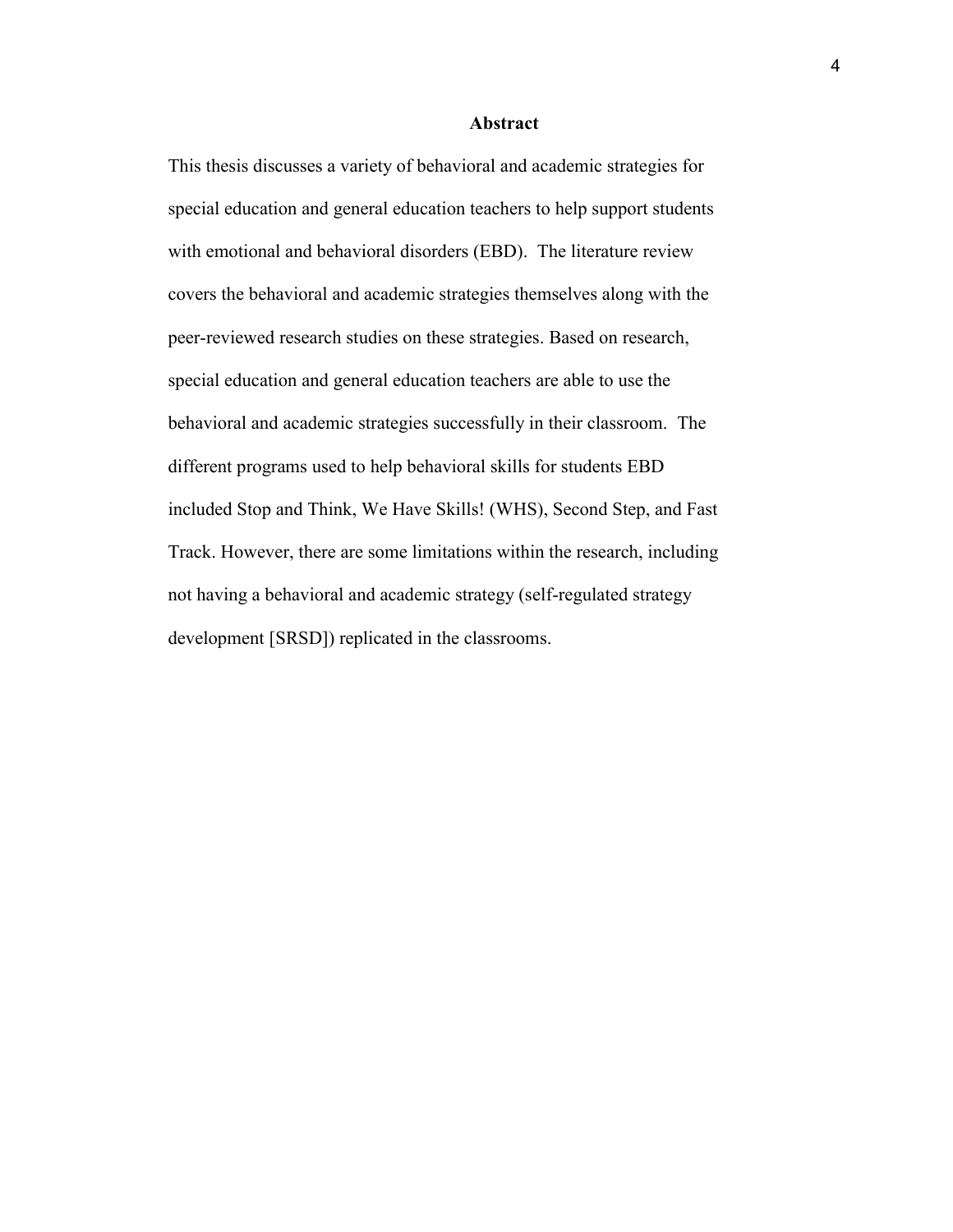## Abstract

This thesis discusses a variety of behavioral and academic strategies for special education and general education teachers to help support students with emotional and behavioral disorders (EBD). The literature review covers the behavioral and academic strategies themselves along with the peer-reviewed research studies on these strategies. Based on research, special education and general education teachers are able to use the behavioral and academic strategies successfully in their classroom. The different programs used to help behavioral skills for students EBD included Stop and Think, We Have Skills! (WHS), Second Step, and Fast Track. However, there are some limitations within the research, including not having a behavioral and academic strategy (self-regulated strategy development [SRSD]) replicated in the classrooms.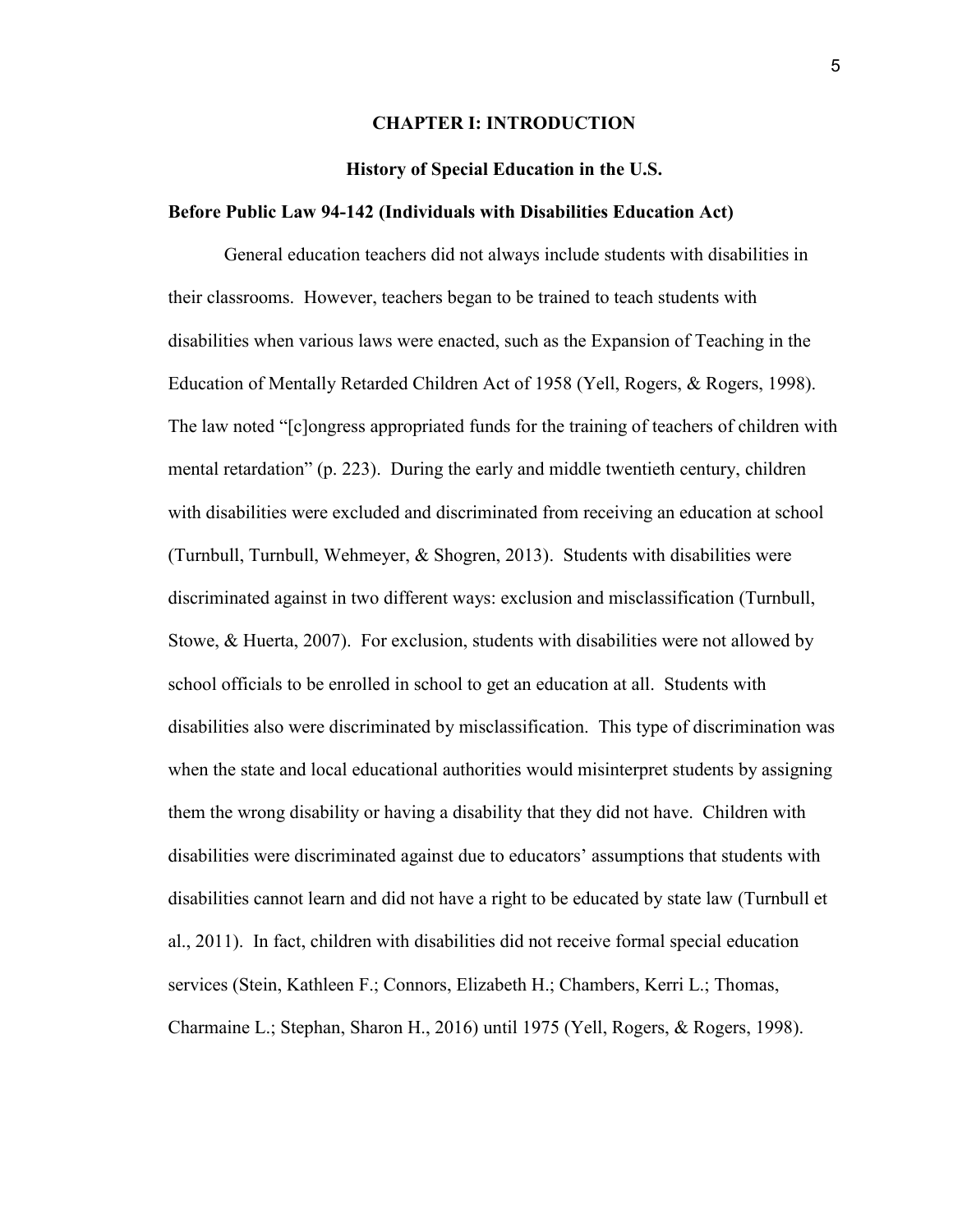# CHAPTER I: INTRODUCTION

## History of Special Education in the U.S.

### Before Public Law 94-142 (Individuals with Disabilities Education Act)

General education teachers did not always include students with disabilities in their classrooms. However, teachers began to be trained to teach students with disabilities when various laws were enacted, such as the Expansion of Teaching in the Education of Mentally Retarded Children Act of 1958 (Yell, Rogers, & Rogers, 1998). The law noted "[c]ongress appropriated funds for the training of teachers of children with mental retardation" (p. 223). During the early and middle twentieth century, children with disabilities were excluded and discriminated from receiving an education at school (Turnbull, Turnbull, Wehmeyer, & Shogren, 2013). Students with disabilities were discriminated against in two different ways: exclusion and misclassification (Turnbull, Stowe, & Huerta, 2007). For exclusion, students with disabilities were not allowed by school officials to be enrolled in school to get an education at all. Students with disabilities also were discriminated by misclassification. This type of discrimination was when the state and local educational authorities would misinterpret students by assigning them the wrong disability or having a disability that they did not have. Children with disabilities were discriminated against due to educators' assumptions that students with disabilities cannot learn and did not have a right to be educated by state law (Turnbull et al., 2011). In fact, children with disabilities did not receive formal special education services (Stein, Kathleen F.; Connors, Elizabeth H.; Chambers, Kerri L.; Thomas, Charmaine L.; Stephan, Sharon H., 2016) until 1975 (Yell, Rogers, & Rogers, 1998).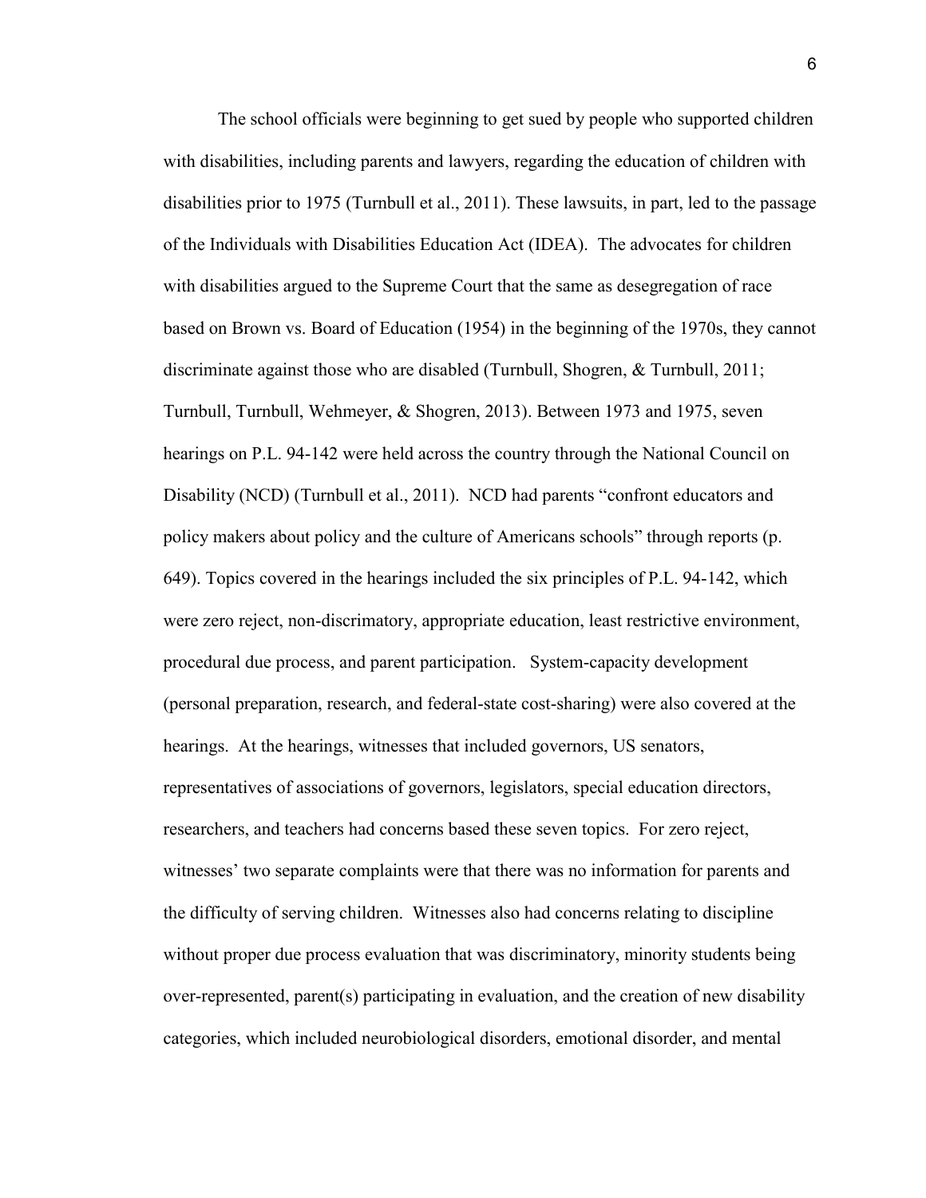The school officials were beginning to get sued by people who supported children with disabilities, including parents and lawyers, regarding the education of children with disabilities prior to 1975 (Turnbull et al., 2011). These lawsuits, in part, led to the passage of the Individuals with Disabilities Education Act (IDEA). The advocates for children with disabilities argued to the Supreme Court that the same as desegregation of race based on Brown vs. Board of Education (1954) in the beginning of the 1970s, they cannot discriminate against those who are disabled (Turnbull, Shogren, & Turnbull, 2011; Turnbull, Turnbull, Wehmeyer, & Shogren, 2013). Between 1973 and 1975, seven hearings on P.L. 94-142 were held across the country through the National Council on Disability (NCD) (Turnbull et al., 2011). NCD had parents "confront educators and policy makers about policy and the culture of Americans schools" through reports (p. 649). Topics covered in the hearings included the six principles of P.L. 94-142, which were zero reject, non-discriminatory, appropriate education, least restrictive environment, procedural due process, and parent participation. System-capacity development (personal preparation, research, and federal-state cost-sharing) were also covered at the hearings. At the hearings, witnesses that included governors, US senators, representatives of associations of governors, legislators, special education directors, researchers, and teachers had concerns based these seven topics. For zero reject, witnesses' two separate complaints were that there was no information for parents and the difficulty of serving children. Witnesses also had concerns relating to discipline without proper due process evaluation that was discriminatory, minority students being over-represented, parent(s) participating in evaluation, and the creation of new disability categories, which included neurobiological disorders, emotional disorder, and mental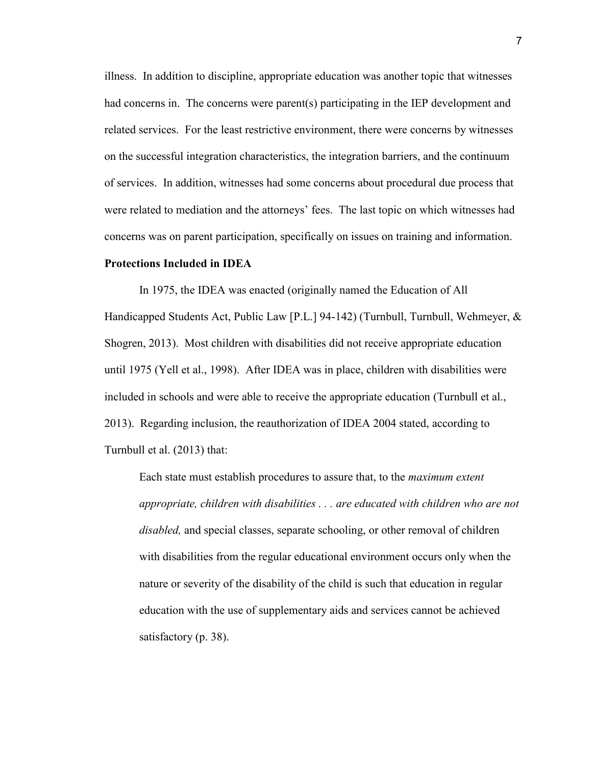illness. In addition to discipline, appropriate education was another topic that witnesses had concerns in. The concerns were parent(s) participating in the IEP development and related services. For the least restrictive environment, there were concerns by witnesses on the successful integration characteristics, the integration barriers, and the continuum of services. In addition, witnesses had some concerns about procedural due process that were related to mediation and the attorneys' fees. The last topic on which witnesses had concerns was on parent participation, specifically on issues on training and information.

**Protections Included in IDEA**

In 1975, the IDEA was enacted (originally named the Education of All Handicapped Students Act, Public Law [P.L.] 94-142) (Turnbull, Turnbull, Wehmeyer, & Shogren, 2013). Most children with disabilities did not receive appropriate education until 1975 (Yell et al., 1998). After IDEA was in place, children with disabilities were included in schools and were able to receive the appropriate education (Turnbull et al., 2013). Regarding inclusion, the reauthorization of IDEA 2004 stated, according to Turnbull et al. (2013) that:

> Each state must establish procedures to assure that, to the *maximum extent appropriate, children with disabilities . . . are educated with children who are not disabled,* and special classes, separate schooling, or other removal of children with disabilities from the regular educational environment occurs only when the nature or severity of the disability of the child is such that education in regular education with the use of supplementary aids and services cannot be achieved satisfactory (p. 38).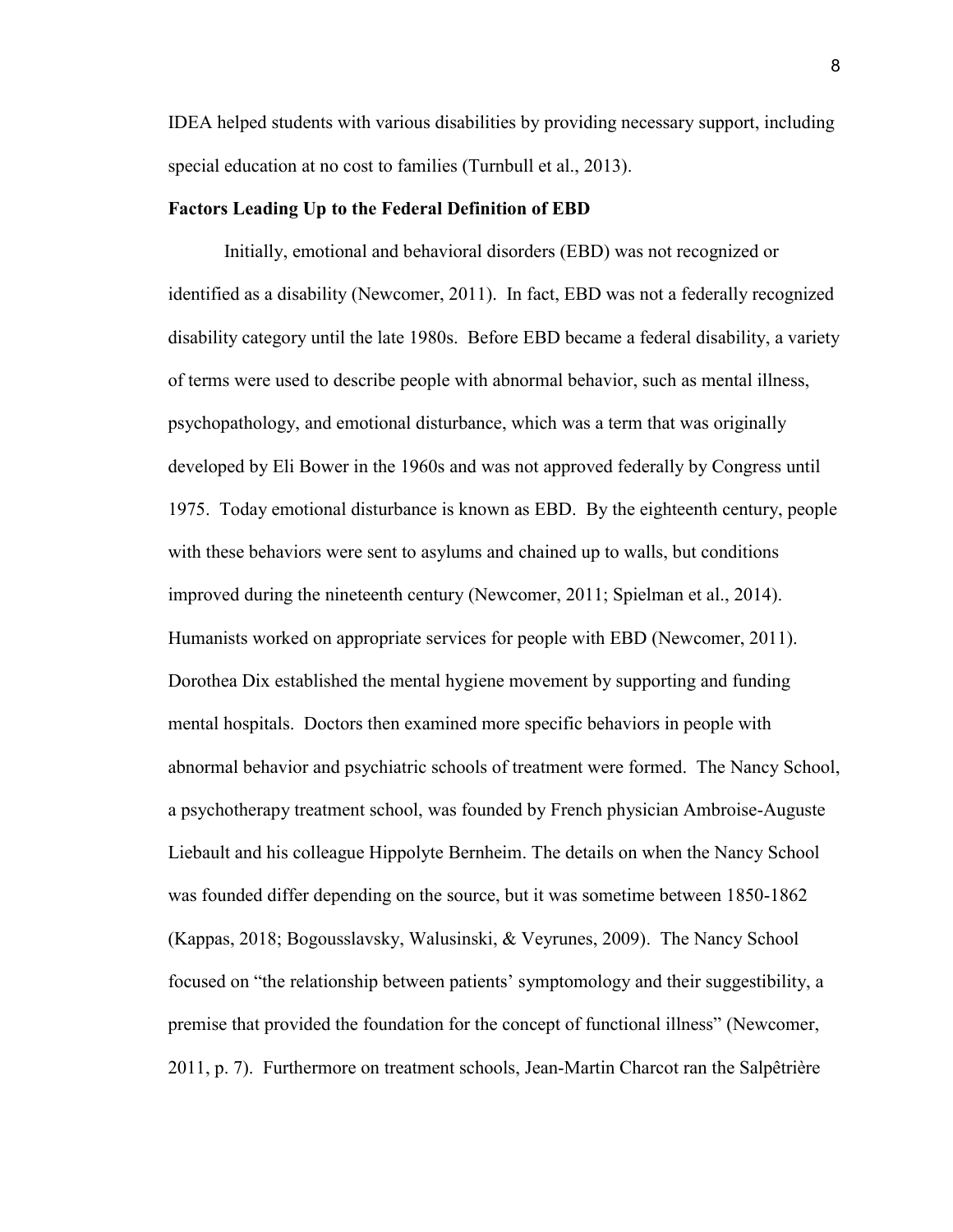IDEA helped students with various disabilities by providing necessary support, including special education at no cost to families (Turnbull et al., 2013).

**Factors Leading Up to the Federal Definition of EBD**

Initially, emotional and behavioral disorders (EBD) was not recognized or identified as a disability (Newcomer, 2011). In fact, EBD was not a federally recognized disability category until the late 1980s. Before EBD became a federal disability, a variety of terms were used to describe people with abnormal behavior, such as mental illness, psychopathology, and emotional disturbance, which was a term that was originally developed by Eli Bower in the 1960s and was not approved federally by Congress until 1975. Today emotional disturbance is known as EBD. By the eighteenth century, people with these behaviors were sent to asylums and chained up to walls, but conditions improved during the nineteenth century (Newcomer, 2011; Spielman et al., 2014). Humanists worked on appropriate services for people with EBD (Newcomer, 2011). Dorothea Dix established the mental hygiene movement by supporting and funding mental hospitals. Doctors then examined more specific behaviors in people with abnormal behavior and psychiatric schools of treatment were formed. The Nancy School, a psychotherapy treatment school, was founded by French physician Ambroise-Auguste Liebault and his colleague Hippolyte Bernheim. The details on when the Nancy School was founded differ depending on the source, but it was sometime between 1850-1862 (Kappas, 2018; Bogousslavsky, Walusinski, & Veyrunes, 2009). The Nancy School focused on "the relationship between patients' symptomology and their suggestibility, a premise that provided the foundation for the concept of functional illness" (Newcomer, 2011, p. 7). Furthermore on treatment schools, Jean-Martin Charcot ran the Salpêtrière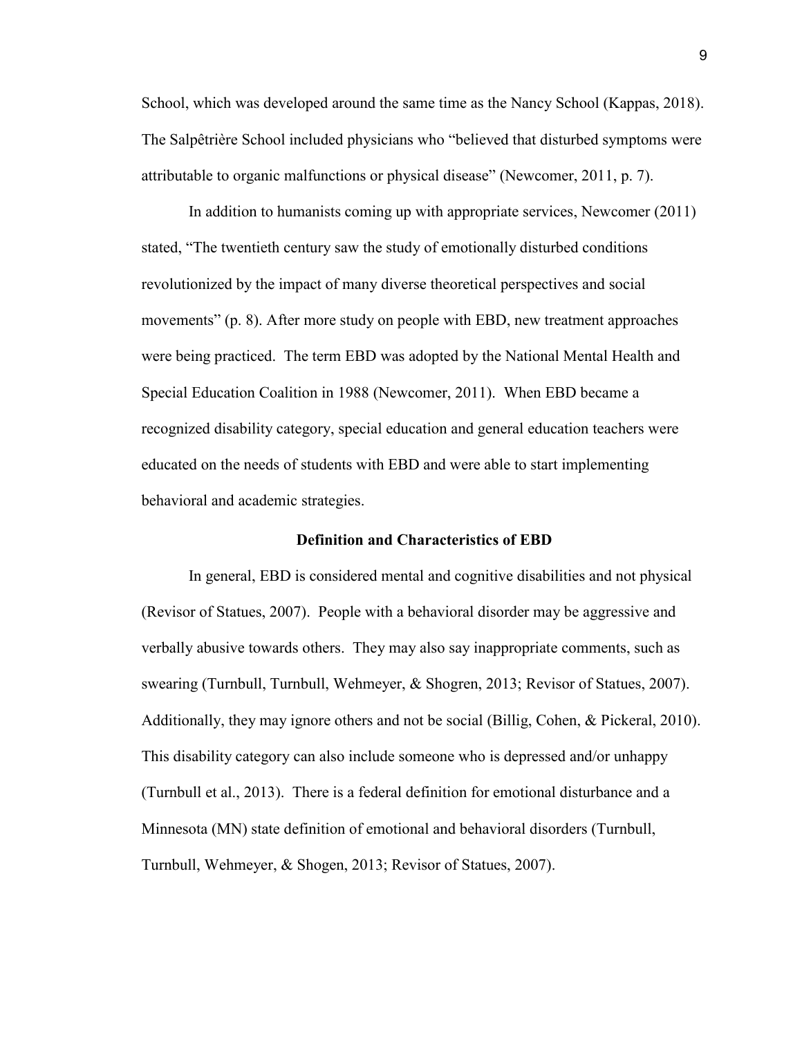School, which was developed around the same time as the Nancy School (Kappas, 2018). The Salpêtrière School included physicians who "believed that disturbed symptoms were attributable to organic malfunctions or physical disease" (Newcomer, 2011, p. 7).

In addition to humanists coming up with appropriate services, Newcomer (2011) stated, "The twentieth century saw the study of emotionally disturbed conditions revolutionized by the impact of many diverse theoretical perspectives and social movements" (p. 8). After more study on people with EBD, new treatment approaches were being practiced. The term EBD was adopted by the National Mental Health and Special Education Coalition in 1988 (Newcomer, 2011). When EBD became a recognized disability category, special education and general education teachers were educated on the needs of students with EBD and were able to start implementing behavioral and academic strategies.

## Definition and Characteristics of EBD

In general, EBD is considered mental and cognitive disabilities and not physical (Revisor of Statues, 2007). People with a behavioral disorder may be aggressive and verbally abusive towards others. They may also say inappropriate comments, such as swearing (Turnbull, Turnbull, Wehmeyer, & Shogren, 2013; Revisor of Statues, 2007). Additionally, they may ignore others and not be social (Billig, Cohen, & Pickeral, 2010). This disability category can also include someone who is depressed and/or unhappy (Turnbull et al., 2013). There is a federal definition for emotional disturbance and a Minnesota (MN) state definition of emotional and behavioral disorders (Turnbull, Turnbull, Wehmeyer, & Shogen, 2013; Revisor of Statues, 2007).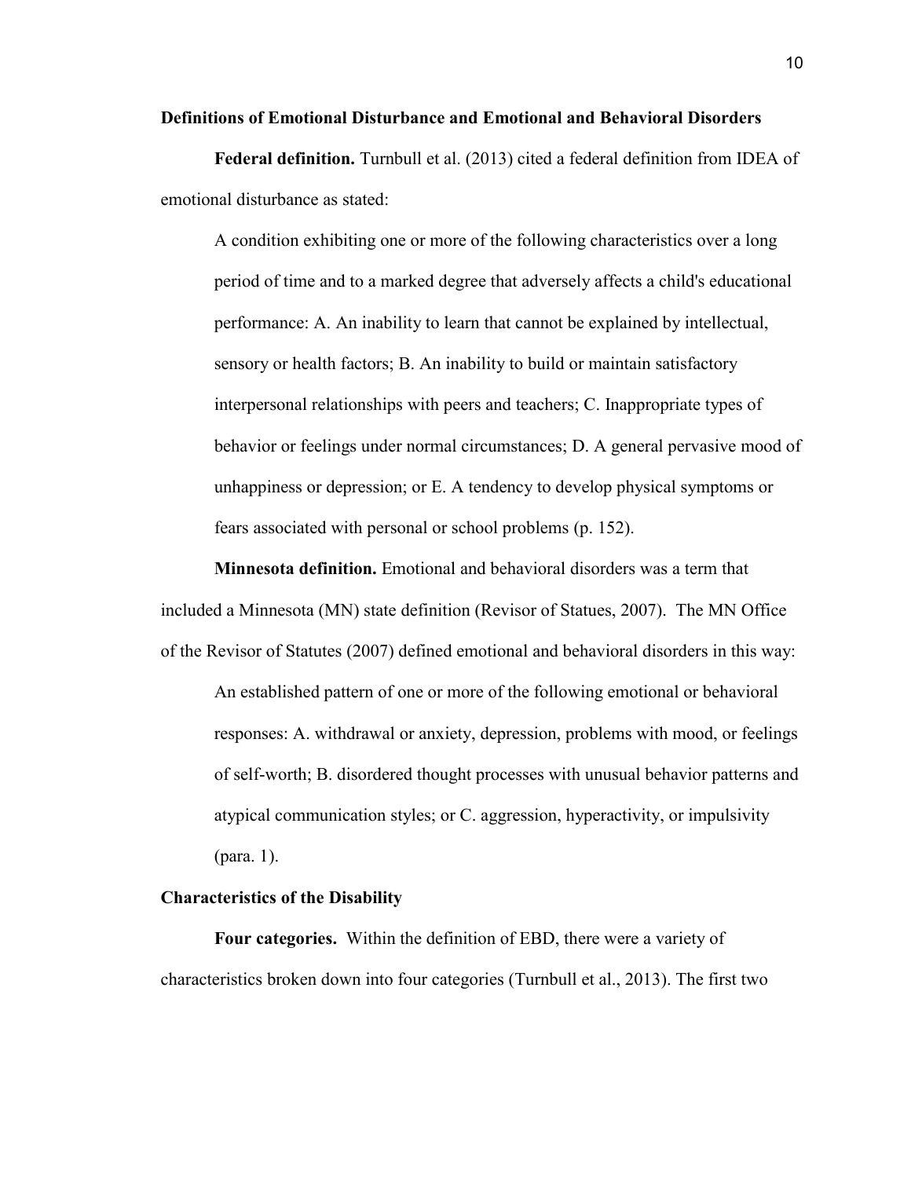## Definitions of Emotional Disturbance and Emotional and Behavioral Disorders

**Federal definition.** Turnbull et al. (2013) cited a federal definition from IDEA of emotional disturbance as stated:

> A condition exhibiting one or more of the following characteristics over a long period of time and to a marked degree that adversely affects a child's educational performance: A. An inability to learn that cannot be explained by intellectual, sensory or health factors; B. An inability to build or maintain satisfactory interpersonal relationships with peers and teachers; C. Inappropriate types of behavior or feelings under normal circumstances; D. A general pervasive mood of unhappiness or depression; or E. A tendency to develop physical symptoms or fears associated with personal or school problems (p. 152).

**Minnesota definition.** Emotional and behavioral disorders was a term that included a Minnesota (MN) state definition (Revisor of Statues, 2007). The MN Office of the Revisor of Statutes (2007) defined emotional and behavioral disorders in this way:

> An established pattern of one or more of the following emotional or behavioral responses: A. withdrawal or anxiety, depression, problems with mood, or feelings of self-worth; B. disordered thought processes with unusual behavior patterns and atypical communication styles; or C. aggression, hyperactivity, or impulsivity (para. 1).

## Characteristics of the Disability

**Four categories.** Within the definition of EBD, there were a variety of characteristics broken down into four categories (Turnbull et al., 2013). The first two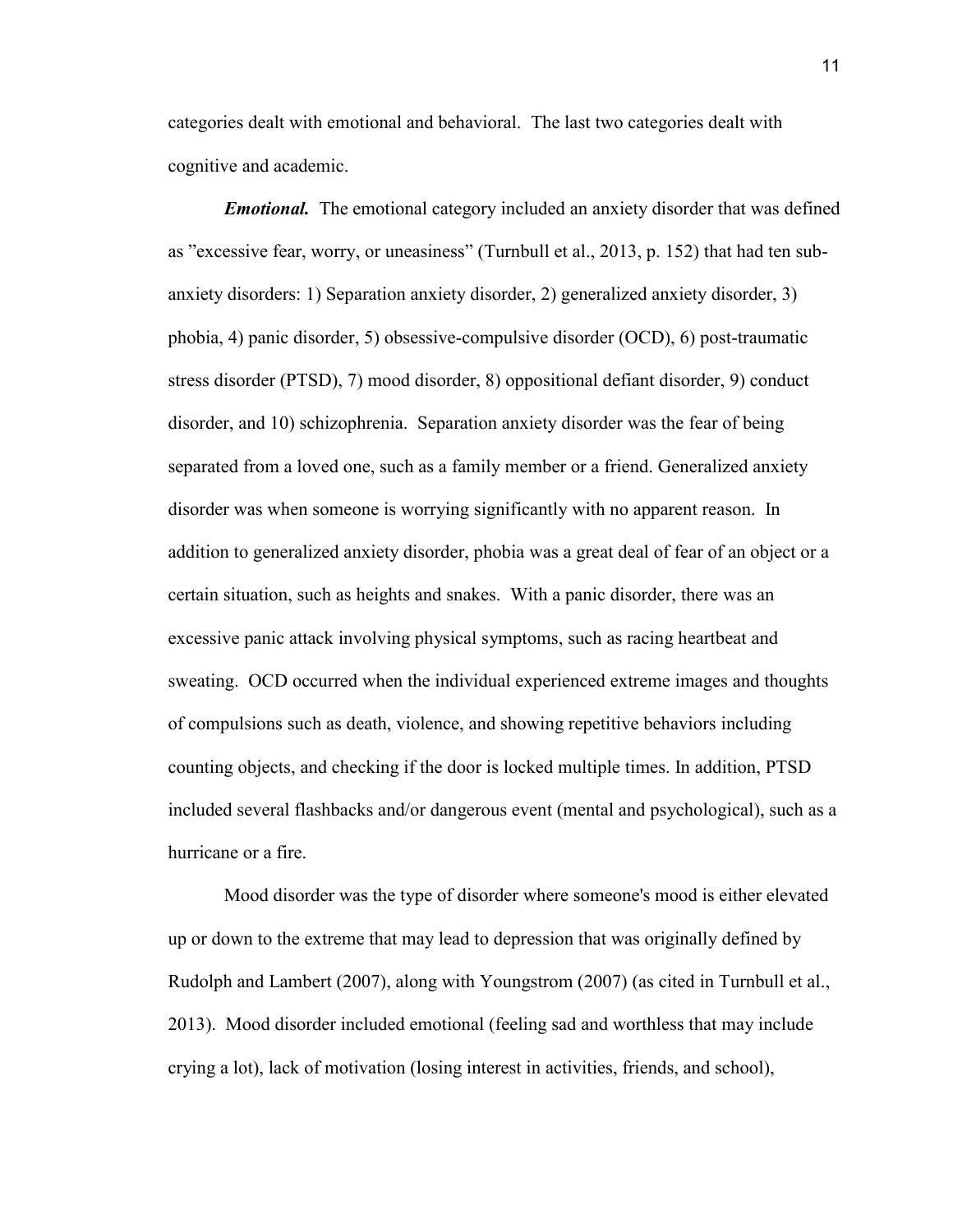categories dealt with emotional and behavioral. The last two categories dealt with cognitive and academic.

***Emotional.*** The emotional category included an anxiety disorder that was defined as "excessive fear, worry, or uneasiness" (Turnbull et al., 2013, p. 152) that had ten sub-anxiety disorders: 1) Separation anxiety disorder, 2) generalized anxiety disorder, 3) phobia, 4) panic disorder, 5) obsessive-compulsive disorder (OCD), 6) post-traumatic stress disorder (PTSD), 7) mood disorder, 8) oppositional defiant disorder, 9) conduct disorder, and 10) schizophrenia. Separation anxiety disorder was the fear of being separated from a loved one, such as a family member or a friend. Generalized anxiety disorder was when someone is worrying significantly with no apparent reason. In addition to generalized anxiety disorder, phobia was a great deal of fear of an object or a certain situation, such as heights and snakes. With a panic disorder, there was an excessive panic attack involving physical symptoms, such as racing heartbeat and sweating. OCD occurred when the individual experienced extreme images and thoughts of compulsions such as death, violence, and showing repetitive behaviors including counting objects, and checking if the door is locked multiple times. In addition, PTSD included several flashbacks and/or dangerous event (mental and psychological), such as a hurricane or a fire.

Mood disorder was the type of disorder where someone's mood is either elevated up or down to the extreme that may lead to depression that was originally defined by Rudolph and Lambert (2007), along with Youngstrom (2007) (as cited in Turnbull et al., 2013). Mood disorder included emotional (feeling sad and worthless that may include crying a lot), lack of motivation (losing interest in activities, friends, and school),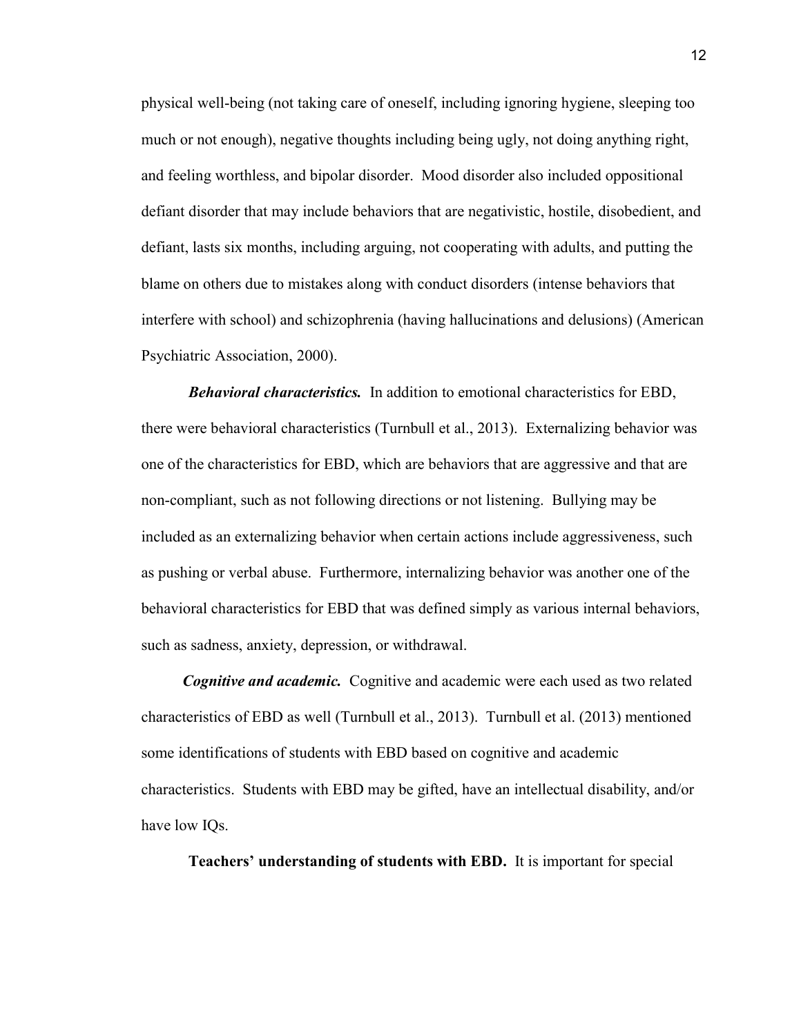physical well-being (not taking care of oneself, including ignoring hygiene, sleeping too much or not enough), negative thoughts including being ugly, not doing anything right, and feeling worthless, and bipolar disorder. Mood disorder also included oppositional defiant disorder that may include behaviors that are negativistic, hostile, disobedient, and defiant, lasts six months, including arguing, not cooperating with adults, and putting the blame on others due to mistakes along with conduct disorders (intense behaviors that interfere with school) and schizophrenia (having hallucinations and delusions) (American Psychiatric Association, 2000).

***Behavioral characteristics.*** In addition to emotional characteristics for EBD, there were behavioral characteristics (Turnbull et al., 2013). Externalizing behavior was one of the characteristics for EBD, which are behaviors that are aggressive and that are non-compliant, such as not following directions or not listening. Bullying may be included as an externalizing behavior when certain actions include aggressiveness, such as pushing or verbal abuse. Furthermore, internalizing behavior was another one of the behavioral characteristics for EBD that was defined simply as various internal behaviors, such as sadness, anxiety, depression, or withdrawal.

***Cognitive and academic.*** Cognitive and academic were each used as two related characteristics of EBD as well (Turnbull et al., 2013). Turnbull et al. (2013) mentioned some identifications of students with EBD based on cognitive and academic characteristics. Students with EBD may be gifted, have an intellectual disability, and/or have low IQs.

**Teachers' understanding of students with EBD.** It is important for special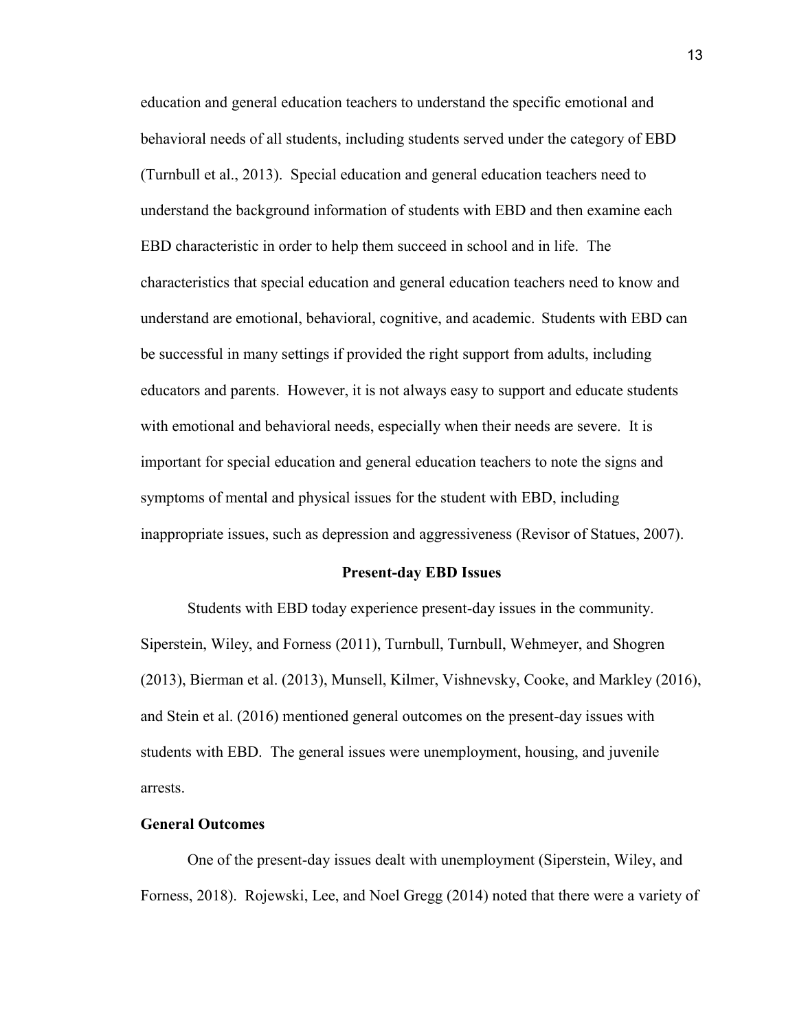education and general education teachers to understand the specific emotional and behavioral needs of all students, including students served under the category of EBD (Turnbull et al., 2013). Special education and general education teachers need to understand the background information of students with EBD and then examine each EBD characteristic in order to help them succeed in school and in life. The characteristics that special education and general education teachers need to know and understand are emotional, behavioral, cognitive, and academic. Students with EBD can be successful in many settings if provided the right support from adults, including educators and parents. However, it is not always easy to support and educate students with emotional and behavioral needs, especially when their needs are severe. It is important for special education and general education teachers to note the signs and symptoms of mental and physical issues for the student with EBD, including inappropriate issues, such as depression and aggressiveness (Revisor of Statues, 2007).

## Present-day EBD Issues

Students with EBD today experience present-day issues in the community. Siperstein, Wiley, and Forness (2011), Turnbull, Turnbull, Wehmeyer, and Shogren (2013), Bierman et al. (2013), Munsell, Kilmer, Vishnevsky, Cooke, and Markley (2016), and Stein et al. (2016) mentioned general outcomes on the present-day issues with students with EBD. The general issues were unemployment, housing, and juvenile arrests.

### General Outcomes

One of the present-day issues dealt with unemployment (Siperstein, Wiley, and Forness, 2018). Rojewski, Lee, and Noel Gregg (2014) noted that there were a variety of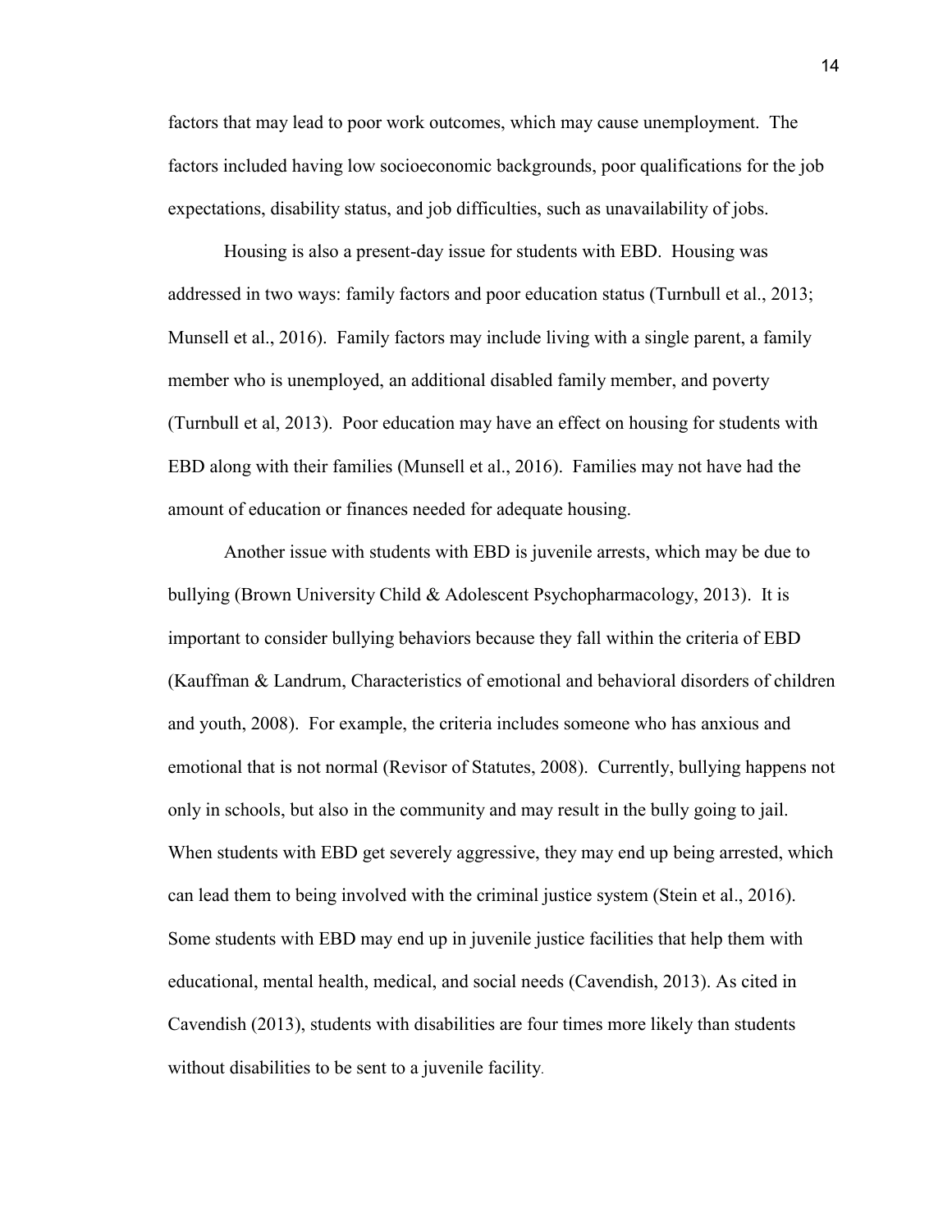factors that may lead to poor work outcomes, which may cause unemployment. The factors included having low socioeconomic backgrounds, poor qualifications for the job expectations, disability status, and job difficulties, such as unavailability of jobs.

Housing is also a present-day issue for students with EBD. Housing was addressed in two ways: family factors and poor education status (Turnbull et al., 2013; Munsell et al., 2016). Family factors may include living with a single parent, a family member who is unemployed, an additional disabled family member, and poverty (Turnbull et al, 2013). Poor education may have an effect on housing for students with EBD along with their families (Munsell et al., 2016). Families may not have had the amount of education or finances needed for adequate housing.

Another issue with students with EBD is juvenile arrests, which may be due to bullying (Brown University Child & Adolescent Psychopharmacology, 2013). It is important to consider bullying behaviors because they fall within the criteria of EBD (Kauffman & Landrum, Characteristics of emotional and behavioral disorders of children and youth, 2008). For example, the criteria includes someone who has anxious and emotional that is not normal (Revisor of Statutes, 2008). Currently, bullying happens not only in schools, but also in the community and may result in the bully going to jail. When students with EBD get severely aggressive, they may end up being arrested, which can lead them to being involved with the criminal justice system (Stein et al., 2016). Some students with EBD may end up in juvenile justice facilities that help them with educational, mental health, medical, and social needs (Cavendish, 2013). As cited in Cavendish (2013), students with disabilities are four times more likely than students without disabilities to be sent to a juvenile facility.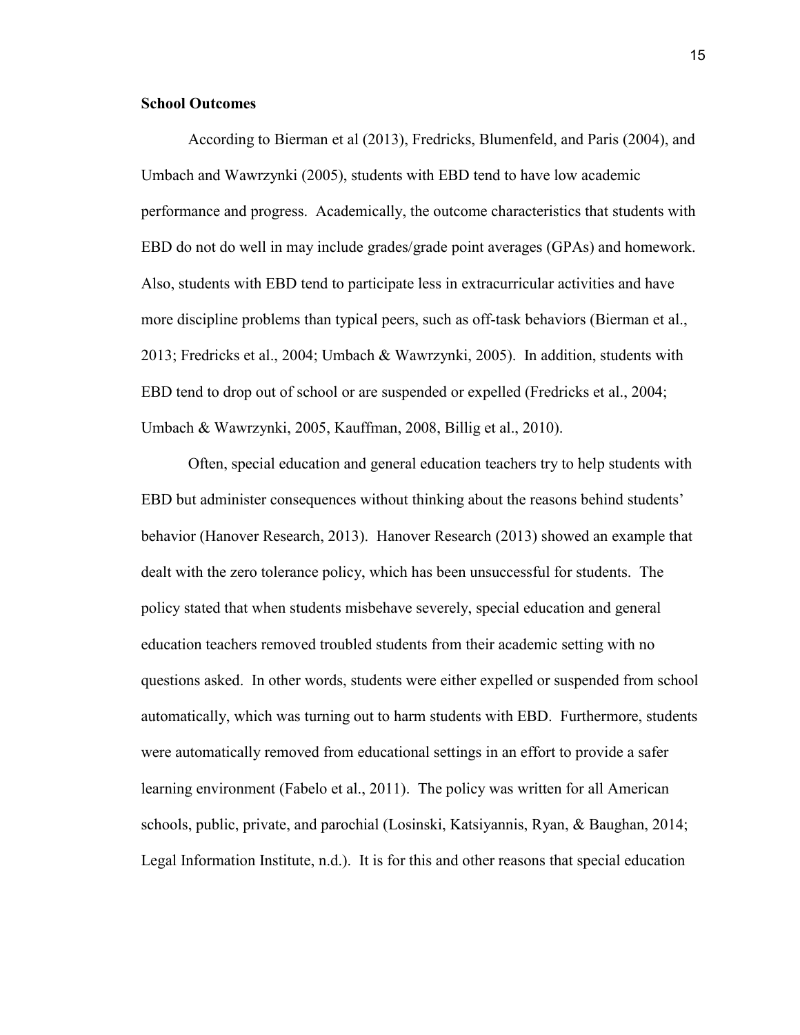**School Outcomes**

According to Bierman et al (2013), Fredricks, Blumenfeld, and Paris (2004), and Umbach and Wawrzynki (2005), students with EBD tend to have low academic performance and progress. Academically, the outcome characteristics that students with EBD do not do well in may include grades/grade point averages (GPAs) and homework. Also, students with EBD tend to participate less in extracurricular activities and have more discipline problems than typical peers, such as off-task behaviors (Bierman et al., 2013; Fredricks et al., 2004; Umbach & Wawrzynki, 2005). In addition, students with EBD tend to drop out of school or are suspended or expelled (Fredricks et al., 2004; Umbach & Wawrzynki, 2005, Kauffman, 2008, Billig et al., 2010).

Often, special education and general education teachers try to help students with EBD but administer consequences without thinking about the reasons behind students' behavior (Hanover Research, 2013). Hanover Research (2013) showed an example that dealt with the zero tolerance policy, which has been unsuccessful for students. The policy stated that when students misbehave severely, special education and general education teachers removed troubled students from their academic setting with no questions asked. In other words, students were either expelled or suspended from school automatically, which was turning out to harm students with EBD. Furthermore, students were automatically removed from educational settings in an effort to provide a safer learning environment (Fabelo et al., 2011). The policy was written for all American schools, public, private, and parochial (Losinski, Katsiyannis, Ryan, & Baughan, 2014; Legal Information Institute, n.d.). It is for this and other reasons that special education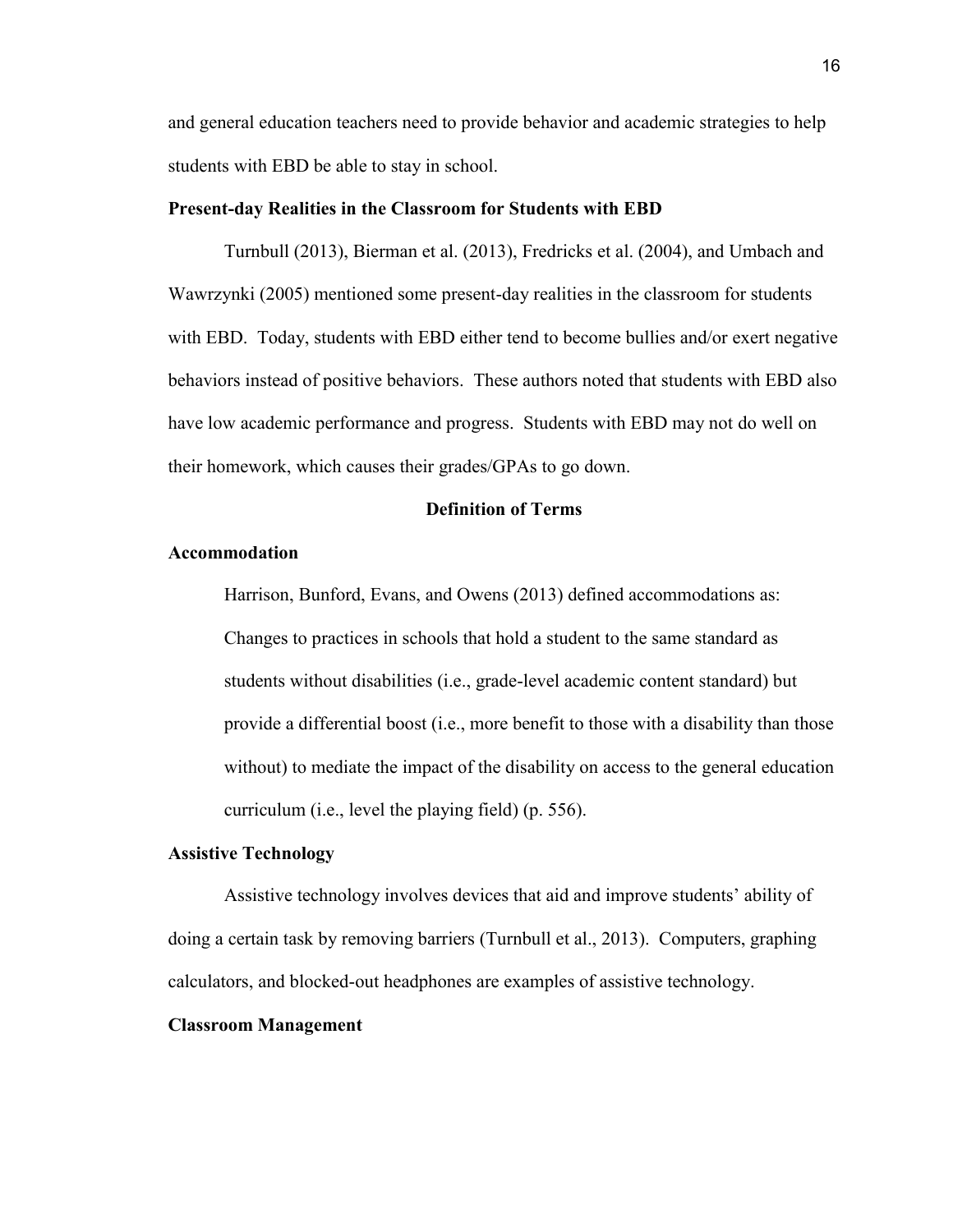and general education teachers need to provide behavior and academic strategies to help students with EBD be able to stay in school.

**Present-day Realities in the Classroom for Students with EBD**

Turnbull (2013), Bierman et al. (2013), Fredricks et al. (2004), and Umbach and Wawrzynki (2005) mentioned some present-day realities in the classroom for students with EBD. Today, students with EBD either tend to become bullies and/or exert negative behaviors instead of positive behaviors. These authors noted that students with EBD also have low academic performance and progress. Students with EBD may not do well on their homework, which causes their grades/GPAs to go down.

## Definition of Terms

**Accommodation**

Harrison, Bunford, Evans, and Owens (2013) defined accommodations as:

> Changes to practices in schools that hold a student to the same standard as students without disabilities (i.e., grade-level academic content standard) but provide a differential boost (i.e., more benefit to those with a disability than those without) to mediate the impact of the disability on access to the general education curriculum (i.e., level the playing field) (p. 556).

**Assistive Technology**

Assistive technology involves devices that aid and improve students' ability of doing a certain task by removing barriers (Turnbull et al., 2013). Computers, graphing calculators, and blocked-out headphones are examples of assistive technology.

**Classroom Management**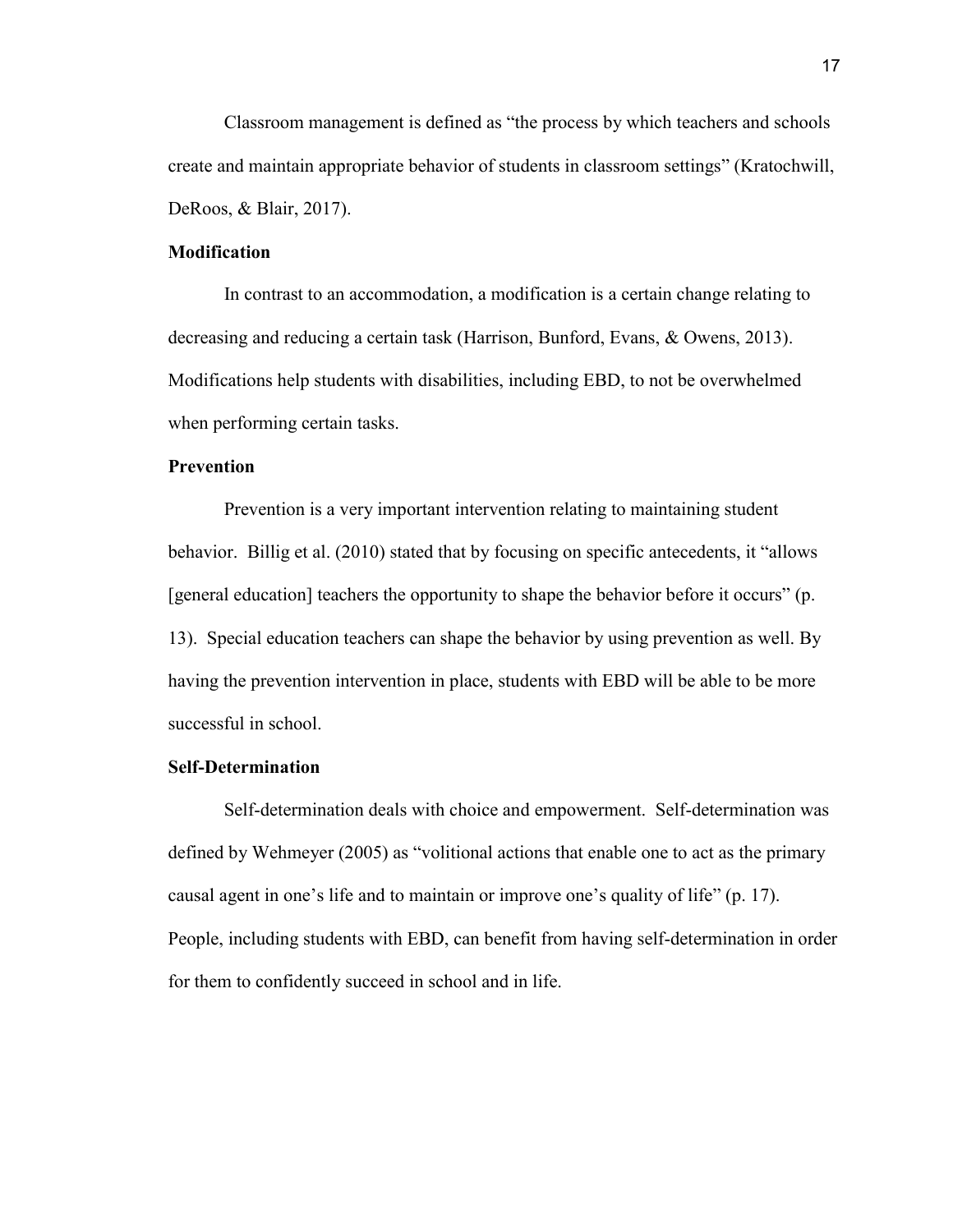Classroom management is defined as "the process by which teachers and schools create and maintain appropriate behavior of students in classroom settings" (Kratochwill, DeRoos, & Blair, 2017).

**Modification**

In contrast to an accommodation, a modification is a certain change relating to decreasing and reducing a certain task (Harrison, Bunford, Evans, & Owens, 2013). Modifications help students with disabilities, including EBD, to not be overwhelmed when performing certain tasks.

**Prevention**

Prevention is a very important intervention relating to maintaining student behavior. Billig et al. (2010) stated that by focusing on specific antecedents, it "allows [general education] teachers the opportunity to shape the behavior before it occurs" (p. 13). Special education teachers can shape the behavior by using prevention as well. By having the prevention intervention in place, students with EBD will be able to be more successful in school.

**Self-Determination**

Self-determination deals with choice and empowerment. Self-determination was defined by Wehmeyer (2005) as "volitional actions that enable one to act as the primary causal agent in one's life and to maintain or improve one's quality of life" (p. 17). People, including students with EBD, can benefit from having self-determination in order for them to confidently succeed in school and in life.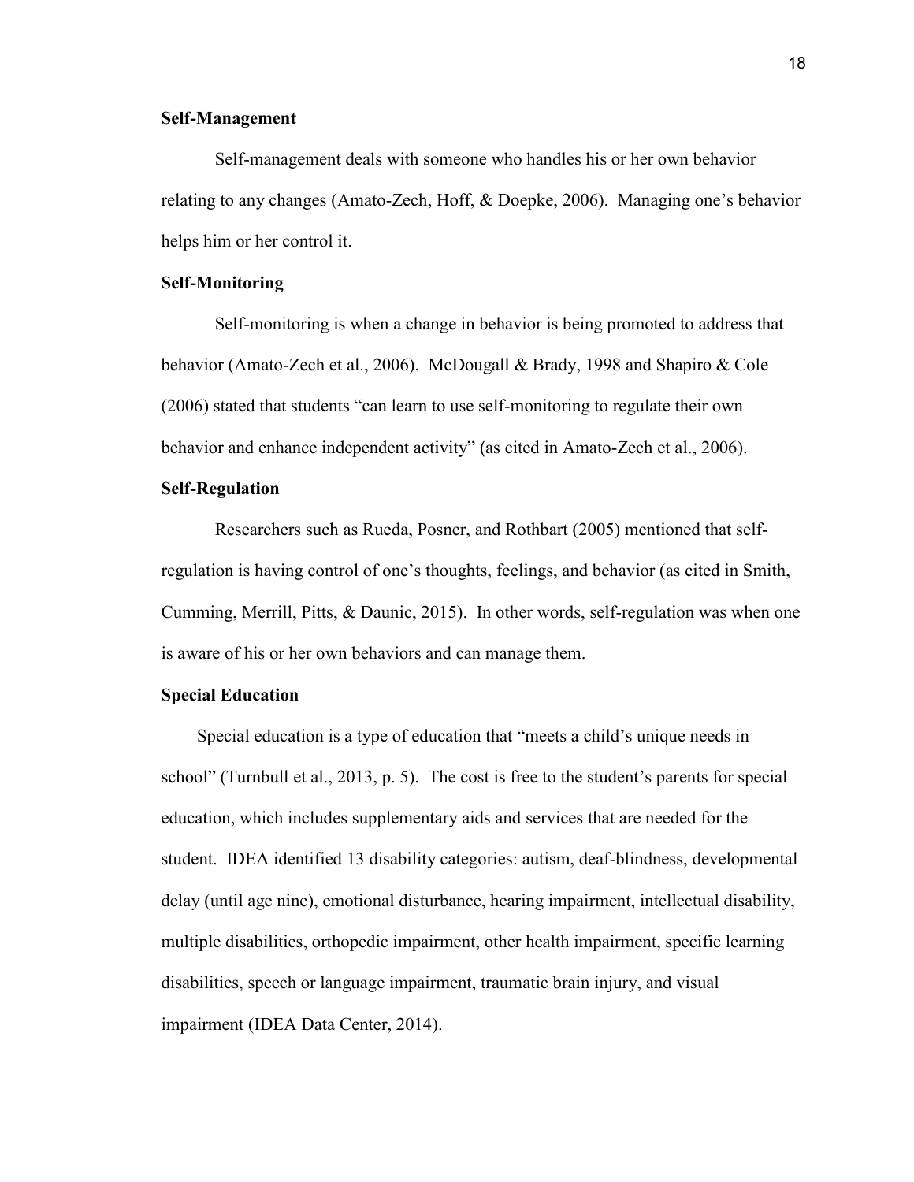**Self-Management**

Self-management deals with someone who handles his or her own behavior relating to any changes (Amato-Zech, Hoff, & Doepke, 2006). Managing one's behavior helps him or her control it.

**Self-Monitoring**

Self-monitoring is when a change in behavior is being promoted to address that behavior (Amato-Zech et al., 2006). McDougall & Brady, 1998 and Shapiro & Cole (2006) stated that students "can learn to use self-monitoring to regulate their own behavior and enhance independent activity" (as cited in Amato-Zech et al., 2006).

**Self-Regulation**

Researchers such as Rueda, Posner, and Rothbart (2005) mentioned that self-regulation is having control of one's thoughts, feelings, and behavior (as cited in Smith, Cumming, Merrill, Pitts, & Daunic, 2015). In other words, self-regulation was when one is aware of his or her own behaviors and can manage them.

**Special Education**

Special education is a type of education that "meets a child's unique needs in school" (Turnbull et al., 2013, p. 5). The cost is free to the student's parents for special education, which includes supplementary aids and services that are needed for the student. IDEA identified 13 disability categories: autism, deaf-blindness, developmental delay (until age nine), emotional disturbance, hearing impairment, intellectual disability, multiple disabilities, orthopedic impairment, other health impairment, specific learning disabilities, speech or language impairment, traumatic brain injury, and visual impairment (IDEA Data Center, 2014).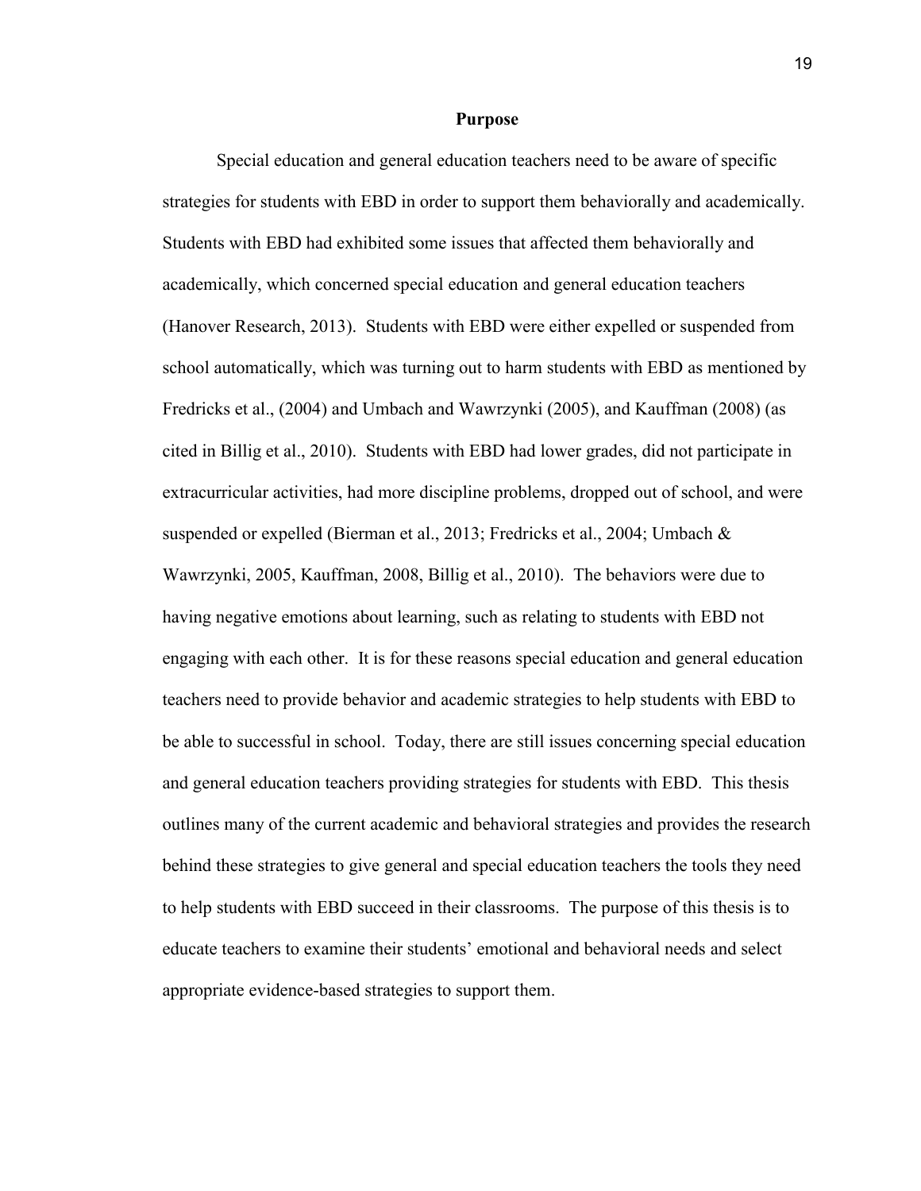## Purpose

Special education and general education teachers need to be aware of specific strategies for students with EBD in order to support them behaviorally and academically. Students with EBD had exhibited some issues that affected them behaviorally and academically, which concerned special education and general education teachers (Hanover Research, 2013). Students with EBD were either expelled or suspended from school automatically, which was turning out to harm students with EBD as mentioned by Fredricks et al., (2004) and Umbach and Wawrzynki (2005), and Kauffman (2008) (as cited in Billig et al., 2010). Students with EBD had lower grades, did not participate in extracurricular activities, had more discipline problems, dropped out of school, and were suspended or expelled (Bierman et al., 2013; Fredricks et al., 2004; Umbach & Wawrzynki, 2005, Kauffman, 2008, Billig et al., 2010). The behaviors were due to having negative emotions about learning, such as relating to students with EBD not engaging with each other. It is for these reasons special education and general education teachers need to provide behavior and academic strategies to help students with EBD to be able to successful in school. Today, there are still issues concerning special education and general education teachers providing strategies for students with EBD. This thesis outlines many of the current academic and behavioral strategies and provides the research behind these strategies to give general and special education teachers the tools they need to help students with EBD succeed in their classrooms. The purpose of this thesis is to educate teachers to examine their students' emotional and behavioral needs and select appropriate evidence-based strategies to support them.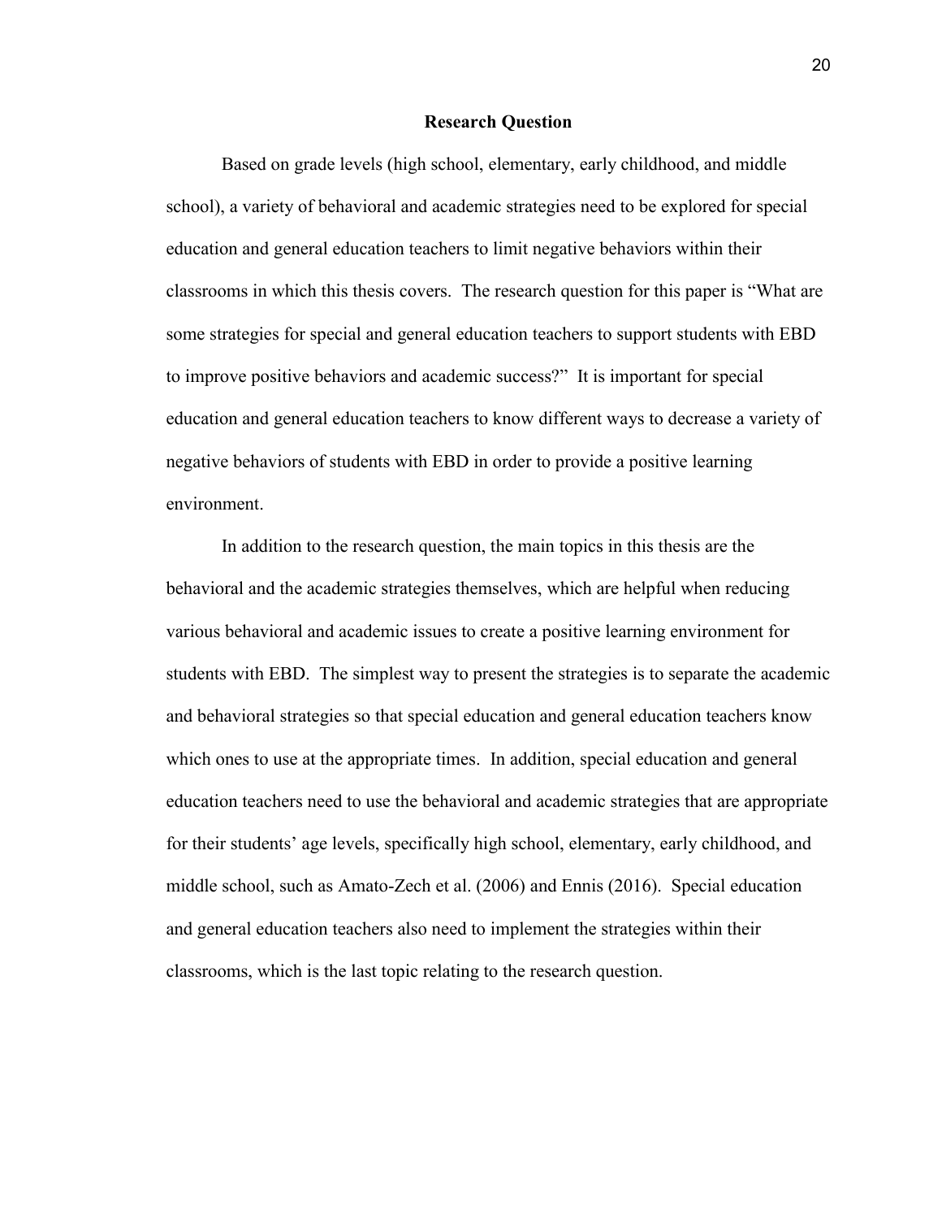## Research Question

Based on grade levels (high school, elementary, early childhood, and middle school), a variety of behavioral and academic strategies need to be explored for special education and general education teachers to limit negative behaviors within their classrooms in which this thesis covers. The research question for this paper is "What are some strategies for special and general education teachers to support students with EBD to improve positive behaviors and academic success?" It is important for special education and general education teachers to know different ways to decrease a variety of negative behaviors of students with EBD in order to provide a positive learning environment.

In addition to the research question, the main topics in this thesis are the behavioral and the academic strategies themselves, which are helpful when reducing various behavioral and academic issues to create a positive learning environment for students with EBD. The simplest way to present the strategies is to separate the academic and behavioral strategies so that special education and general education teachers know which ones to use at the appropriate times. In addition, special education and general education teachers need to use the behavioral and academic strategies that are appropriate for their students' age levels, specifically high school, elementary, early childhood, and middle school, such as Amato-Zech et al. (2006) and Ennis (2016). Special education and general education teachers also need to implement the strategies within their classrooms, which is the last topic relating to the research question.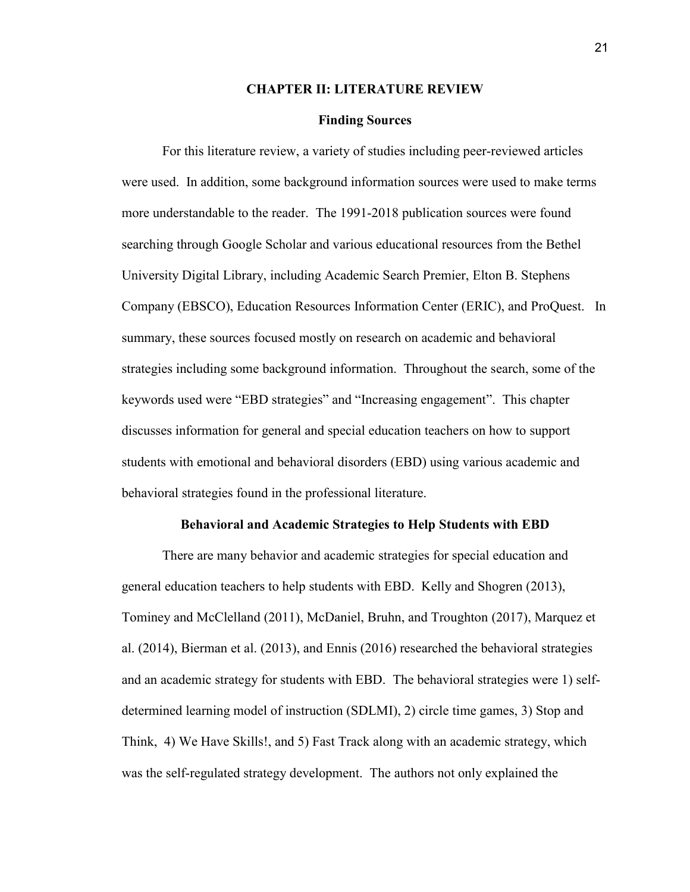# CHAPTER II: LITERATURE REVIEW

## Finding Sources

For this literature review, a variety of studies including peer-reviewed articles were used. In addition, some background information sources were used to make terms more understandable to the reader. The 1991-2018 publication sources were found searching through Google Scholar and various educational resources from the Bethel University Digital Library, including Academic Search Premier, Elton B. Stephens Company (EBSCO), Education Resources Information Center (ERIC), and ProQuest. In summary, these sources focused mostly on research on academic and behavioral strategies including some background information. Throughout the search, some of the keywords used were "EBD strategies" and "Increasing engagement". This chapter discusses information for general and special education teachers on how to support students with emotional and behavioral disorders (EBD) using various academic and behavioral strategies found in the professional literature.

## Behavioral and Academic Strategies to Help Students with EBD

There are many behavior and academic strategies for special education and general education teachers to help students with EBD. Kelly and Shogren (2013), Tominey and McClelland (2011), McDaniel, Bruhn, and Troughton (2017), Marquez et al. (2014), Bierman et al. (2013), and Ennis (2016) researched the behavioral strategies and an academic strategy for students with EBD. The behavioral strategies were 1) self-determined learning model of instruction (SDLMI), 2) circle time games, 3) Stop and Think, 4) We Have Skills!, and 5) Fast Track along with an academic strategy, which was the self-regulated strategy development. The authors not only explained the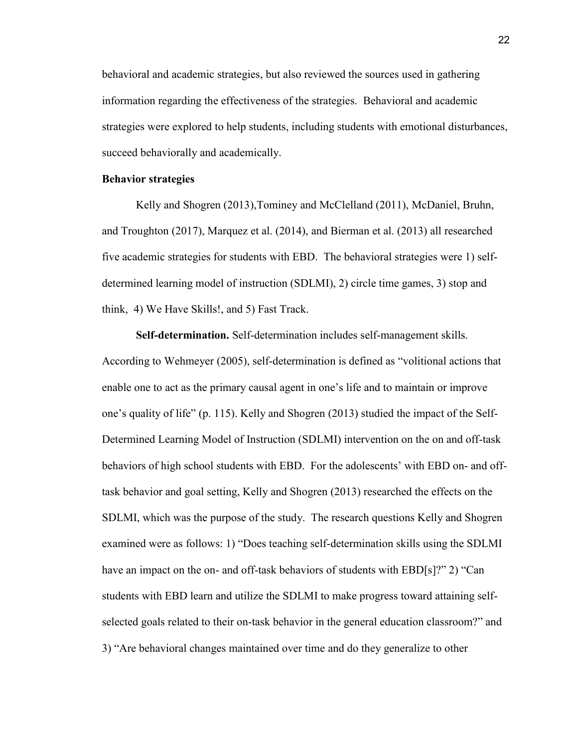behavioral and academic strategies, but also reviewed the sources used in gathering information regarding the effectiveness of the strategies. Behavioral and academic strategies were explored to help students, including students with emotional disturbances, succeed behaviorally and academically.

**Behavior strategies**

Kelly and Shogren (2013),Tominey and McClelland (2011), McDaniel, Bruhn, and Troughton (2017), Marquez et al. (2014), and Bierman et al. (2013) all researched five academic strategies for students with EBD. The behavioral strategies were 1) self-determined learning model of instruction (SDLMI), 2) circle time games, 3) stop and think, 4) We Have Skills!, and 5) Fast Track.

**Self-determination.** Self-determination includes self-management skills. According to Wehmeyer (2005), self-determination is defined as "volitional actions that enable one to act as the primary causal agent in one's life and to maintain or improve one's quality of life" (p. 115). Kelly and Shogren (2013) studied the impact of the Self-Determined Learning Model of Instruction (SDLMI) intervention on the on and off-task behaviors of high school students with EBD. For the adolescents' with EBD on- and off-task behavior and goal setting, Kelly and Shogren (2013) researched the effects on the SDLMI, which was the purpose of the study. The research questions Kelly and Shogren examined were as follows: 1) "Does teaching self-determination skills using the SDLMI have an impact on the on- and off-task behaviors of students with EBD[s]?" 2) "Can students with EBD learn and utilize the SDLMI to make progress toward attaining self-selected goals related to their on-task behavior in the general education classroom?" and 3) "Are behavioral changes maintained over time and do they generalize to other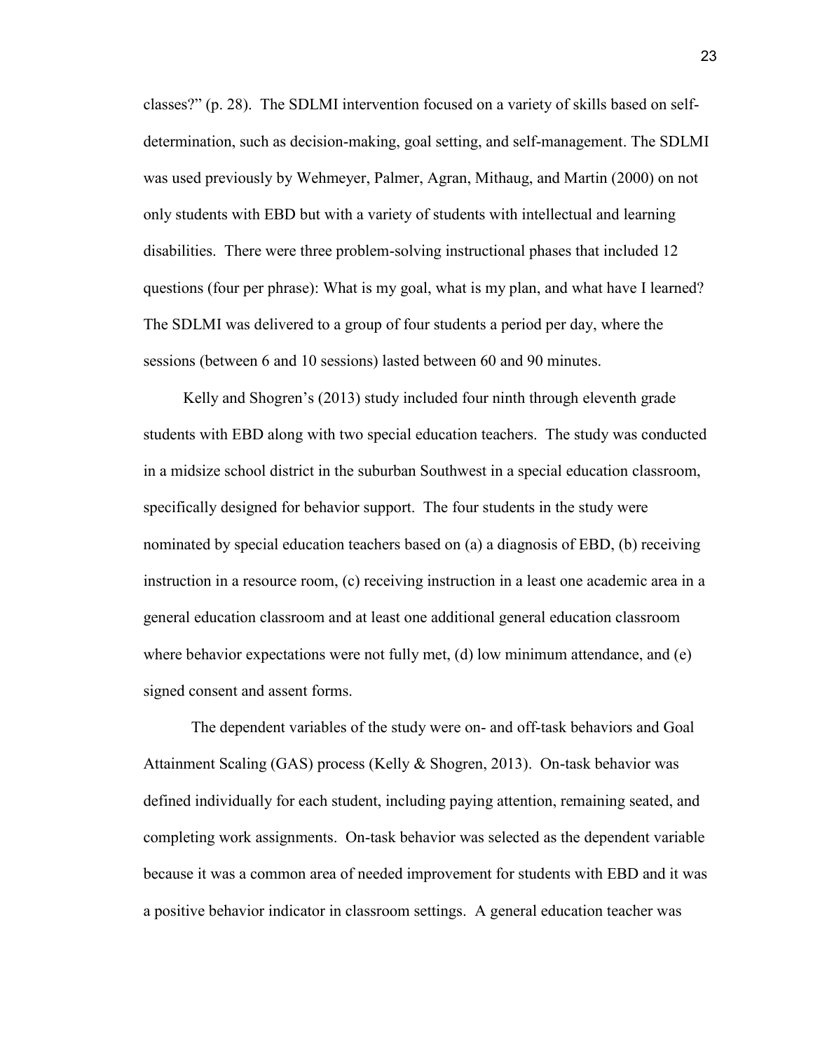classes?" (p. 28). The SDLMI intervention focused on a variety of skills based on self-determination, such as decision-making, goal setting, and self-management. The SDLMI was used previously by Wehmeyer, Palmer, Agran, Mithaug, and Martin (2000) on not only students with EBD but with a variety of students with intellectual and learning disabilities. There were three problem-solving instructional phases that included 12 questions (four per phrase): What is my goal, what is my plan, and what have I learned? The SDLMI was delivered to a group of four students a period per day, where the sessions (between 6 and 10 sessions) lasted between 60 and 90 minutes.

Kelly and Shogren's (2013) study included four ninth through eleventh grade students with EBD along with two special education teachers. The study was conducted in a midsize school district in the suburban Southwest in a special education classroom, specifically designed for behavior support. The four students in the study were nominated by special education teachers based on (a) a diagnosis of EBD, (b) receiving instruction in a resource room, (c) receiving instruction in a least one academic area in a general education classroom and at least one additional general education classroom where behavior expectations were not fully met, (d) low minimum attendance, and (e) signed consent and assent forms.

The dependent variables of the study were on- and off-task behaviors and Goal Attainment Scaling (GAS) process (Kelly & Shogren, 2013). On-task behavior was defined individually for each student, including paying attention, remaining seated, and completing work assignments. On-task behavior was selected as the dependent variable because it was a common area of needed improvement for students with EBD and it was a positive behavior indicator in classroom settings. A general education teacher was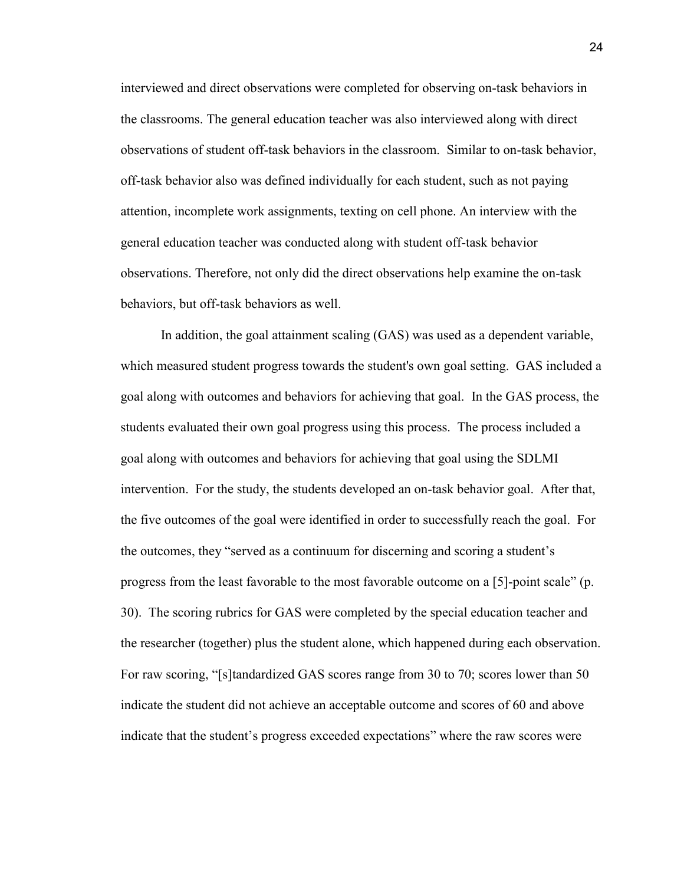interviewed and direct observations were completed for observing on-task behaviors in the classrooms. The general education teacher was also interviewed along with direct observations of student off-task behaviors in the classroom. Similar to on-task behavior, off-task behavior also was defined individually for each student, such as not paying attention, incomplete work assignments, texting on cell phone. An interview with the general education teacher was conducted along with student off-task behavior observations. Therefore, not only did the direct observations help examine the on-task behaviors, but off-task behaviors as well.

In addition, the goal attainment scaling (GAS) was used as a dependent variable, which measured student progress towards the student's own goal setting. GAS included a goal along with outcomes and behaviors for achieving that goal. In the GAS process, the students evaluated their own goal progress using this process. The process included a goal along with outcomes and behaviors for achieving that goal using the SDLMI intervention. For the study, the students developed an on-task behavior goal. After that, the five outcomes of the goal were identified in order to successfully reach the goal. For the outcomes, they "served as a continuum for discerning and scoring a student's progress from the least favorable to the most favorable outcome on a [5]-point scale" (p. 30). The scoring rubrics for GAS were completed by the special education teacher and the researcher (together) plus the student alone, which happened during each observation. For raw scoring, "[s]tandardized GAS scores range from 30 to 70; scores lower than 50 indicate the student did not achieve an acceptable outcome and scores of 60 and above indicate that the student's progress exceeded expectations" where the raw scores were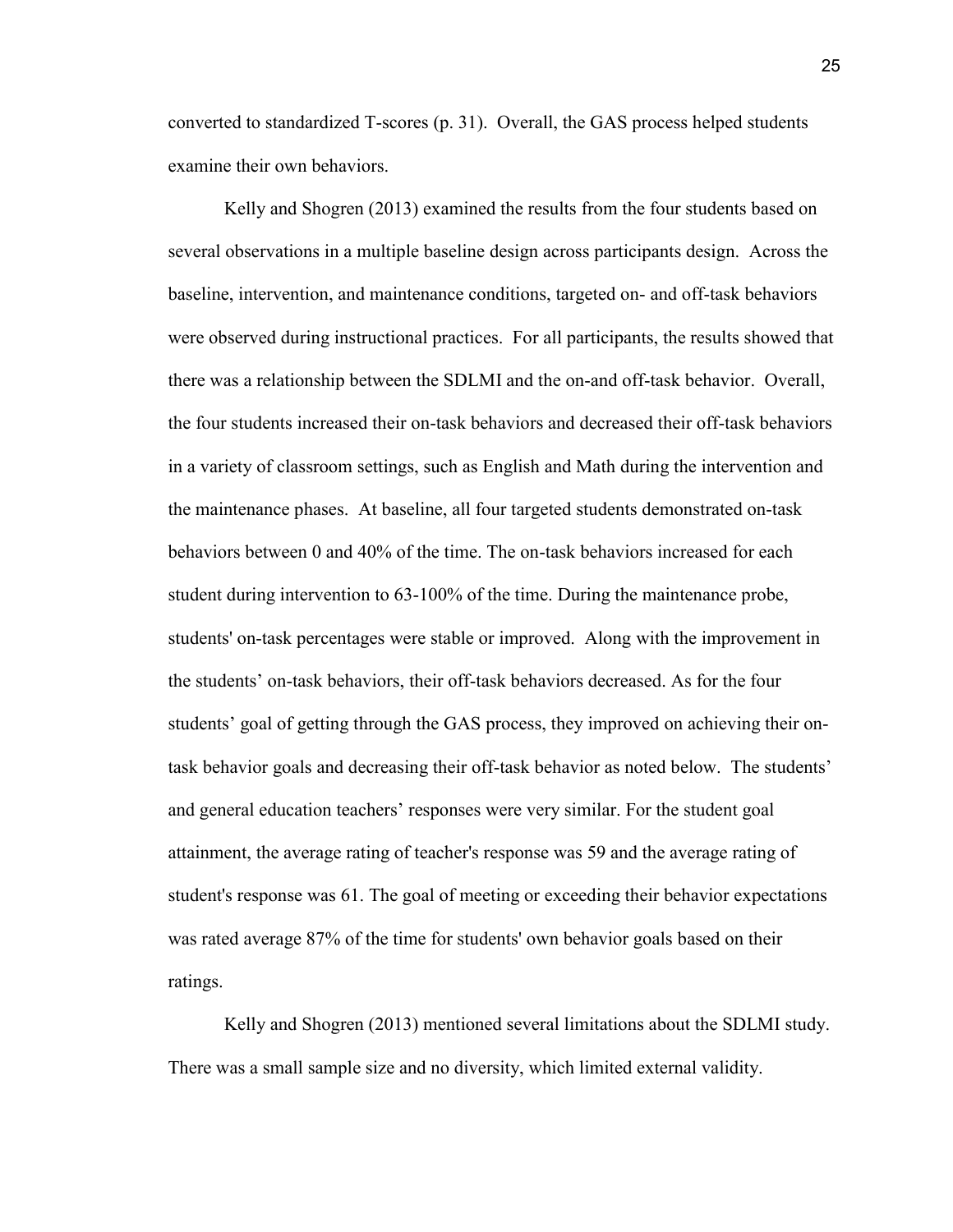converted to standardized T-scores (p. 31). Overall, the GAS process helped students examine their own behaviors.

Kelly and Shogren (2013) examined the results from the four students based on several observations in a multiple baseline design across participants design. Across the baseline, intervention, and maintenance conditions, targeted on- and off-task behaviors were observed during instructional practices. For all participants, the results showed that there was a relationship between the SDLMI and the on-and off-task behavior. Overall, the four students increased their on-task behaviors and decreased their off-task behaviors in a variety of classroom settings, such as English and Math during the intervention and the maintenance phases. At baseline, all four targeted students demonstrated on-task behaviors between 0 and 40% of the time. The on-task behaviors increased for each student during intervention to 63-100% of the time. During the maintenance probe, students' on-task percentages were stable or improved. Along with the improvement in the students' on-task behaviors, their off-task behaviors decreased. As for the four students' goal of getting through the GAS process, they improved on achieving their on-task behavior goals and decreasing their off-task behavior as noted below. The students' and general education teachers' responses were very similar. For the student goal attainment, the average rating of teacher's response was 59 and the average rating of student's response was 61. The goal of meeting or exceeding their behavior expectations was rated average 87% of the time for students' own behavior goals based on their ratings.

Kelly and Shogren (2013) mentioned several limitations about the SDLMI study. There was a small sample size and no diversity, which limited external validity.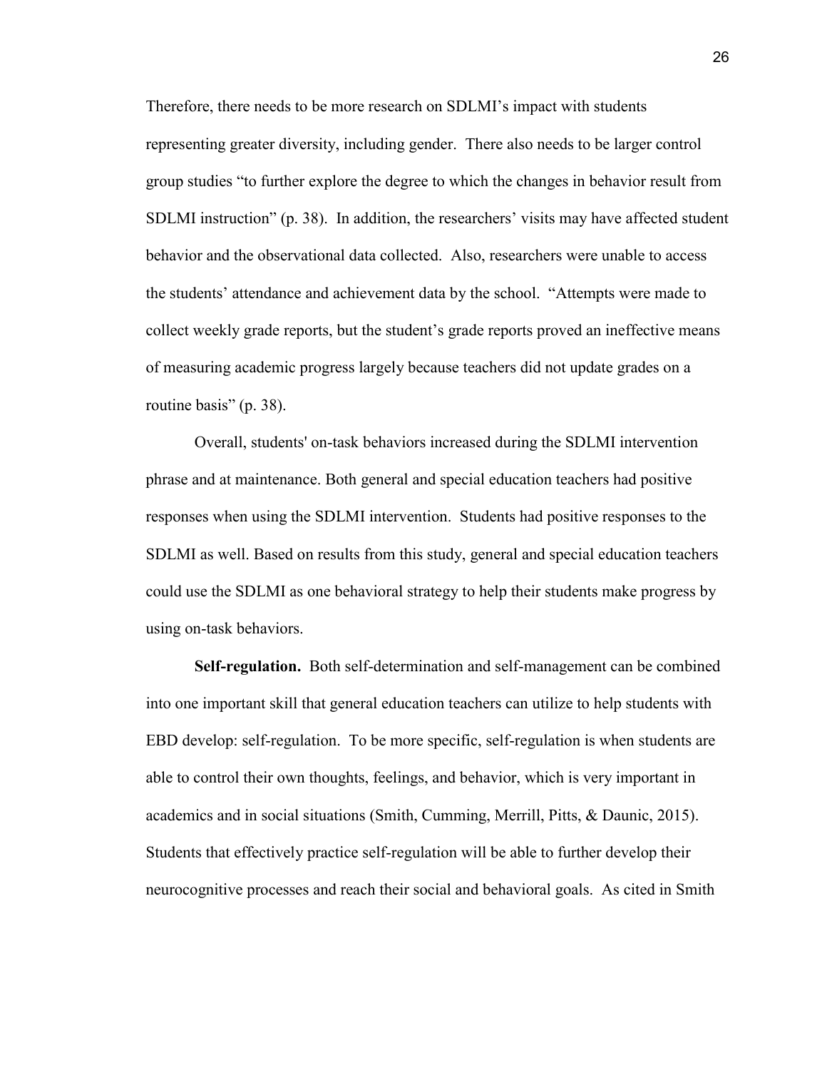Therefore, there needs to be more research on SDLMI's impact with students representing greater diversity, including gender. There also needs to be larger control group studies "to further explore the degree to which the changes in behavior result from SDLMI instruction" (p. 38). In addition, the researchers' visits may have affected student behavior and the observational data collected. Also, researchers were unable to access the students' attendance and achievement data by the school. "Attempts were made to collect weekly grade reports, but the student's grade reports proved an ineffective means of measuring academic progress largely because teachers did not update grades on a routine basis" (p. 38).

Overall, students' on-task behaviors increased during the SDLMI intervention phrase and at maintenance. Both general and special education teachers had positive responses when using the SDLMI intervention. Students had positive responses to the SDLMI as well. Based on results from this study, general and special education teachers could use the SDLMI as one behavioral strategy to help their students make progress by using on-task behaviors.

**Self-regulation.** Both self-determination and self-management can be combined into one important skill that general education teachers can utilize to help students with EBD develop: self-regulation. To be more specific, self-regulation is when students are able to control their own thoughts, feelings, and behavior, which is very important in academics and in social situations (Smith, Cumming, Merrill, Pitts, & Daunic, 2015). Students that effectively practice self-regulation will be able to further develop their neurocognitive processes and reach their social and behavioral goals. As cited in Smith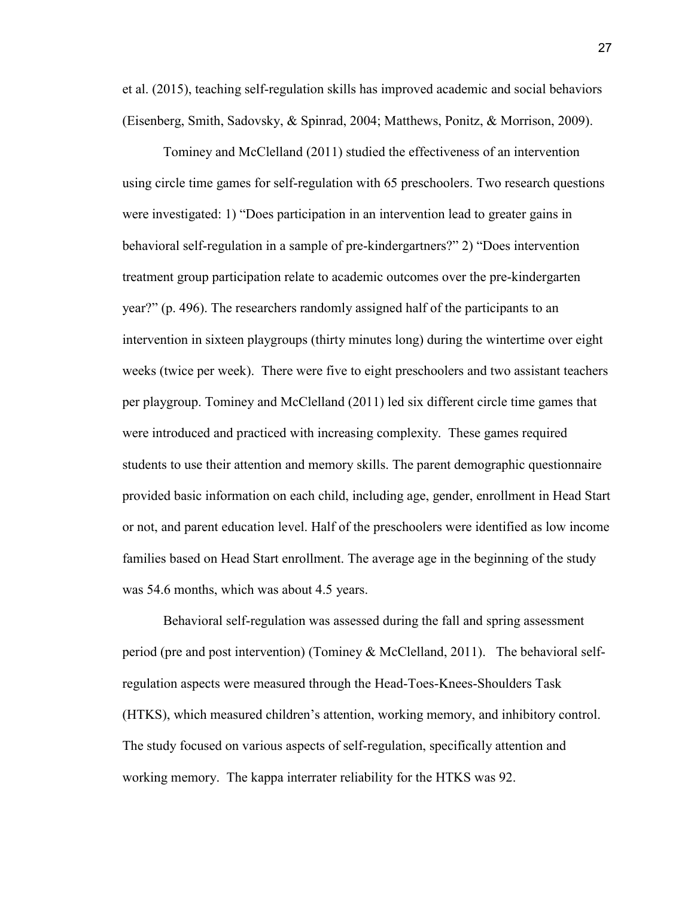et al. (2015), teaching self-regulation skills has improved academic and social behaviors (Eisenberg, Smith, Sadovsky, & Spinrad, 2004; Matthews, Ponitz, & Morrison, 2009).

Tominey and McClelland (2011) studied the effectiveness of an intervention using circle time games for self-regulation with 65 preschoolers. Two research questions were investigated: 1) "Does participation in an intervention lead to greater gains in behavioral self-regulation in a sample of pre-kindergartners?" 2) "Does intervention treatment group participation relate to academic outcomes over the pre-kindergarten year?" (p. 496). The researchers randomly assigned half of the participants to an intervention in sixteen playgroups (thirty minutes long) during the wintertime over eight weeks (twice per week). There were five to eight preschoolers and two assistant teachers per playgroup. Tominey and McClelland (2011) led six different circle time games that were introduced and practiced with increasing complexity. These games required students to use their attention and memory skills. The parent demographic questionnaire provided basic information on each child, including age, gender, enrollment in Head Start or not, and parent education level. Half of the preschoolers were identified as low income families based on Head Start enrollment. The average age in the beginning of the study was 54.6 months, which was about 4.5 years.

Behavioral self-regulation was assessed during the fall and spring assessment period (pre and post intervention) (Tominey & McClelland, 2011). The behavioral self-regulation aspects were measured through the Head-Toes-Knees-Shoulders Task (HTKS), which measured children's attention, working memory, and inhibitory control. The study focused on various aspects of self-regulation, specifically attention and working memory. The kappa interrater reliability for the HTKS was 92.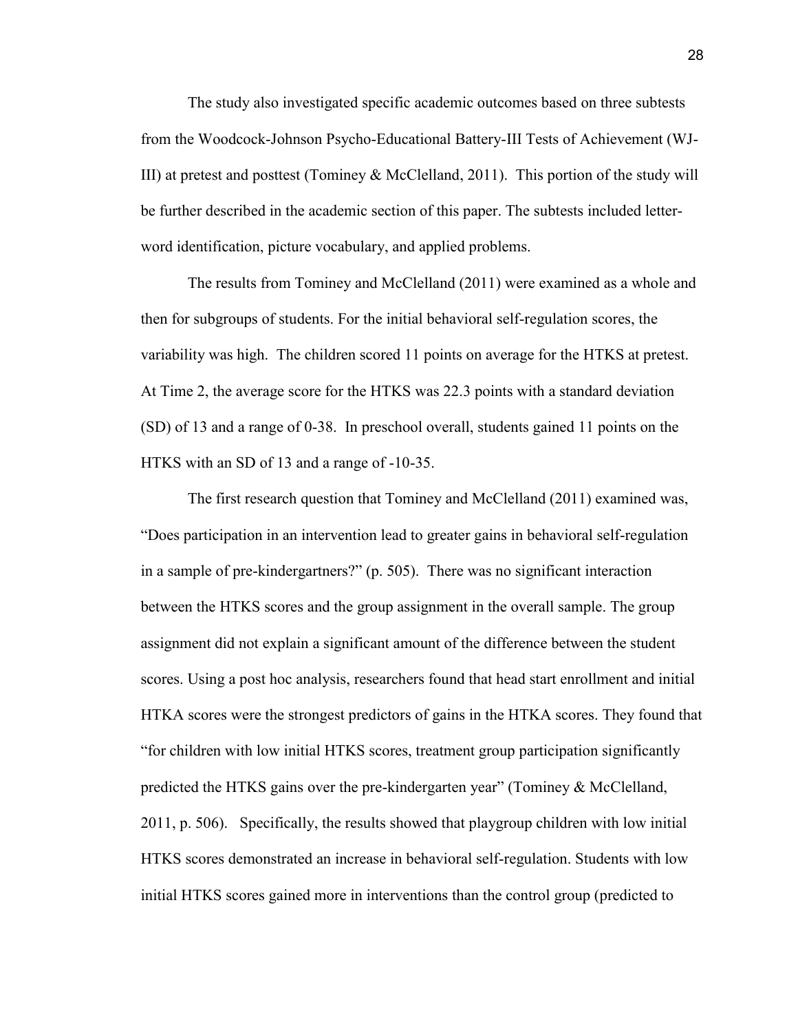The study also investigated specific academic outcomes based on three subtests from the Woodcock-Johnson Psycho-Educational Battery-III Tests of Achievement (WJ-III) at pretest and posttest (Tominey & McClelland, 2011). This portion of the study will be further described in the academic section of this paper. The subtests included letter-word identification, picture vocabulary, and applied problems.

The results from Tominey and McClelland (2011) were examined as a whole and then for subgroups of students. For the initial behavioral self-regulation scores, the variability was high. The children scored 11 points on average for the HTKS at pretest. At Time 2, the average score for the HTKS was 22.3 points with a standard deviation (SD) of 13 and a range of 0-38. In preschool overall, students gained 11 points on the HTKS with an SD of 13 and a range of -10-35.

The first research question that Tominey and McClelland (2011) examined was, "Does participation in an intervention lead to greater gains in behavioral self-regulation in a sample of pre-kindergartners?" (p. 505). There was no significant interaction between the HTKS scores and the group assignment in the overall sample. The group assignment did not explain a significant amount of the difference between the student scores. Using a post hoc analysis, researchers found that head start enrollment and initial HTKA scores were the strongest predictors of gains in the HTKA scores. They found that "for children with low initial HTKS scores, treatment group participation significantly predicted the HTKS gains over the pre-kindergarten year" (Tominey & McClelland, 2011, p. 506). Specifically, the results showed that playgroup children with low initial HTKS scores demonstrated an increase in behavioral self-regulation. Students with low initial HTKS scores gained more in interventions than the control group (predicted to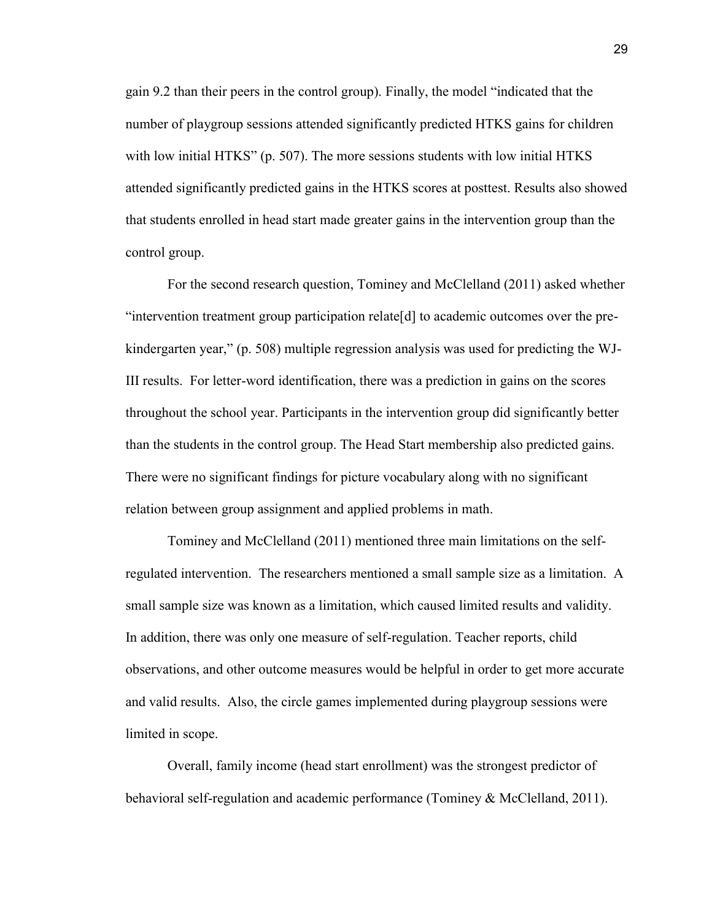gain 9.2 than their peers in the control group). Finally, the model "indicated that the number of playgroup sessions attended significantly predicted HTKS gains for children with low initial HTKS" (p. 507). The more sessions students with low initial HTKS attended significantly predicted gains in the HTKS scores at posttest. Results also showed that students enrolled in head start made greater gains in the intervention group than the control group.

For the second research question, Tominey and McClelland (2011) asked whether "intervention treatment group participation relate[d] to academic outcomes over the pre-kindergarten year," (p. 508) multiple regression analysis was used for predicting the WJ-III results. For letter-word identification, there was a prediction in gains on the scores throughout the school year. Participants in the intervention group did significantly better than the students in the control group. The Head Start membership also predicted gains. There were no significant findings for picture vocabulary along with no significant relation between group assignment and applied problems in math.

Tominey and McClelland (2011) mentioned three main limitations on the self-regulated intervention. The researchers mentioned a small sample size as a limitation. A small sample size was known as a limitation, which caused limited results and validity. In addition, there was only one measure of self-regulation. Teacher reports, child observations, and other outcome measures would be helpful in order to get more accurate and valid results. Also, the circle games implemented during playgroup sessions were limited in scope.

Overall, family income (head start enrollment) was the strongest predictor of behavioral self-regulation and academic performance (Tominey & McClelland, 2011).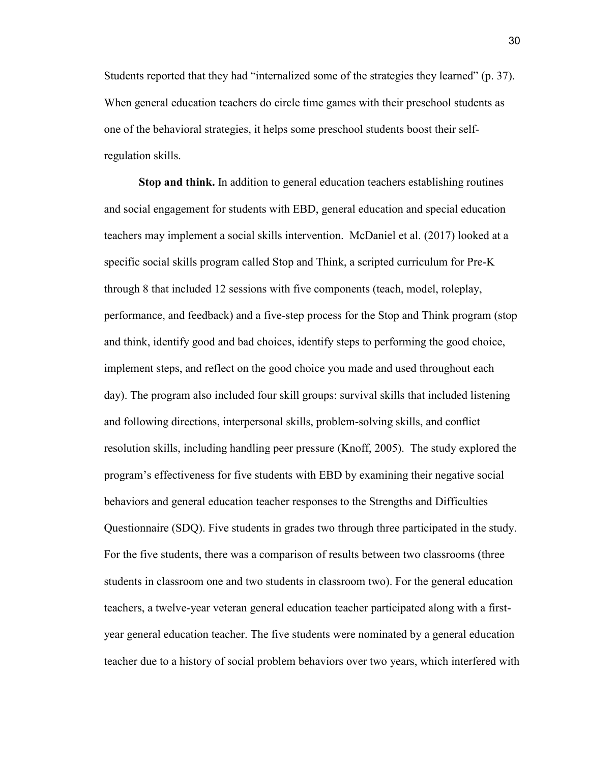Students reported that they had "internalized some of the strategies they learned" (p. 37). When general education teachers do circle time games with their preschool students as one of the behavioral strategies, it helps some preschool students boost their self-regulation skills.

**Stop and think.** In addition to general education teachers establishing routines and social engagement for students with EBD, general education and special education teachers may implement a social skills intervention. McDaniel et al. (2017) looked at a specific social skills program called Stop and Think, a scripted curriculum for Pre-K through 8 that included 12 sessions with five components (teach, model, roleplay, performance, and feedback) and a five-step process for the Stop and Think program (stop and think, identify good and bad choices, identify steps to performing the good choice, implement steps, and reflect on the good choice you made and used throughout each day). The program also included four skill groups: survival skills that included listening and following directions, interpersonal skills, problem-solving skills, and conflict resolution skills, including handling peer pressure (Knoff, 2005). The study explored the program's effectiveness for five students with EBD by examining their negative social behaviors and general education teacher responses to the Strengths and Difficulties Questionnaire (SDQ). Five students in grades two through three participated in the study. For the five students, there was a comparison of results between two classrooms (three students in classroom one and two students in classroom two). For the general education teachers, a twelve-year veteran general education teacher participated along with a first-year general education teacher. The five students were nominated by a general education teacher due to a history of social problem behaviors over two years, which interfered with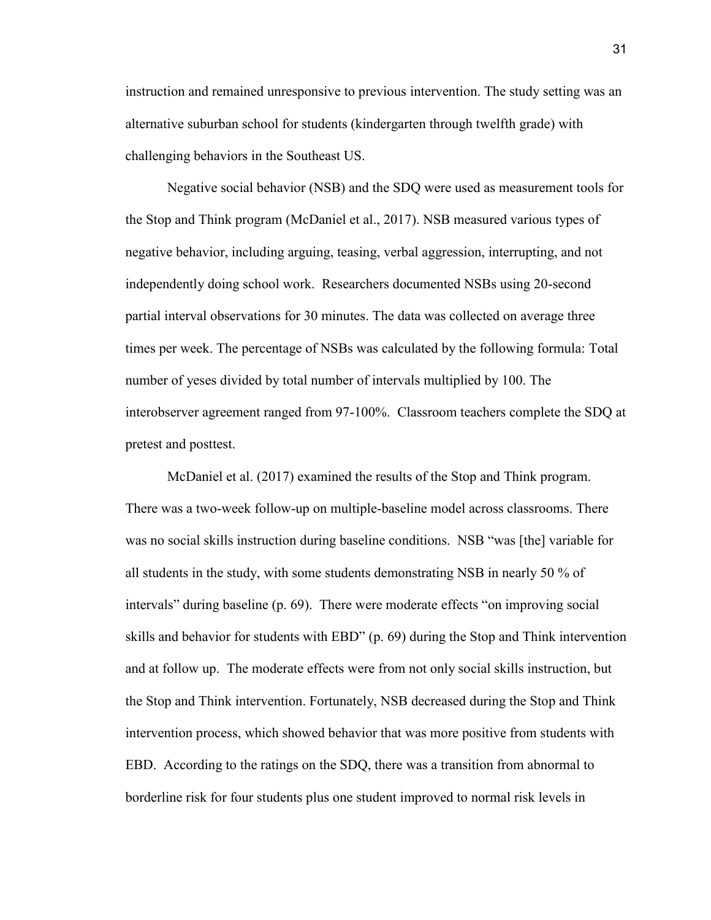instruction and remained unresponsive to previous intervention. The study setting was an alternative suburban school for students (kindergarten through twelfth grade) with challenging behaviors in the Southeast US.

Negative social behavior (NSB) and the SDQ were used as measurement tools for the Stop and Think program (McDaniel et al., 2017). NSB measured various types of negative behavior, including arguing, teasing, verbal aggression, interrupting, and not independently doing school work. Researchers documented NSBs using 20-second partial interval observations for 30 minutes. The data was collected on average three times per week. The percentage of NSBs was calculated by the following formula: Total number of yeses divided by total number of intervals multiplied by 100. The interobserver agreement ranged from 97-100%. Classroom teachers complete the SDQ at pretest and posttest.

McDaniel et al. (2017) examined the results of the Stop and Think program. There was a two-week follow-up on multiple-baseline model across classrooms. There was no social skills instruction during baseline conditions. NSB "was [the] variable for all students in the study, with some students demonstrating NSB in nearly 50 % of intervals" during baseline (p. 69). There were moderate effects "on improving social skills and behavior for students with EBD" (p. 69) during the Stop and Think intervention and at follow up. The moderate effects were from not only social skills instruction, but the Stop and Think intervention. Fortunately, NSB decreased during the Stop and Think intervention process, which showed behavior that was more positive from students with EBD. According to the ratings on the SDQ, there was a transition from abnormal to borderline risk for four students plus one student improved to normal risk levels in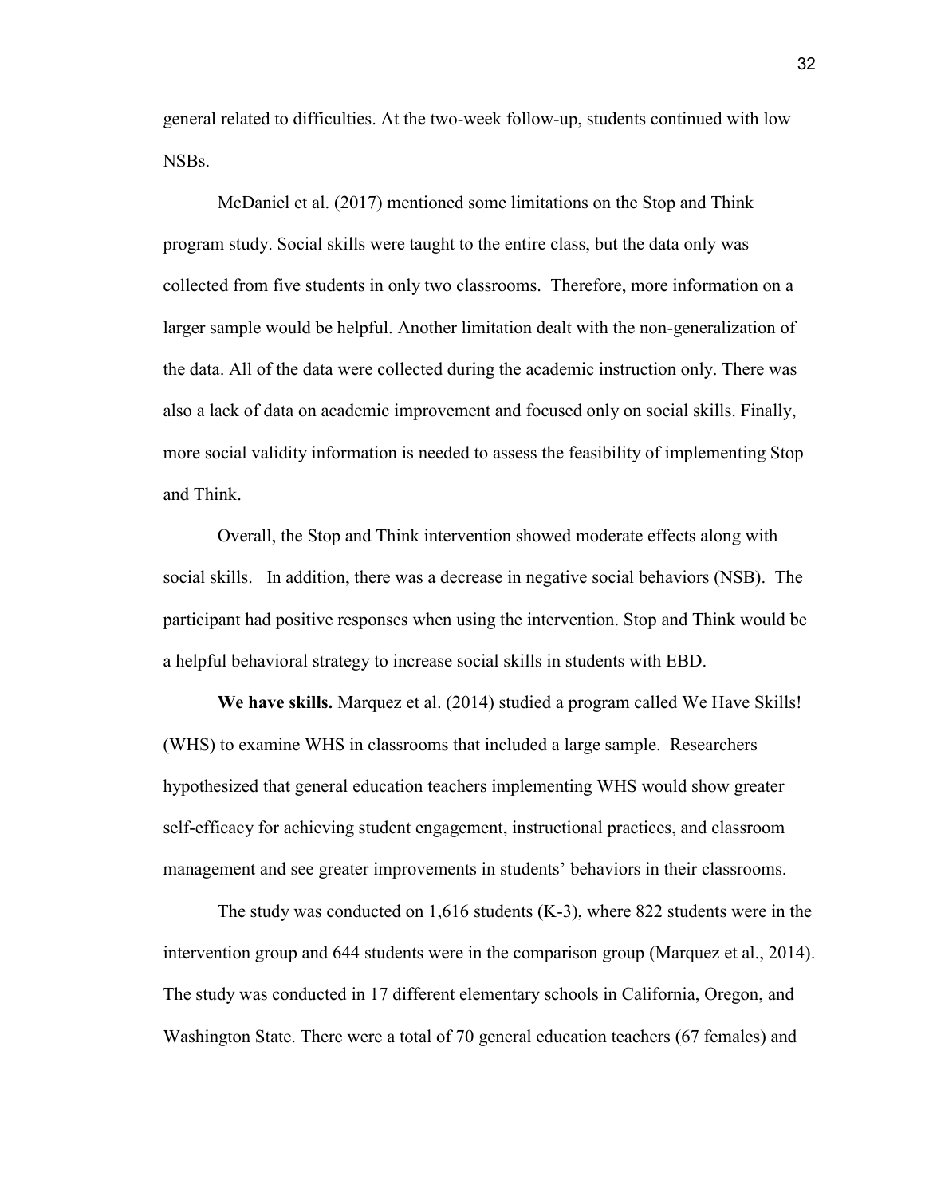general related to difficulties. At the two-week follow-up, students continued with low NSBs.

McDaniel et al. (2017) mentioned some limitations on the Stop and Think program study. Social skills were taught to the entire class, but the data only was collected from five students in only two classrooms. Therefore, more information on a larger sample would be helpful. Another limitation dealt with the non-generalization of the data. All of the data were collected during the academic instruction only. There was also a lack of data on academic improvement and focused only on social skills. Finally, more social validity information is needed to assess the feasibility of implementing Stop and Think.

Overall, the Stop and Think intervention showed moderate effects along with social skills. In addition, there was a decrease in negative social behaviors (NSB). The participant had positive responses when using the intervention. Stop and Think would be a helpful behavioral strategy to increase social skills in students with EBD.

**We have skills.** Marquez et al. (2014) studied a program called We Have Skills! (WHS) to examine WHS in classrooms that included a large sample. Researchers hypothesized that general education teachers implementing WHS would show greater self-efficacy for achieving student engagement, instructional practices, and classroom management and see greater improvements in students' behaviors in their classrooms.

The study was conducted on 1,616 students (K-3), where 822 students were in the intervention group and 644 students were in the comparison group (Marquez et al., 2014). The study was conducted in 17 different elementary schools in California, Oregon, and Washington State. There were a total of 70 general education teachers (67 females) and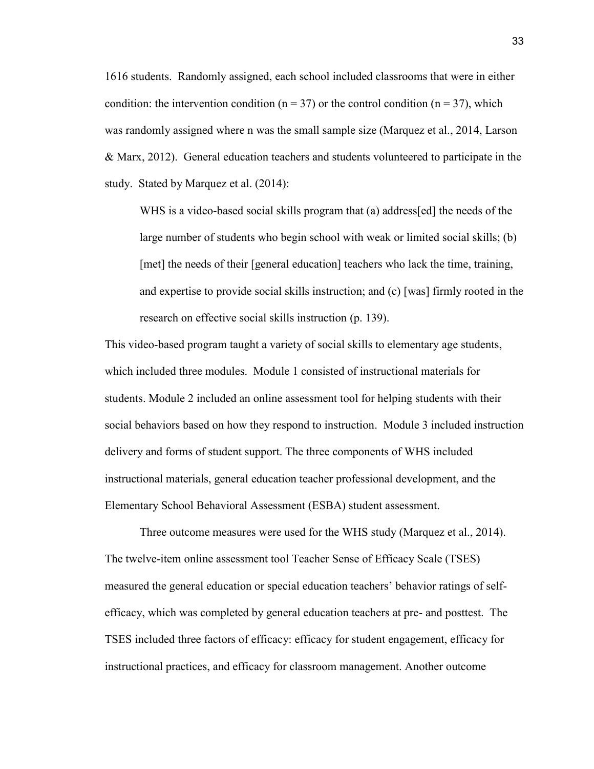1616 students. Randomly assigned, each school included classrooms that were in either condition: the intervention condition ($n = 37$) or the control condition ($n = 37$), which was randomly assigned where n was the small sample size (Marquez et al., 2014, Larson & Marx, 2012). General education teachers and students volunteered to participate in the study. Stated by Marquez et al. (2014):

> WHS is a video-based social skills program that (a) address[ed] the needs of the large number of students who begin school with weak or limited social skills; (b) [met] the needs of their [general education] teachers who lack the time, training, and expertise to provide social skills instruction; and (c) [was] firmly rooted in the research on effective social skills instruction (p. 139).

This video-based program taught a variety of social skills to elementary age students, which included three modules. Module 1 consisted of instructional materials for students. Module 2 included an online assessment tool for helping students with their social behaviors based on how they respond to instruction. Module 3 included instruction delivery and forms of student support. The three components of WHS included instructional materials, general education teacher professional development, and the Elementary School Behavioral Assessment (ESBA) student assessment.

Three outcome measures were used for the WHS study (Marquez et al., 2014). The twelve-item online assessment tool Teacher Sense of Efficacy Scale (TSES) measured the general education or special education teachers' behavior ratings of self-efficacy, which was completed by general education teachers at pre- and posttest. The TSES included three factors of efficacy: efficacy for student engagement, efficacy for instructional practices, and efficacy for classroom management. Another outcome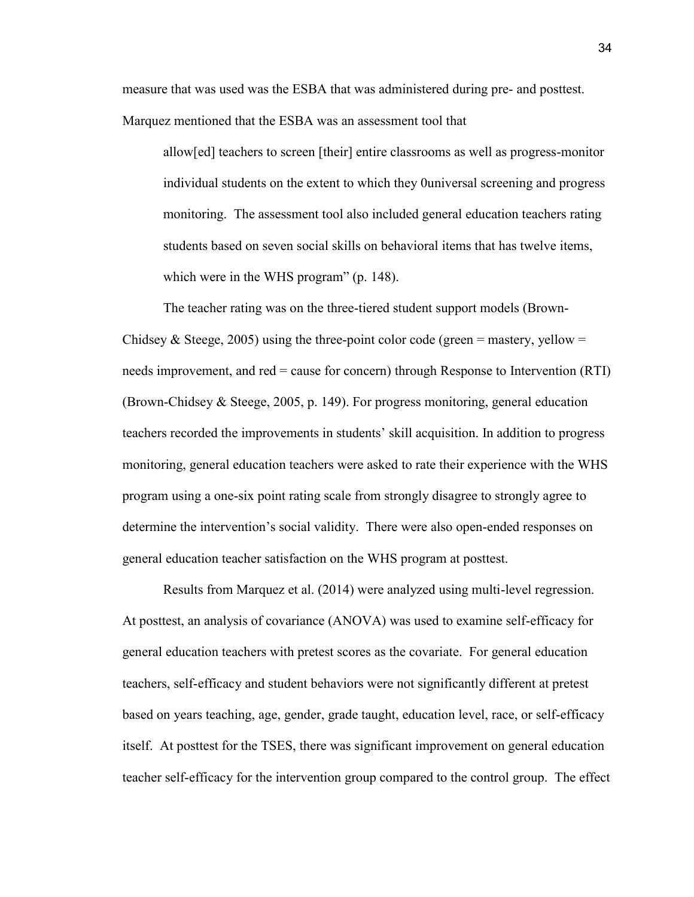measure that was used was the ESBA that was administered during pre- and posttest. Marquez mentioned that the ESBA was an assessment tool that

> allow[ed] teachers to screen [their] entire classrooms as well as progress-monitor individual students on the extent to which they 0universal screening and progress monitoring. The assessment tool also included general education teachers rating students based on seven social skills on behavioral items that has twelve items, which were in the WHS program" (p. 148).

The teacher rating was on the three-tiered student support models (Brown-Chidsey & Steege, 2005) using the three-point color code (green = mastery, yellow = needs improvement, and red = cause for concern) through Response to Intervention (RTI) (Brown-Chidsey & Steege, 2005, p. 149). For progress monitoring, general education teachers recorded the improvements in students' skill acquisition. In addition to progress monitoring, general education teachers were asked to rate their experience with the WHS program using a one-six point rating scale from strongly disagree to strongly agree to determine the intervention's social validity. There were also open-ended responses on general education teacher satisfaction on the WHS program at posttest.

Results from Marquez et al. (2014) were analyzed using multi-level regression. At posttest, an analysis of covariance (ANOVA) was used to examine self-efficacy for general education teachers with pretest scores as the covariate. For general education teachers, self-efficacy and student behaviors were not significantly different at pretest based on years teaching, age, gender, grade taught, education level, race, or self-efficacy itself. At posttest for the TSES, there was significant improvement on general education teacher self-efficacy for the intervention group compared to the control group. The effect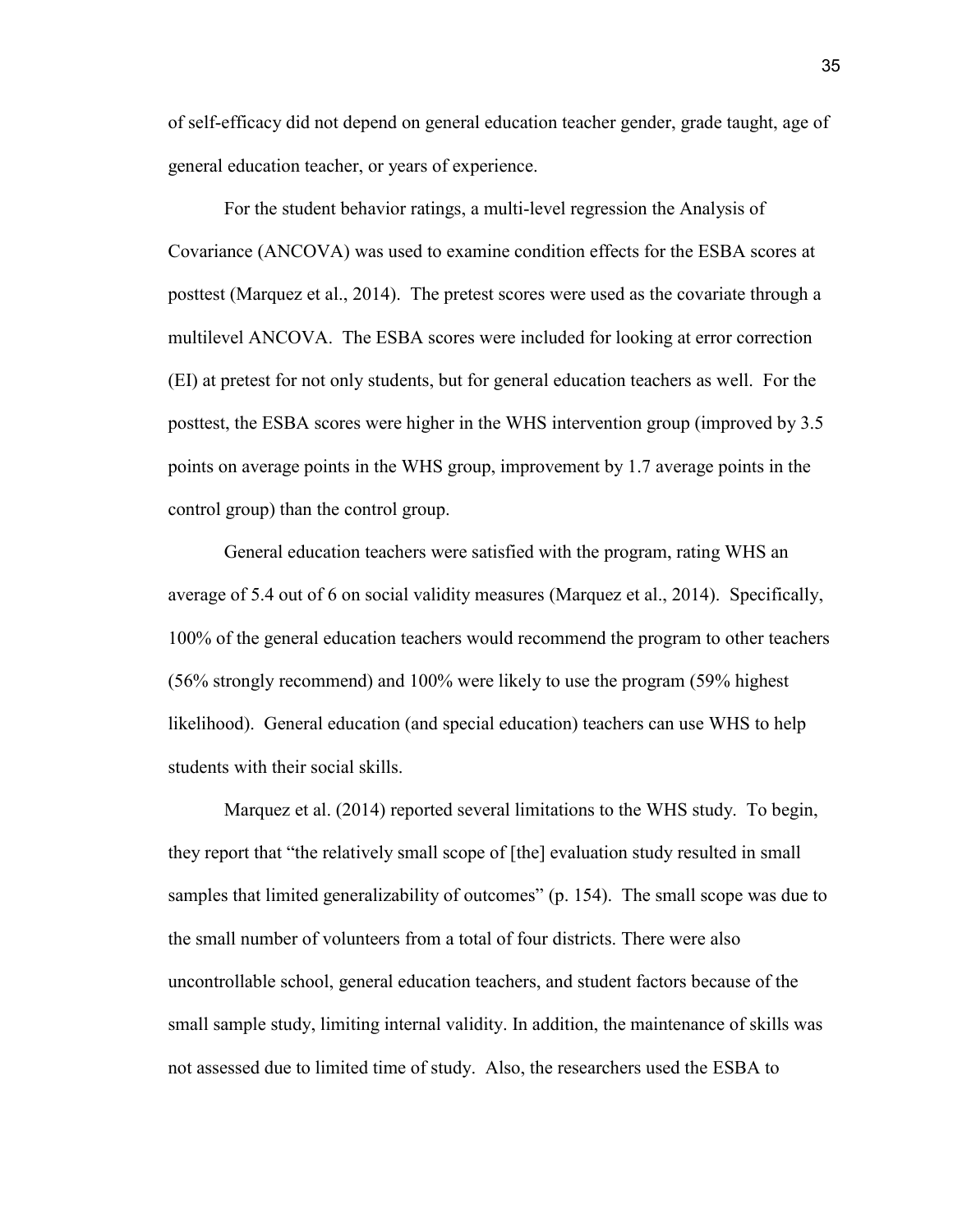of self-efficacy did not depend on general education teacher gender, grade taught, age of general education teacher, or years of experience.

For the student behavior ratings, a multi-level regression the Analysis of Covariance (ANCOVA) was used to examine condition effects for the ESBA scores at posttest (Marquez et al., 2014). The pretest scores were used as the covariate through a multilevel ANCOVA. The ESBA scores were included for looking at error correction (EI) at pretest for not only students, but for general education teachers as well. For the posttest, the ESBA scores were higher in the WHS intervention group (improved by 3.5 points on average points in the WHS group, improvement by 1.7 average points in the control group) than the control group.

General education teachers were satisfied with the program, rating WHS an average of 5.4 out of 6 on social validity measures (Marquez et al., 2014). Specifically, 100% of the general education teachers would recommend the program to other teachers (56% strongly recommend) and 100% were likely to use the program (59% highest likelihood). General education (and special education) teachers can use WHS to help students with their social skills.

Marquez et al. (2014) reported several limitations to the WHS study. To begin, they report that "the relatively small scope of [the] evaluation study resulted in small samples that limited generalizability of outcomes" (p. 154). The small scope was due to the small number of volunteers from a total of four districts. There were also uncontrollable school, general education teachers, and student factors because of the small sample study, limiting internal validity. In addition, the maintenance of skills was not assessed due to limited time of study. Also, the researchers used the ESBA to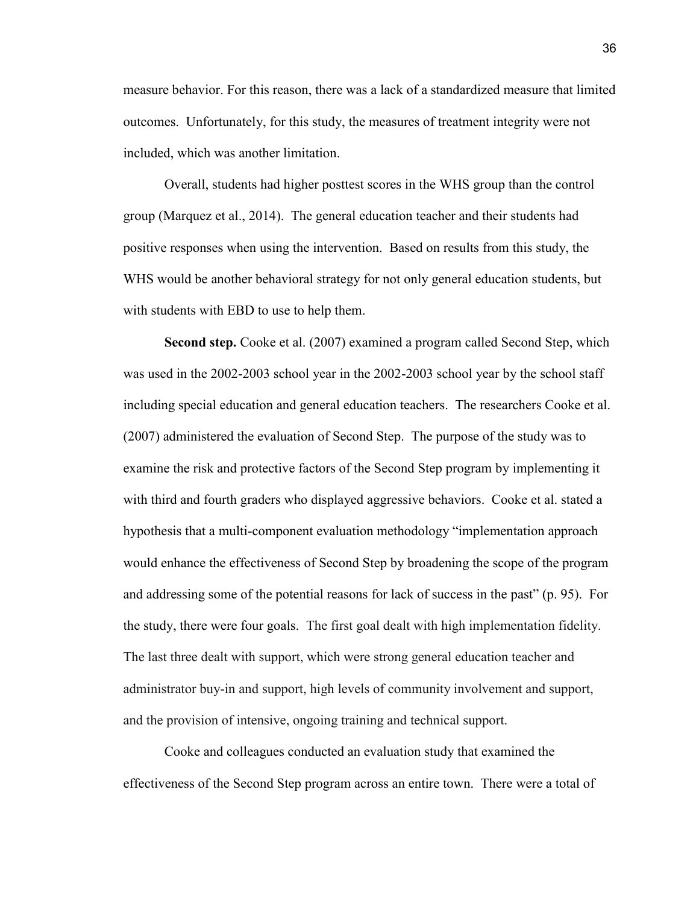measure behavior. For this reason, there was a lack of a standardized measure that limited outcomes. Unfortunately, for this study, the measures of treatment integrity were not included, which was another limitation.

Overall, students had higher posttest scores in the WHS group than the control group (Marquez et al., 2014). The general education teacher and their students had positive responses when using the intervention. Based on results from this study, the WHS would be another behavioral strategy for not only general education students, but with students with EBD to use to help them.

**Second step.** Cooke et al. (2007) examined a program called Second Step, which was used in the 2002-2003 school year in the 2002-2003 school year by the school staff including special education and general education teachers. The researchers Cooke et al. (2007) administered the evaluation of Second Step. The purpose of the study was to examine the risk and protective factors of the Second Step program by implementing it with third and fourth graders who displayed aggressive behaviors. Cooke et al. stated a hypothesis that a multi-component evaluation methodology "implementation approach would enhance the effectiveness of Second Step by broadening the scope of the program and addressing some of the potential reasons for lack of success in the past" (p. 95). For the study, there were four goals. The first goal dealt with high implementation fidelity. The last three dealt with support, which were strong general education teacher and administrator buy-in and support, high levels of community involvement and support, and the provision of intensive, ongoing training and technical support.

Cooke and colleagues conducted an evaluation study that examined the effectiveness of the Second Step program across an entire town. There were a total of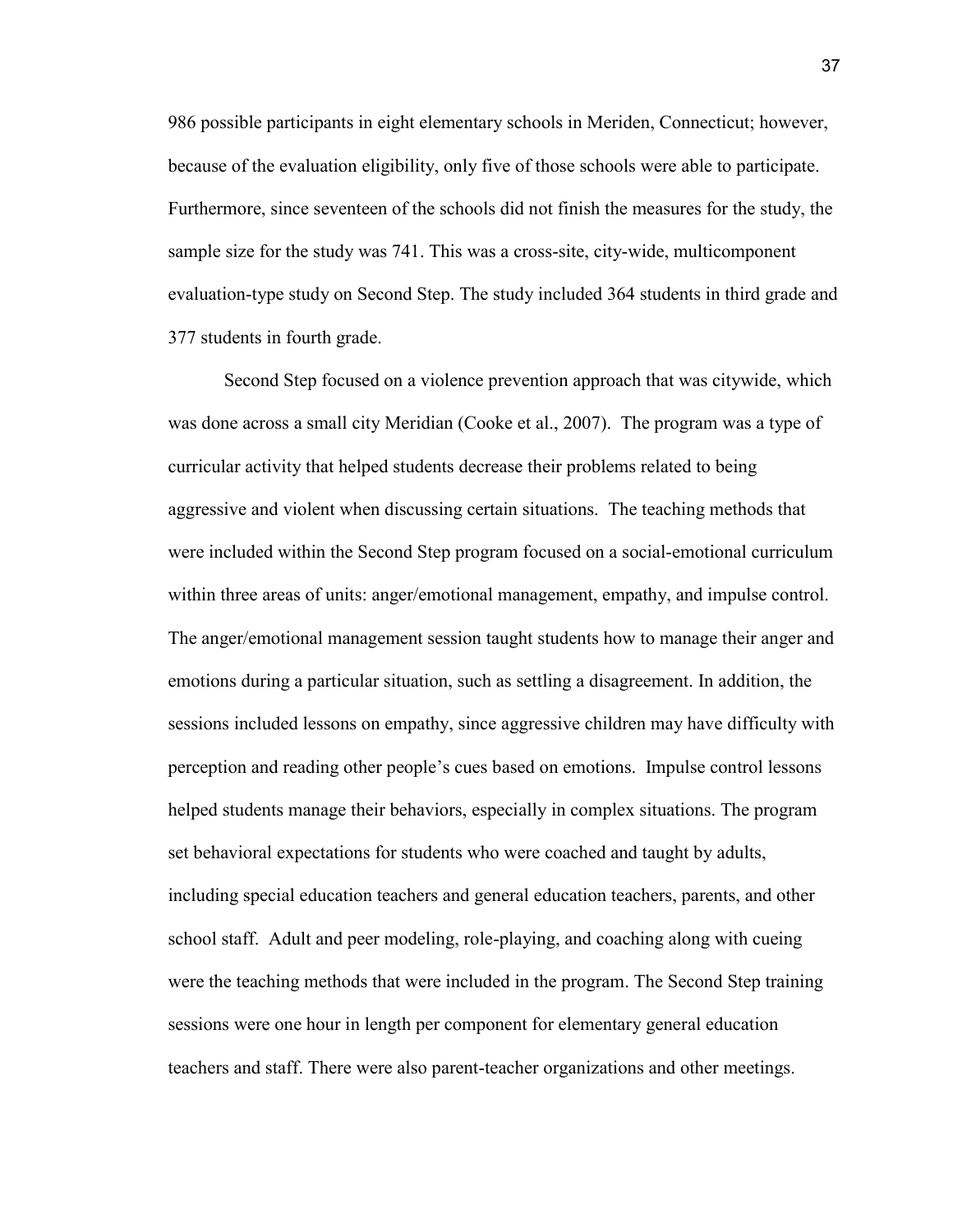986 possible participants in eight elementary schools in Meriden, Connecticut; however, because of the evaluation eligibility, only five of those schools were able to participate. Furthermore, since seventeen of the schools did not finish the measures for the study, the sample size for the study was 741. This was a cross-site, city-wide, multicomponent evaluation-type study on Second Step. The study included 364 students in third grade and 377 students in fourth grade.

Second Step focused on a violence prevention approach that was citywide, which was done across a small city Meridian (Cooke et al., 2007). The program was a type of curricular activity that helped students decrease their problems related to being aggressive and violent when discussing certain situations. The teaching methods that were included within the Second Step program focused on a social-emotional curriculum within three areas of units: anger/emotional management, empathy, and impulse control. The anger/emotional management session taught students how to manage their anger and emotions during a particular situation, such as settling a disagreement. In addition, the sessions included lessons on empathy, since aggressive children may have difficulty with perception and reading other people's cues based on emotions. Impulse control lessons helped students manage their behaviors, especially in complex situations. The program set behavioral expectations for students who were coached and taught by adults, including special education teachers and general education teachers, parents, and other school staff. Adult and peer modeling, role-playing, and coaching along with cueing were the teaching methods that were included in the program. The Second Step training sessions were one hour in length per component for elementary general education teachers and staff. There were also parent-teacher organizations and other meetings.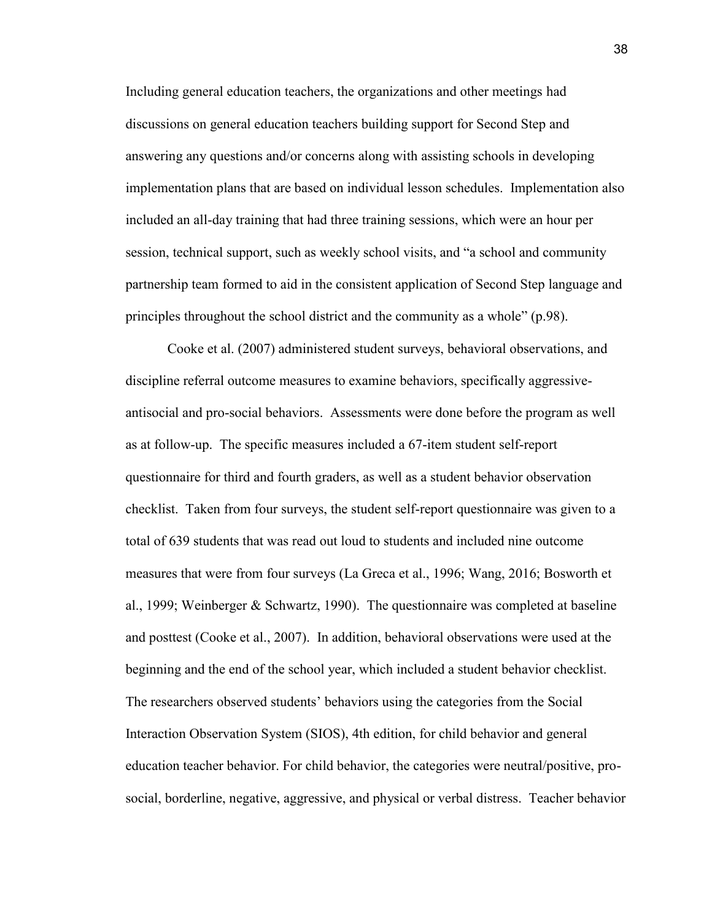Including general education teachers, the organizations and other meetings had discussions on general education teachers building support for Second Step and answering any questions and/or concerns along with assisting schools in developing implementation plans that are based on individual lesson schedules. Implementation also included an all-day training that had three training sessions, which were an hour per session, technical support, such as weekly school visits, and "a school and community partnership team formed to aid in the consistent application of Second Step language and principles throughout the school district and the community as a whole" (p.98).

Cooke et al. (2007) administered student surveys, behavioral observations, and discipline referral outcome measures to examine behaviors, specifically aggressive-antisocial and pro-social behaviors. Assessments were done before the program as well as at follow-up. The specific measures included a 67-item student self-report questionnaire for third and fourth graders, as well as a student behavior observation checklist. Taken from four surveys, the student self-report questionnaire was given to a total of 639 students that was read out loud to students and included nine outcome measures that were from four surveys (La Greca et al., 1996; Wang, 2016; Bosworth et al., 1999; Weinberger & Schwartz, 1990). The questionnaire was completed at baseline and posttest (Cooke et al., 2007). In addition, behavioral observations were used at the beginning and the end of the school year, which included a student behavior checklist. The researchers observed students' behaviors using the categories from the Social Interaction Observation System (SIOS), 4th edition, for child behavior and general education teacher behavior. For child behavior, the categories were neutral/positive, pro-social, borderline, negative, aggressive, and physical or verbal distress. Teacher behavior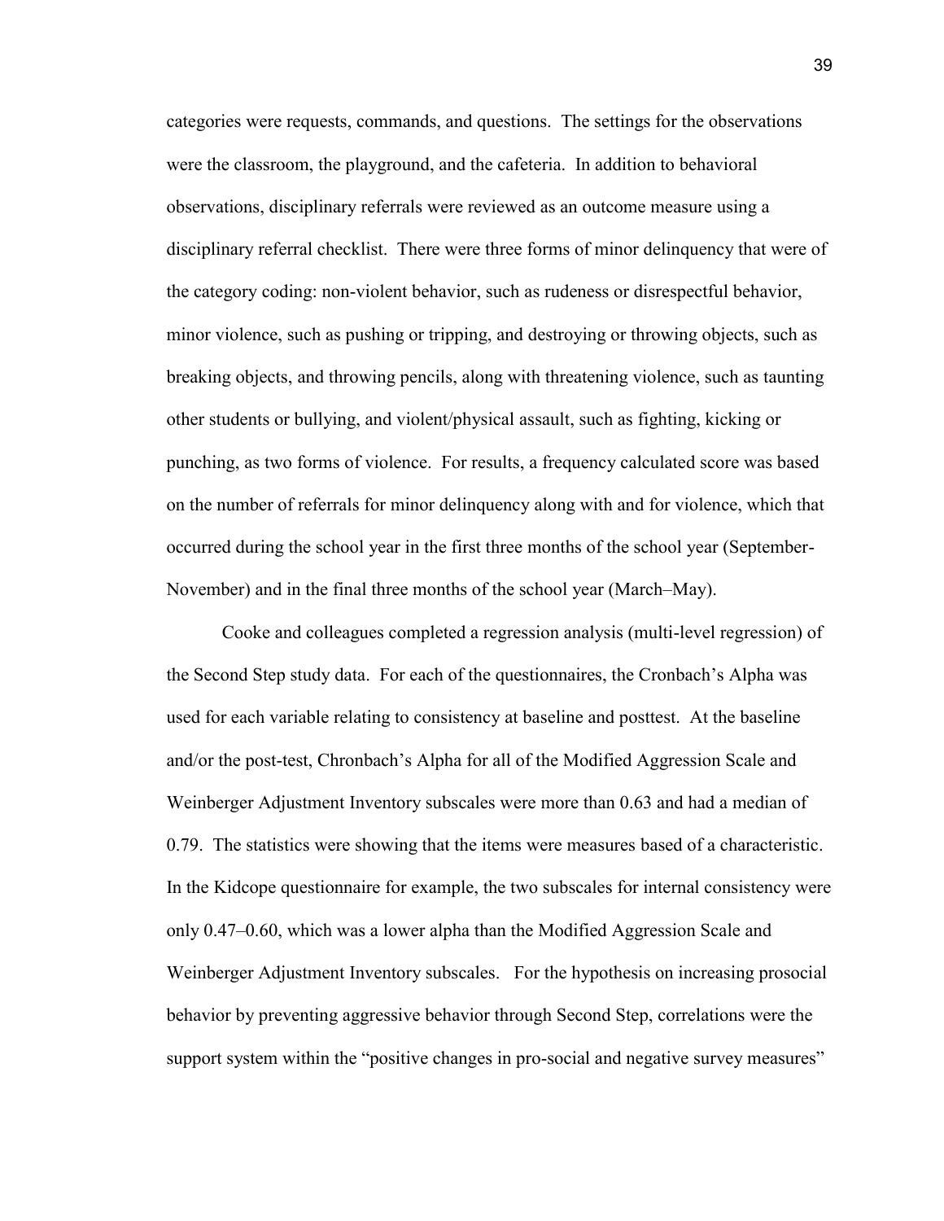categories were requests, commands, and questions. The settings for the observations were the classroom, the playground, and the cafeteria. In addition to behavioral observations, disciplinary referrals were reviewed as an outcome measure using a disciplinary referral checklist. There were three forms of minor delinquency that were of the category coding: non-violent behavior, such as rudeness or disrespectful behavior, minor violence, such as pushing or tripping, and destroying or throwing objects, such as breaking objects, and throwing pencils, along with threatening violence, such as taunting other students or bullying, and violent/physical assault, such as fighting, kicking or punching, as two forms of violence. For results, a frequency calculated score was based on the number of referrals for minor delinquency along with and for violence, which that occurred during the school year in the first three months of the school year (September-November) and in the final three months of the school year (March–May).

Cooke and colleagues completed a regression analysis (multi-level regression) of the Second Step study data. For each of the questionnaires, the Cronbach's Alpha was used for each variable relating to consistency at baseline and posttest. At the baseline and/or the post-test, Chronbach's Alpha for all of the Modified Aggression Scale and Weinberger Adjustment Inventory subscales were more than 0.63 and had a median of 0.79. The statistics were showing that the items were measures based of a characteristic. In the Kidcope questionnaire for example, the two subscales for internal consistency were only 0.47–0.60, which was a lower alpha than the Modified Aggression Scale and Weinberger Adjustment Inventory subscales. For the hypothesis on increasing prosocial behavior by preventing aggressive behavior through Second Step, correlations were the support system within the "positive changes in pro-social and negative survey measures"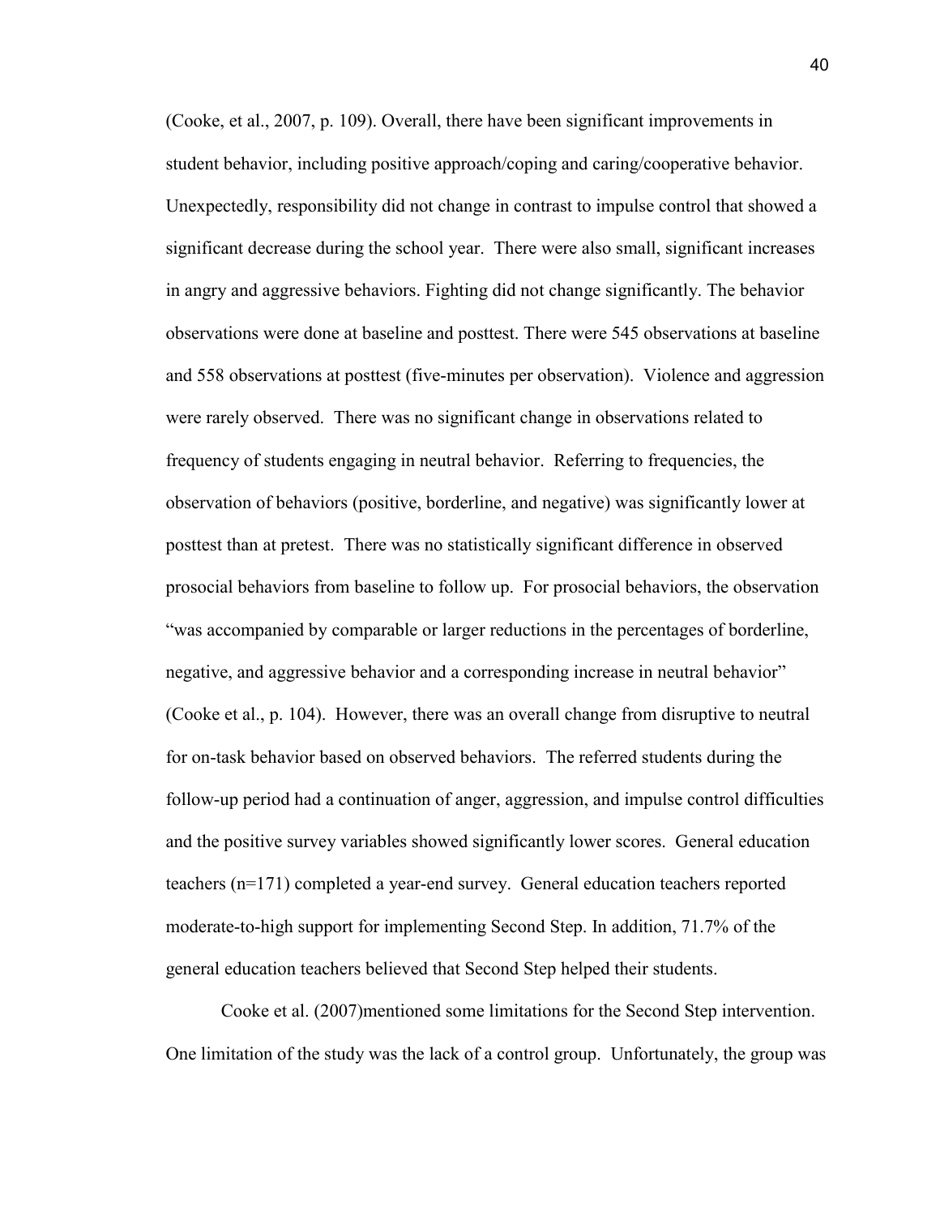(Cooke, et al., 2007, p. 109). Overall, there have been significant improvements in student behavior, including positive approach/coping and caring/cooperative behavior. Unexpectedly, responsibility did not change in contrast to impulse control that showed a significant decrease during the school year. There were also small, significant increases in angry and aggressive behaviors. Fighting did not change significantly. The behavior observations were done at baseline and posttest. There were 545 observations at baseline and 558 observations at posttest (five-minutes per observation). Violence and aggression were rarely observed. There was no significant change in observations related to frequency of students engaging in neutral behavior. Referring to frequencies, the observation of behaviors (positive, borderline, and negative) was significantly lower at posttest than at pretest. There was no statistically significant difference in observed prosocial behaviors from baseline to follow up. For prosocial behaviors, the observation "was accompanied by comparable or larger reductions in the percentages of borderline, negative, and aggressive behavior and a corresponding increase in neutral behavior" (Cooke et al., p. 104). However, there was an overall change from disruptive to neutral for on-task behavior based on observed behaviors. The referred students during the follow-up period had a continuation of anger, aggression, and impulse control difficulties and the positive survey variables showed significantly lower scores. General education teachers (n=171) completed a year-end survey. General education teachers reported moderate-to-high support for implementing Second Step. In addition, 71.7% of the general education teachers believed that Second Step helped their students.

Cooke et al. (2007)mentioned some limitations for the Second Step intervention. One limitation of the study was the lack of a control group. Unfortunately, the group was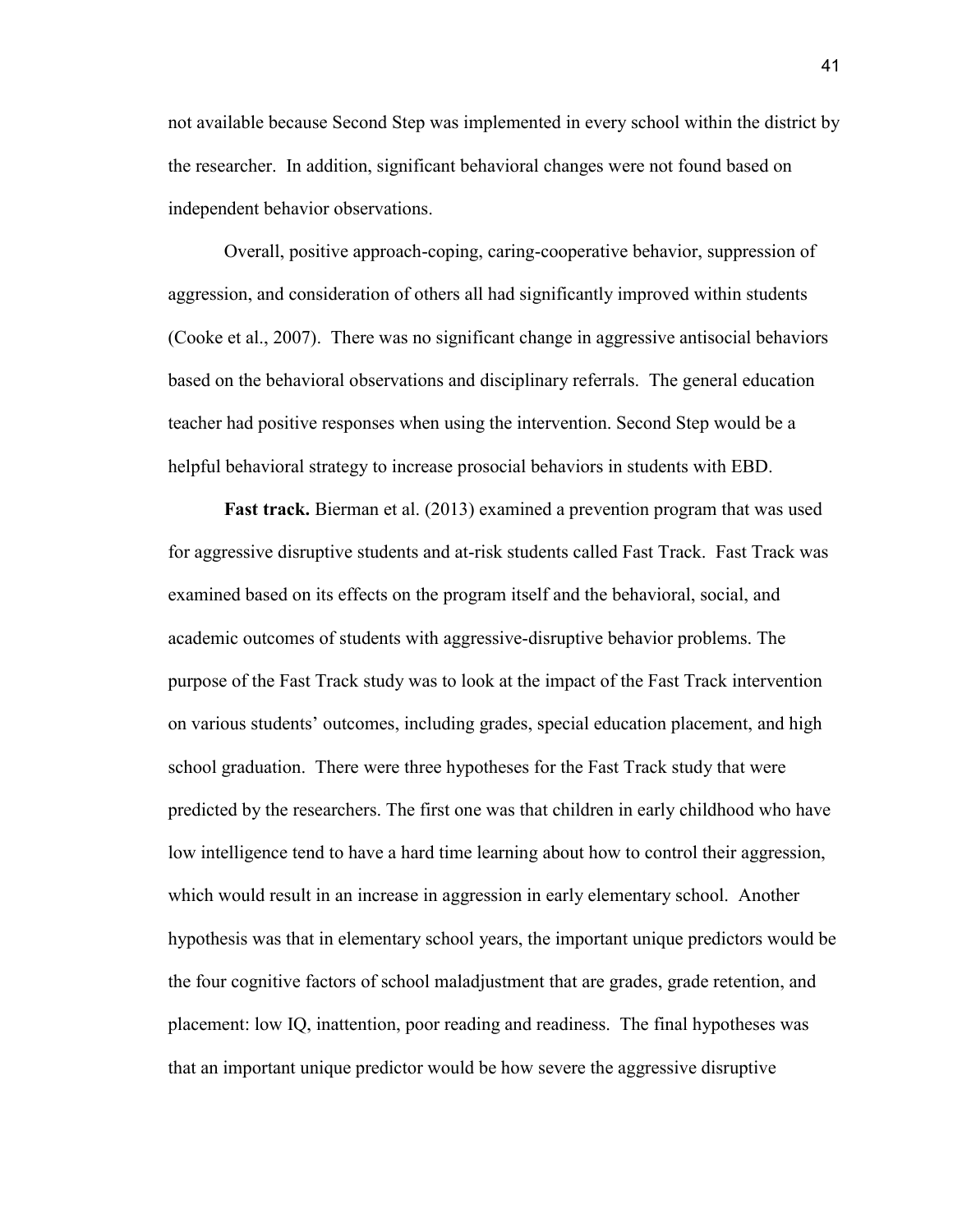not available because Second Step was implemented in every school within the district by the researcher. In addition, significant behavioral changes were not found based on independent behavior observations.

Overall, positive approach-coping, caring-cooperative behavior, suppression of aggression, and consideration of others all had significantly improved within students (Cooke et al., 2007). There was no significant change in aggressive antisocial behaviors based on the behavioral observations and disciplinary referrals. The general education teacher had positive responses when using the intervention. Second Step would be a helpful behavioral strategy to increase prosocial behaviors in students with EBD.

**Fast track.** Bierman et al. (2013) examined a prevention program that was used for aggressive disruptive students and at-risk students called Fast Track. Fast Track was examined based on its effects on the program itself and the behavioral, social, and academic outcomes of students with aggressive-disruptive behavior problems. The purpose of the Fast Track study was to look at the impact of the Fast Track intervention on various students' outcomes, including grades, special education placement, and high school graduation. There were three hypotheses for the Fast Track study that were predicted by the researchers. The first one was that children in early childhood who have low intelligence tend to have a hard time learning about how to control their aggression, which would result in an increase in aggression in early elementary school. Another hypothesis was that in elementary school years, the important unique predictors would be the four cognitive factors of school maladjustment that are grades, grade retention, and placement: low IQ, inattention, poor reading and readiness. The final hypotheses was that an important unique predictor would be how severe the aggressive disruptive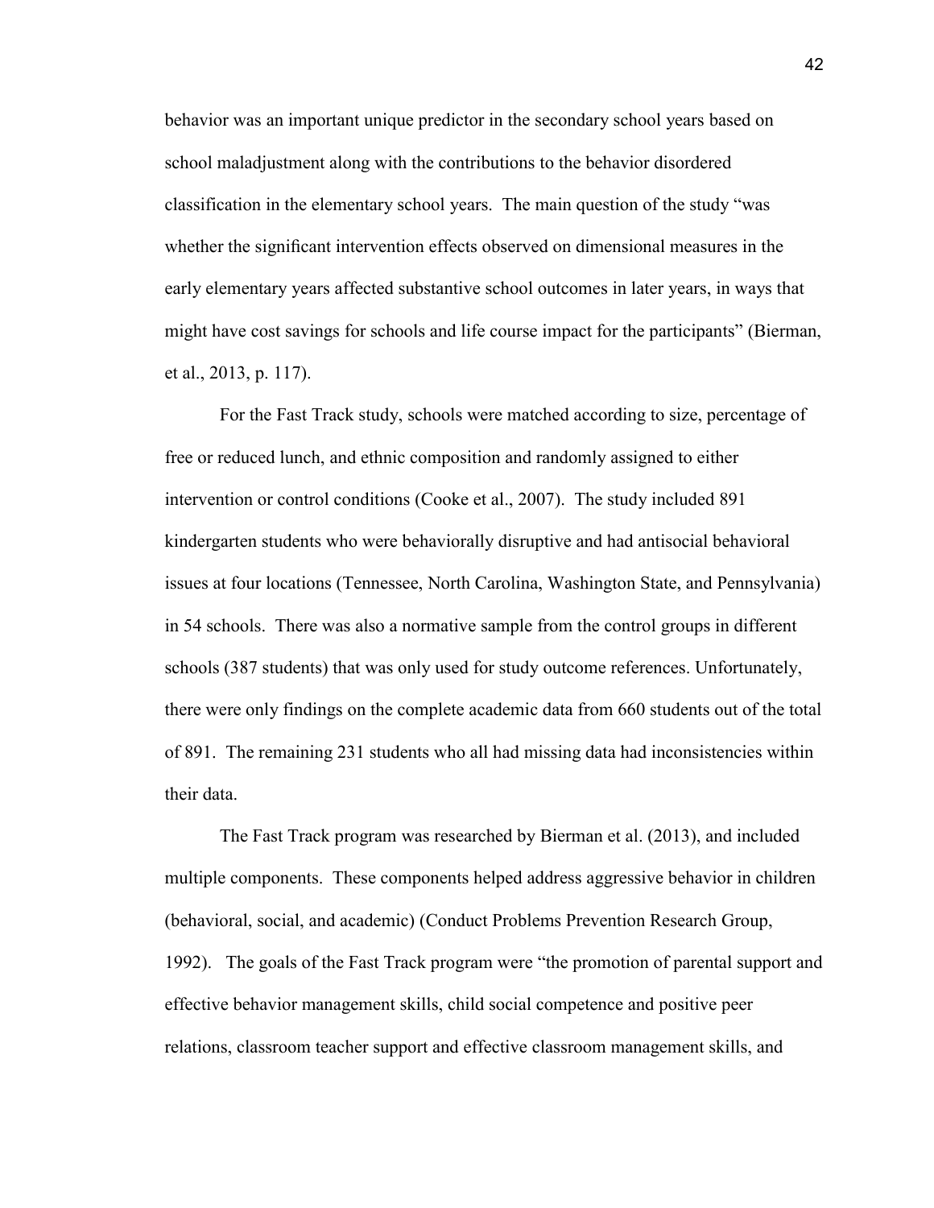behavior was an important unique predictor in the secondary school years based on school maladjustment along with the contributions to the behavior disordered classification in the elementary school years. The main question of the study "was whether the significant intervention effects observed on dimensional measures in the early elementary years affected substantive school outcomes in later years, in ways that might have cost savings for schools and life course impact for the participants" (Bierman, et al., 2013, p. 117).

For the Fast Track study, schools were matched according to size, percentage of free or reduced lunch, and ethnic composition and randomly assigned to either intervention or control conditions (Cooke et al., 2007). The study included 891 kindergarten students who were behaviorally disruptive and had antisocial behavioral issues at four locations (Tennessee, North Carolina, Washington State, and Pennsylvania) in 54 schools. There was also a normative sample from the control groups in different schools (387 students) that was only used for study outcome references. Unfortunately, there were only findings on the complete academic data from 660 students out of the total of 891. The remaining 231 students who all had missing data had inconsistencies within their data.

The Fast Track program was researched by Bierman et al. (2013), and included multiple components. These components helped address aggressive behavior in children (behavioral, social, and academic) (Conduct Problems Prevention Research Group, 1992). The goals of the Fast Track program were "the promotion of parental support and effective behavior management skills, child social competence and positive peer relations, classroom teacher support and effective classroom management skills, and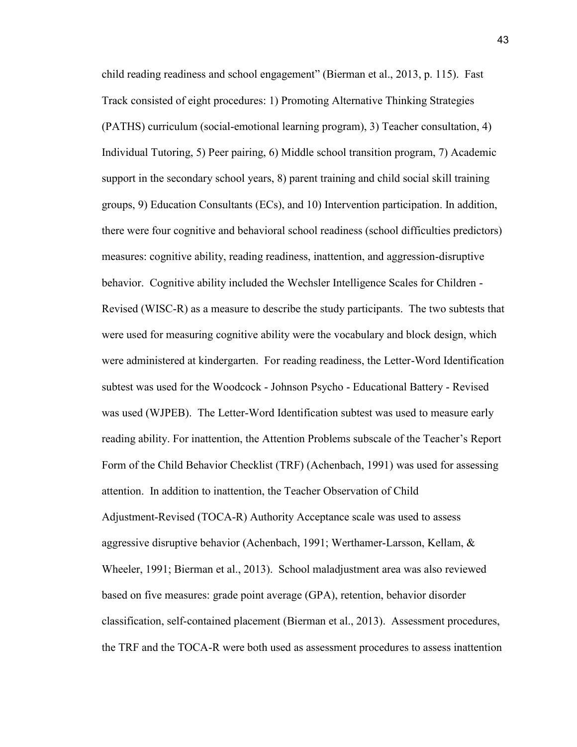child reading readiness and school engagement" (Bierman et al., 2013, p. 115). Fast Track consisted of eight procedures: 1) Promoting Alternative Thinking Strategies (PATHS) curriculum (social-emotional learning program), 3) Teacher consultation, 4) Individual Tutoring, 5) Peer pairing, 6) Middle school transition program, 7) Academic support in the secondary school years, 8) parent training and child social skill training groups, 9) Education Consultants (ECs), and 10) Intervention participation. In addition, there were four cognitive and behavioral school readiness (school difficulties predictors) measures: cognitive ability, reading readiness, inattention, and aggression-disruptive behavior. Cognitive ability included the Wechsler Intelligence Scales for Children - Revised (WISC-R) as a measure to describe the study participants. The two subtests that were used for measuring cognitive ability were the vocabulary and block design, which were administered at kindergarten. For reading readiness, the Letter-Word Identification subtest was used for the Woodcock - Johnson Psycho - Educational Battery - Revised was used (WJPEB). The Letter-Word Identification subtest was used to measure early reading ability. For inattention, the Attention Problems subscale of the Teacher's Report Form of the Child Behavior Checklist (TRF) (Achenbach, 1991) was used for assessing attention. In addition to inattention, the Teacher Observation of Child Adjustment-Revised (TOCA-R) Authority Acceptance scale was used to assess aggressive disruptive behavior (Achenbach, 1991; Werthamer-Larsson, Kellam, & Wheeler, 1991; Bierman et al., 2013). School maladjustment area was also reviewed based on five measures: grade point average (GPA), retention, behavior disorder classification, self-contained placement (Bierman et al., 2013). Assessment procedures, the TRF and the TOCA-R were both used as assessment procedures to assess inattention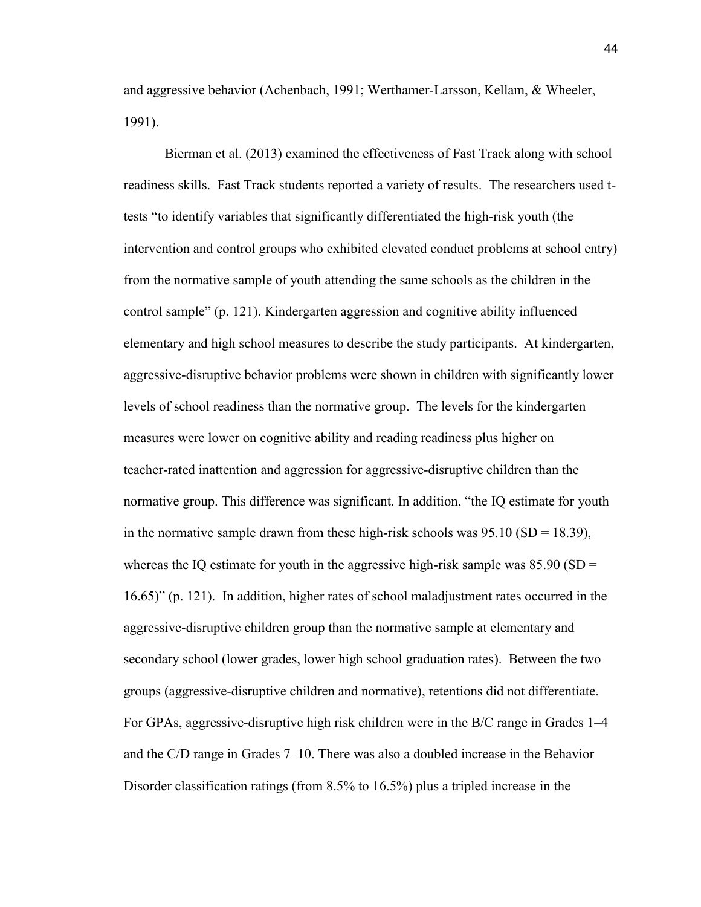and aggressive behavior (Achenbach, 1991; Werthamer-Larsson, Kellam, & Wheeler, 1991).

Bierman et al. (2013) examined the effectiveness of Fast Track along with school readiness skills. Fast Track students reported a variety of results. The researchers used t-tests "to identify variables that significantly differentiated the high-risk youth (the intervention and control groups who exhibited elevated conduct problems at school entry) from the normative sample of youth attending the same schools as the children in the control sample" (p. 121). Kindergarten aggression and cognitive ability influenced elementary and high school measures to describe the study participants. At kindergarten, aggressive-disruptive behavior problems were shown in children with significantly lower levels of school readiness than the normative group. The levels for the kindergarten measures were lower on cognitive ability and reading readiness plus higher on teacher-rated inattention and aggression for aggressive-disruptive children than the normative group. This difference was significant. In addition, "the IQ estimate for youth in the normative sample drawn from these high-risk schools was 95.10 (SD = 18.39), whereas the IQ estimate for youth in the aggressive high-risk sample was 85.90 (SD = 16.65)" (p. 121). In addition, higher rates of school maladjustment rates occurred in the aggressive-disruptive children group than the normative sample at elementary and secondary school (lower grades, lower high school graduation rates). Between the two groups (aggressive-disruptive children and normative), retentions did not differentiate. For GPAs, aggressive-disruptive high risk children were in the B/C range in Grades 1–4 and the C/D range in Grades 7–10. There was also a doubled increase in the Behavior Disorder classification ratings (from 8.5% to 16.5%) plus a tripled increase in the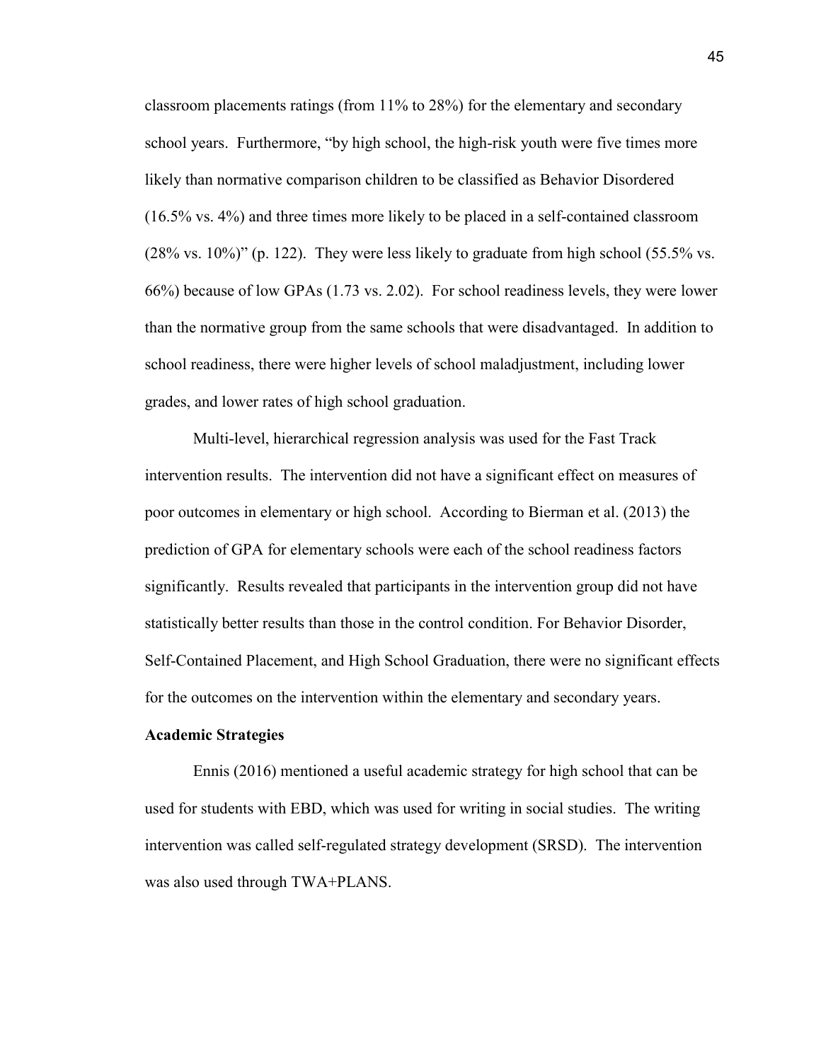classroom placements ratings (from 11% to 28%) for the elementary and secondary school years. Furthermore, "by high school, the high-risk youth were five times more likely than normative comparison children to be classified as Behavior Disordered (16.5% vs. 4%) and three times more likely to be placed in a self-contained classroom (28% vs. 10%)" (p. 122). They were less likely to graduate from high school (55.5% vs. 66%) because of low GPAs (1.73 vs. 2.02). For school readiness levels, they were lower than the normative group from the same schools that were disadvantaged. In addition to school readiness, there were higher levels of school maladjustment, including lower grades, and lower rates of high school graduation.

Multi-level, hierarchical regression analysis was used for the Fast Track intervention results. The intervention did not have a significant effect on measures of poor outcomes in elementary or high school. According to Bierman et al. (2013) the prediction of GPA for elementary schools were each of the school readiness factors significantly. Results revealed that participants in the intervention group did not have statistically better results than those in the control condition. For Behavior Disorder, Self-Contained Placement, and High School Graduation, there were no significant effects for the outcomes on the intervention within the elementary and secondary years.

**Academic Strategies**

Ennis (2016) mentioned a useful academic strategy for high school that can be used for students with EBD, which was used for writing in social studies. The writing intervention was called self-regulated strategy development (SRSD). The intervention was also used through TWA+PLANS.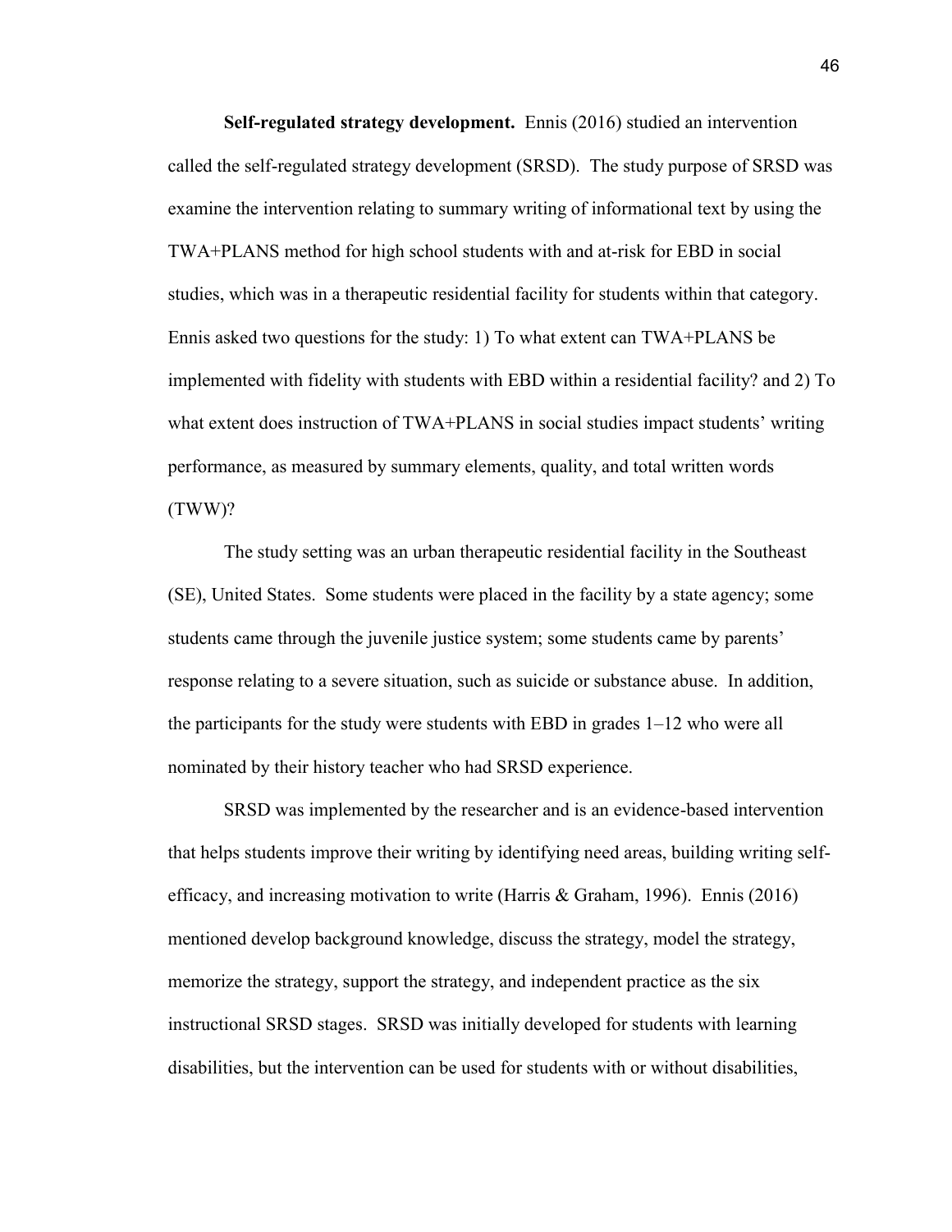**Self-regulated strategy development.** Ennis (2016) studied an intervention called the self-regulated strategy development (SRSD). The study purpose of SRSD was examine the intervention relating to summary writing of informational text by using the TWA+PLANS method for high school students with and at-risk for EBD in social studies, which was in a therapeutic residential facility for students within that category. Ennis asked two questions for the study: 1) To what extent can TWA+PLANS be implemented with fidelity with students with EBD within a residential facility? and 2) To what extent does instruction of TWA+PLANS in social studies impact students' writing performance, as measured by summary elements, quality, and total written words (TWW)?

The study setting was an urban therapeutic residential facility in the Southeast (SE), United States. Some students were placed in the facility by a state agency; some students came through the juvenile justice system; some students came by parents' response relating to a severe situation, such as suicide or substance abuse. In addition, the participants for the study were students with EBD in grades 1–12 who were all nominated by their history teacher who had SRSD experience.

SRSD was implemented by the researcher and is an evidence-based intervention that helps students improve their writing by identifying need areas, building writing self-efficacy, and increasing motivation to write (Harris & Graham, 1996). Ennis (2016) mentioned develop background knowledge, discuss the strategy, model the strategy, memorize the strategy, support the strategy, and independent practice as the six instructional SRSD stages. SRSD was initially developed for students with learning disabilities, but the intervention can be used for students with or without disabilities,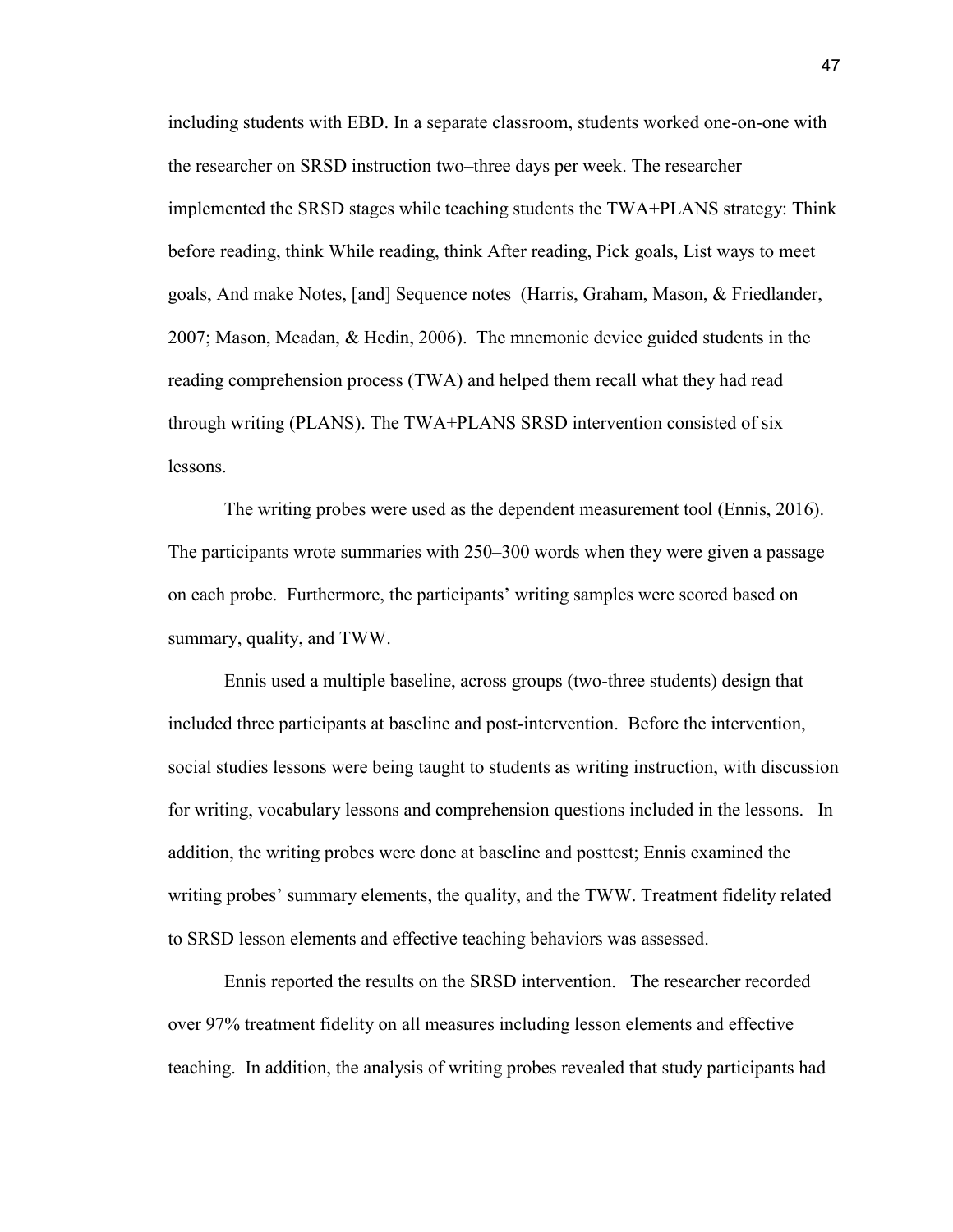including students with EBD. In a separate classroom, students worked one-on-one with the researcher on SRSD instruction two–three days per week. The researcher implemented the SRSD stages while teaching students the TWA+PLANS strategy: Think before reading, think While reading, think After reading, Pick goals, List ways to meet goals, And make Notes, [and] Sequence notes (Harris, Graham, Mason, & Friedlander, 2007; Mason, Meadan, & Hedin, 2006). The mnemonic device guided students in the reading comprehension process (TWA) and helped them recall what they had read through writing (PLANS). The TWA+PLANS SRSD intervention consisted of six lessons.

The writing probes were used as the dependent measurement tool (Ennis, 2016). The participants wrote summaries with 250–300 words when they were given a passage on each probe. Furthermore, the participants' writing samples were scored based on summary, quality, and TWW.

Ennis used a multiple baseline, across groups (two-three students) design that included three participants at baseline and post-intervention. Before the intervention, social studies lessons were being taught to students as writing instruction, with discussion for writing, vocabulary lessons and comprehension questions included in the lessons. In addition, the writing probes were done at baseline and posttest; Ennis examined the writing probes' summary elements, the quality, and the TWW. Treatment fidelity related to SRSD lesson elements and effective teaching behaviors was assessed.

Ennis reported the results on the SRSD intervention. The researcher recorded over 97% treatment fidelity on all measures including lesson elements and effective teaching. In addition, the analysis of writing probes revealed that study participants had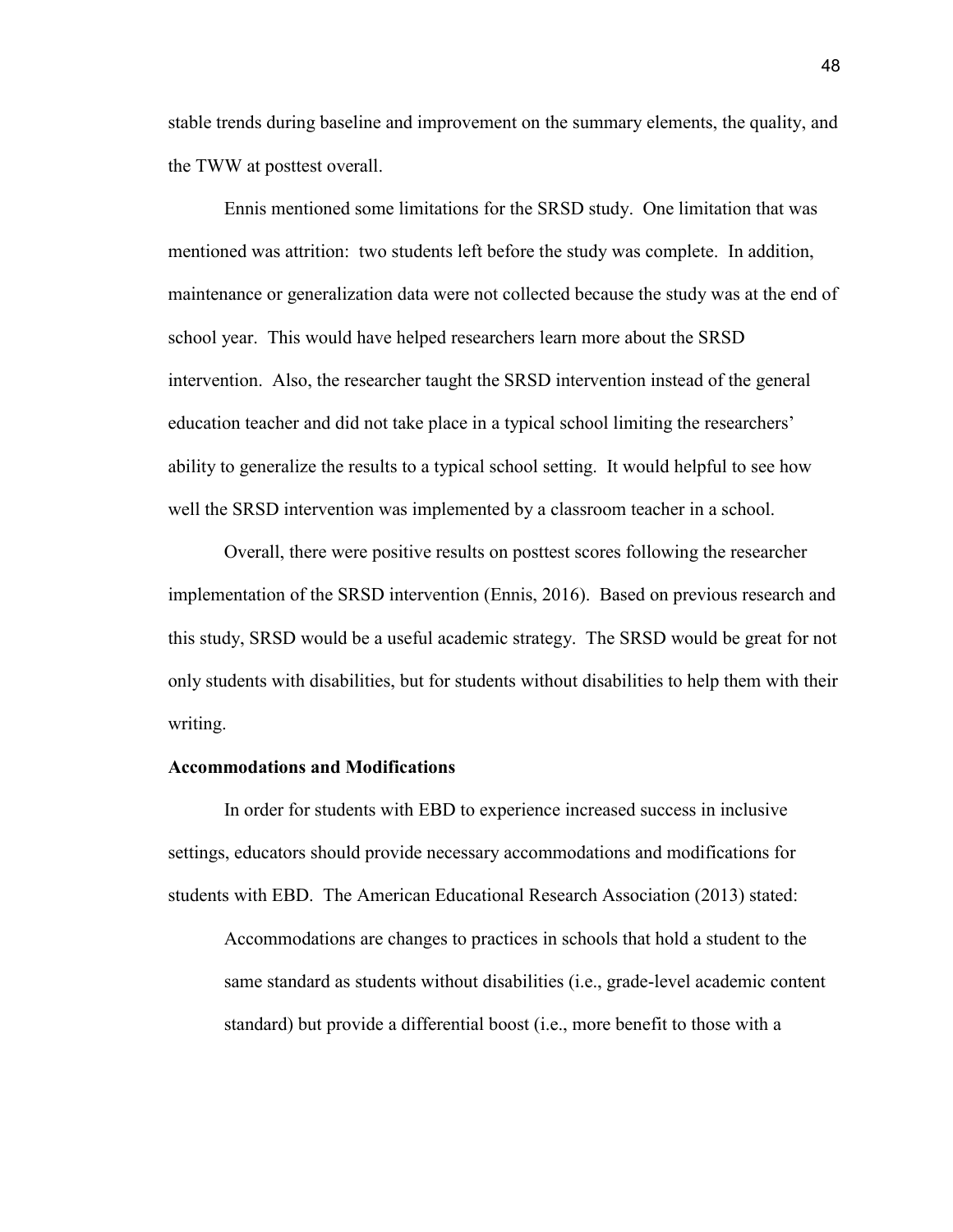stable trends during baseline and improvement on the summary elements, the quality, and the TWW at posttest overall.

Ennis mentioned some limitations for the SRSD study. One limitation that was mentioned was attrition: two students left before the study was complete. In addition, maintenance or generalization data were not collected because the study was at the end of school year. This would have helped researchers learn more about the SRSD intervention. Also, the researcher taught the SRSD intervention instead of the general education teacher and did not take place in a typical school limiting the researchers' ability to generalize the results to a typical school setting. It would helpful to see how well the SRSD intervention was implemented by a classroom teacher in a school.

Overall, there were positive results on posttest scores following the researcher implementation of the SRSD intervention (Ennis, 2016). Based on previous research and this study, SRSD would be a useful academic strategy. The SRSD would be great for not only students with disabilities, but for students without disabilities to help them with their writing.

**Accommodations and Modifications**

In order for students with EBD to experience increased success in inclusive settings, educators should provide necessary accommodations and modifications for students with EBD. The American Educational Research Association (2013) stated:

> Accommodations are changes to practices in schools that hold a student to the same standard as students without disabilities (i.e., grade-level academic content standard) but provide a differential boost (i.e., more benefit to those with a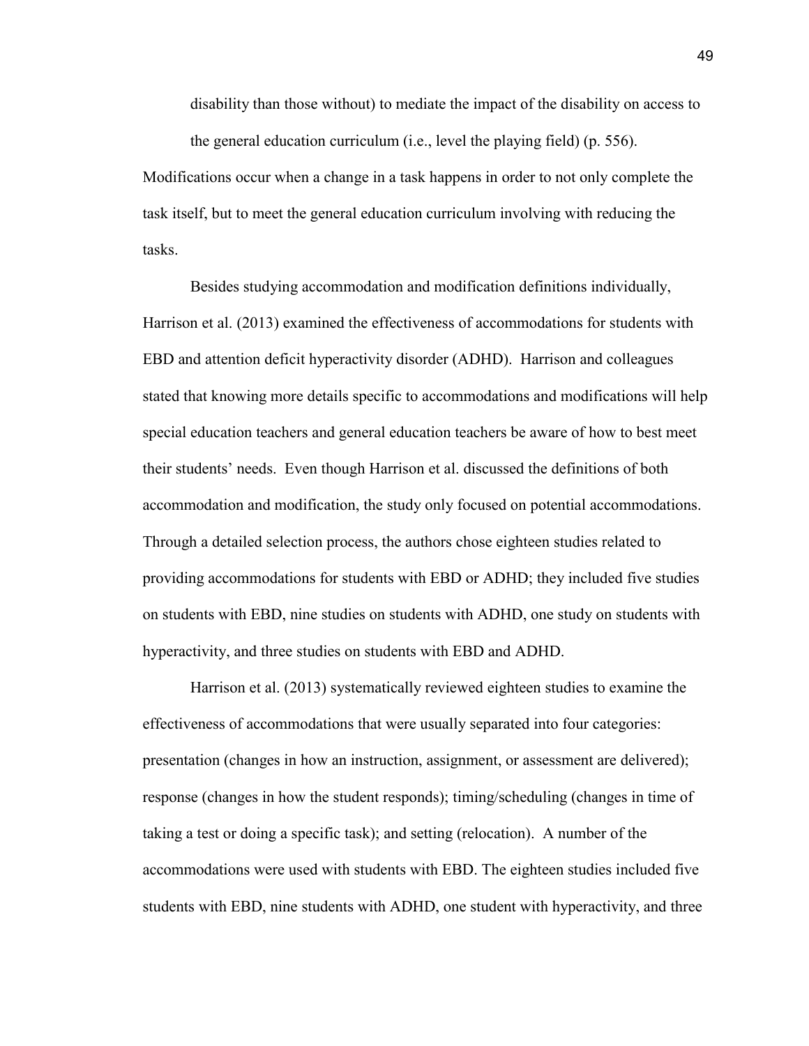disability than those without) to mediate the impact of the disability on access to the general education curriculum (i.e., level the playing field) (p. 556).

Modifications occur when a change in a task happens in order to not only complete the task itself, but to meet the general education curriculum involving with reducing the tasks.

Besides studying accommodation and modification definitions individually, Harrison et al. (2013) examined the effectiveness of accommodations for students with EBD and attention deficit hyperactivity disorder (ADHD). Harrison and colleagues stated that knowing more details specific to accommodations and modifications will help special education teachers and general education teachers be aware of how to best meet their students' needs. Even though Harrison et al. discussed the definitions of both accommodation and modification, the study only focused on potential accommodations. Through a detailed selection process, the authors chose eighteen studies related to providing accommodations for students with EBD or ADHD; they included five studies on students with EBD, nine studies on students with ADHD, one study on students with hyperactivity, and three studies on students with EBD and ADHD.

Harrison et al. (2013) systematically reviewed eighteen studies to examine the effectiveness of accommodations that were usually separated into four categories: presentation (changes in how an instruction, assignment, or assessment are delivered); response (changes in how the student responds); timing/scheduling (changes in time of taking a test or doing a specific task); and setting (relocation). A number of the accommodations were used with students with EBD. The eighteen studies included five students with EBD, nine students with ADHD, one student with hyperactivity, and three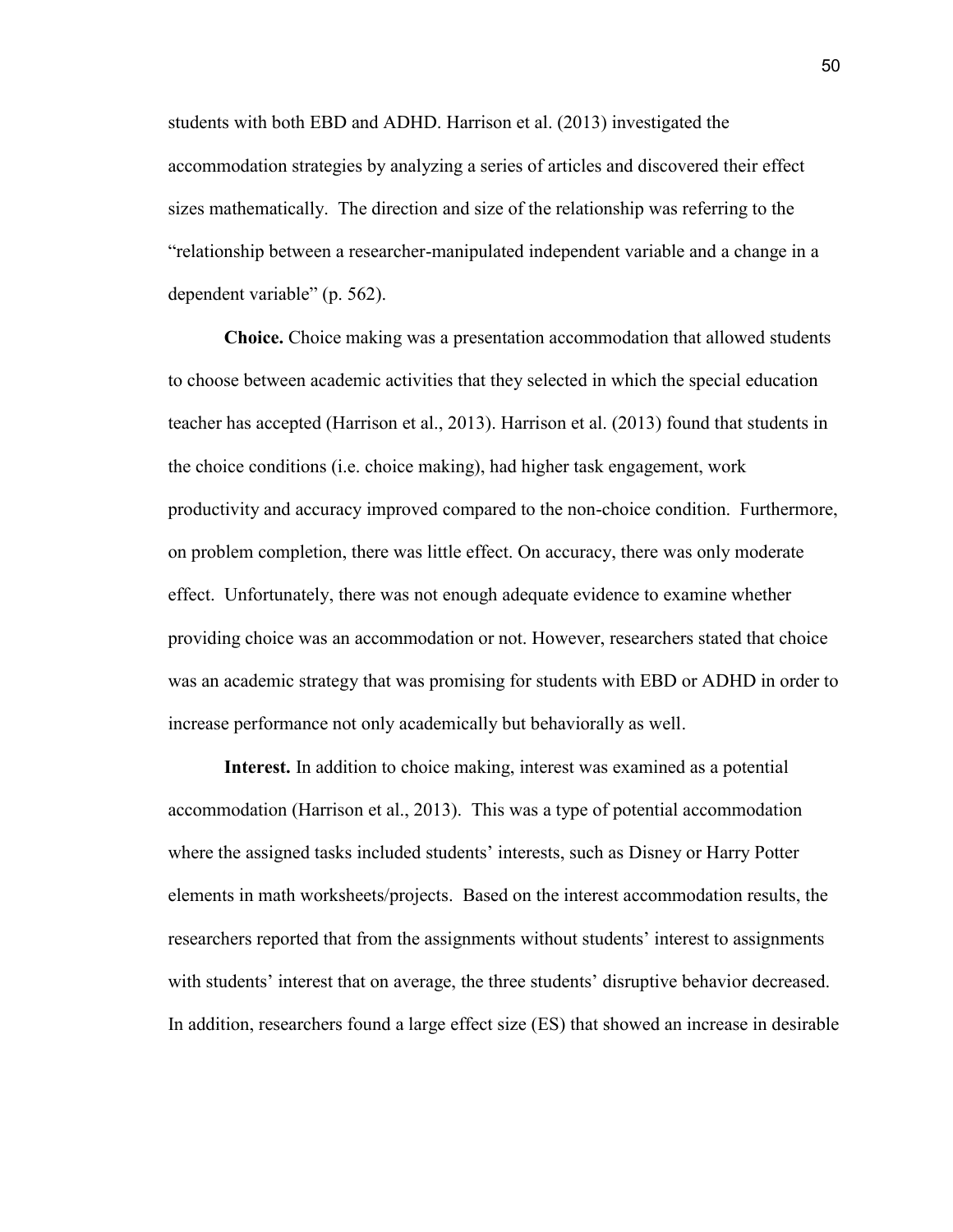students with both EBD and ADHD. Harrison et al. (2013) investigated the accommodation strategies by analyzing a series of articles and discovered their effect sizes mathematically. The direction and size of the relationship was referring to the "relationship between a researcher-manipulated independent variable and a change in a dependent variable" (p. 562).

**Choice.** Choice making was a presentation accommodation that allowed students to choose between academic activities that they selected in which the special education teacher has accepted (Harrison et al., 2013). Harrison et al. (2013) found that students in the choice conditions (i.e. choice making), had higher task engagement, work productivity and accuracy improved compared to the non-choice condition. Furthermore, on problem completion, there was little effect. On accuracy, there was only moderate effect. Unfortunately, there was not enough adequate evidence to examine whether providing choice was an accommodation or not. However, researchers stated that choice was an academic strategy that was promising for students with EBD or ADHD in order to increase performance not only academically but behaviorally as well.

**Interest.** In addition to choice making, interest was examined as a potential accommodation (Harrison et al., 2013). This was a type of potential accommodation where the assigned tasks included students' interests, such as Disney or Harry Potter elements in math worksheets/projects. Based on the interest accommodation results, the researchers reported that from the assignments without students' interest to assignments with students' interest that on average, the three students' disruptive behavior decreased. In addition, researchers found a large effect size (ES) that showed an increase in desirable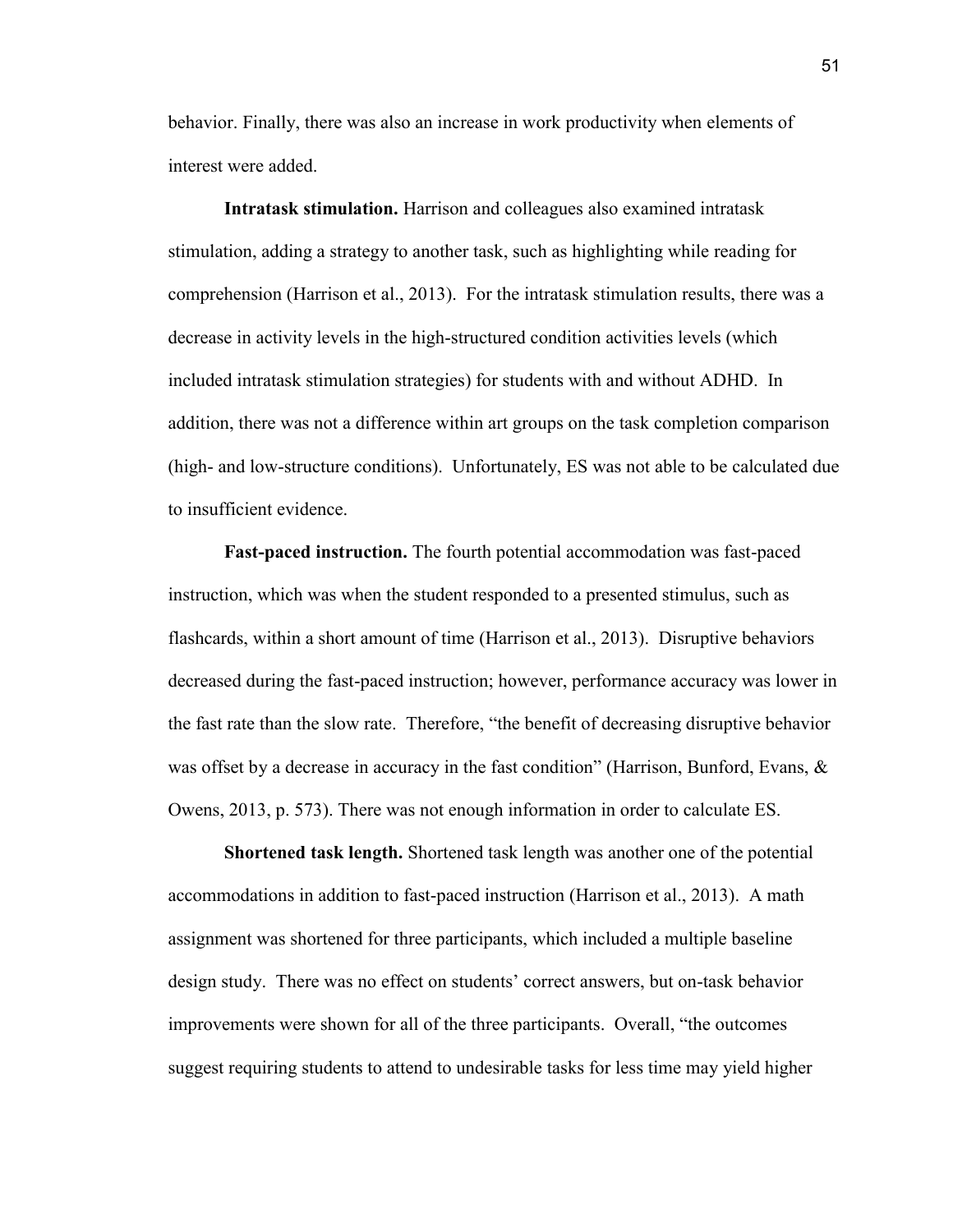behavior. Finally, there was also an increase in work productivity when elements of interest were added.

**Intratask stimulation.** Harrison and colleagues also examined intratask stimulation, adding a strategy to another task, such as highlighting while reading for comprehension (Harrison et al., 2013). For the intratask stimulation results, there was a decrease in activity levels in the high-structured condition activities levels (which included intratask stimulation strategies) for students with and without ADHD. In addition, there was not a difference within art groups on the task completion comparison (high- and low-structure conditions). Unfortunately, ES was not able to be calculated due to insufficient evidence.

**Fast-paced instruction.** The fourth potential accommodation was fast-paced instruction, which was when the student responded to a presented stimulus, such as flashcards, within a short amount of time (Harrison et al., 2013). Disruptive behaviors decreased during the fast-paced instruction; however, performance accuracy was lower in the fast rate than the slow rate. Therefore, "the benefit of decreasing disruptive behavior was offset by a decrease in accuracy in the fast condition" (Harrison, Bunford, Evans, & Owens, 2013, p. 573). There was not enough information in order to calculate ES.

**Shortened task length.** Shortened task length was another one of the potential accommodations in addition to fast-paced instruction (Harrison et al., 2013). A math assignment was shortened for three participants, which included a multiple baseline design study. There was no effect on students' correct answers, but on-task behavior improvements were shown for all of the three participants. Overall, "the outcomes suggest requiring students to attend to undesirable tasks for less time may yield higher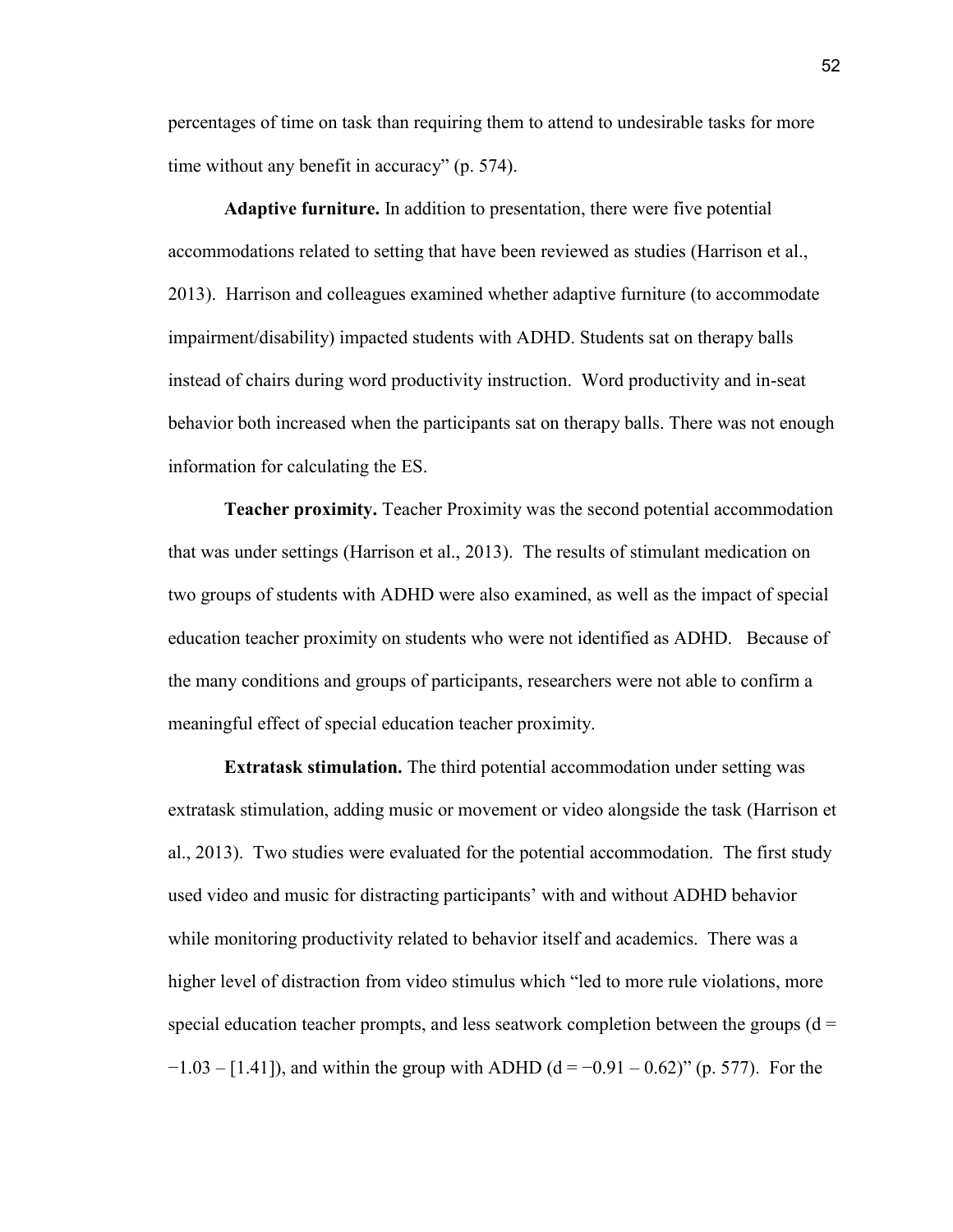percentages of time on task than requiring them to attend to undesirable tasks for more time without any benefit in accuracy" (p. 574).

**Adaptive furniture.** In addition to presentation, there were five potential accommodations related to setting that have been reviewed as studies (Harrison et al., 2013). Harrison and colleagues examined whether adaptive furniture (to accommodate impairment/disability) impacted students with ADHD. Students sat on therapy balls instead of chairs during word productivity instruction. Word productivity and in-seat behavior both increased when the participants sat on therapy balls. There was not enough information for calculating the ES.

**Teacher proximity.** Teacher Proximity was the second potential accommodation that was under settings (Harrison et al., 2013). The results of stimulant medication on two groups of students with ADHD were also examined, as well as the impact of special education teacher proximity on students who were not identified as ADHD. Because of the many conditions and groups of participants, researchers were not able to confirm a meaningful effect of special education teacher proximity.

**Extratask stimulation.** The third potential accommodation under setting was extratask stimulation, adding music or movement or video alongside the task (Harrison et al., 2013). Two studies were evaluated for the potential accommodation. The first study used video and music for distracting participants' with and without ADHD behavior while monitoring productivity related to behavior itself and academics. There was a higher level of distraction from video stimulus which "led to more rule violations, more special education teacher prompts, and less seatwork completion between the groups ($d = -1.03$ – [1.41]), and within the group with ADHD ($d = -0.91 – 0.62$)" (p. 577). For the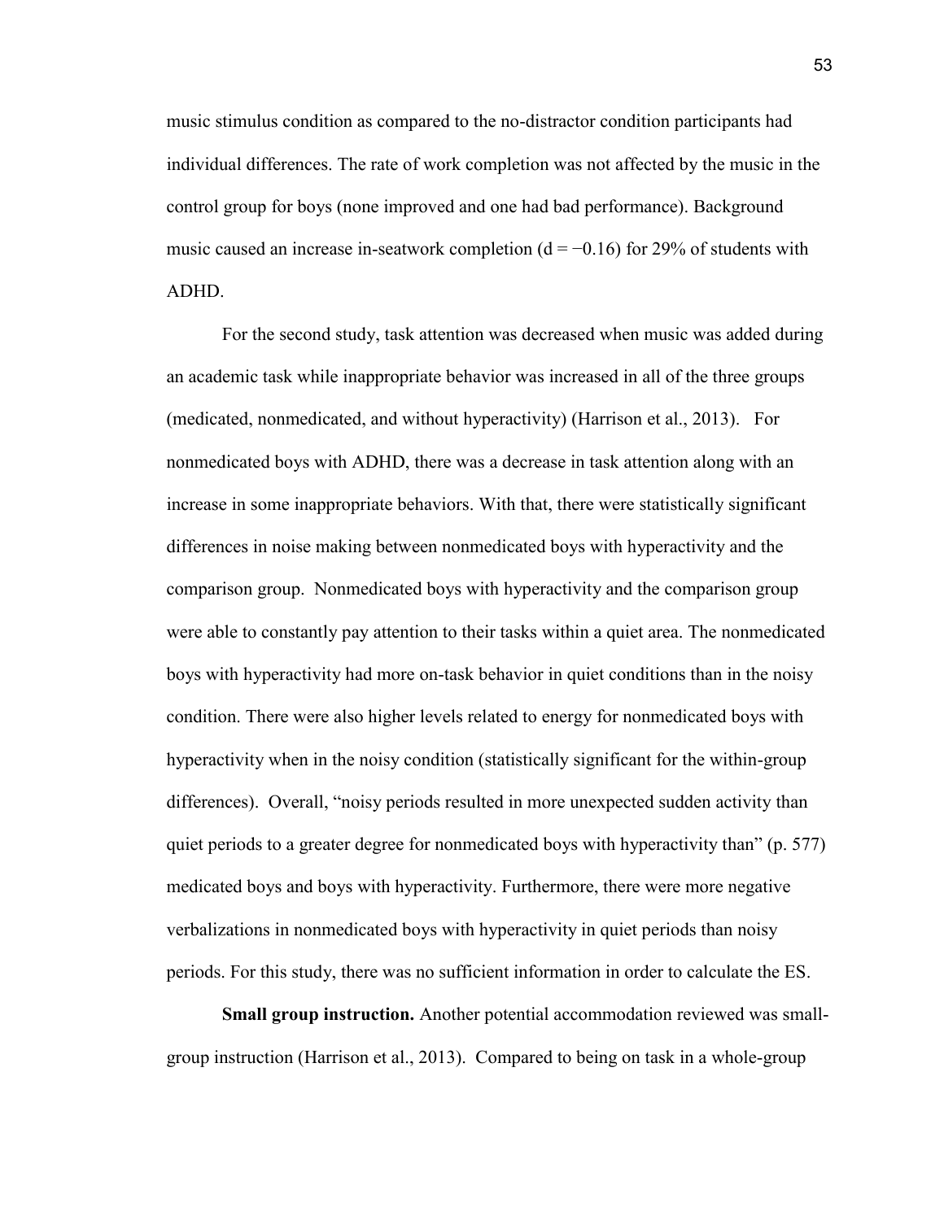music stimulus condition as compared to the no-distractor condition participants had individual differences. The rate of work completion was not affected by the music in the control group for boys (none improved and one had bad performance). Background music caused an increase in-seatwork completion ($d = -0.16$) for 29% of students with ADHD.

For the second study, task attention was decreased when music was added during an academic task while inappropriate behavior was increased in all of the three groups (medicated, nonmedicated, and without hyperactivity) (Harrison et al., 2013). For nonmedicated boys with ADHD, there was a decrease in task attention along with an increase in some inappropriate behaviors. With that, there were statistically significant differences in noise making between nonmedicated boys with hyperactivity and the comparison group. Nonmedicated boys with hyperactivity and the comparison group were able to constantly pay attention to their tasks within a quiet area. The nonmedicated boys with hyperactivity had more on-task behavior in quiet conditions than in the noisy condition. There were also higher levels related to energy for nonmedicated boys with hyperactivity when in the noisy condition (statistically significant for the within-group differences). Overall, "noisy periods resulted in more unexpected sudden activity than quiet periods to a greater degree for nonmedicated boys with hyperactivity than" (p. 577) medicated boys and boys with hyperactivity. Furthermore, there were more negative verbalizations in nonmedicated boys with hyperactivity in quiet periods than noisy periods. For this study, there was no sufficient information in order to calculate the ES.

**Small group instruction.** Another potential accommodation reviewed was small-group instruction (Harrison et al., 2013). Compared to being on task in a whole-group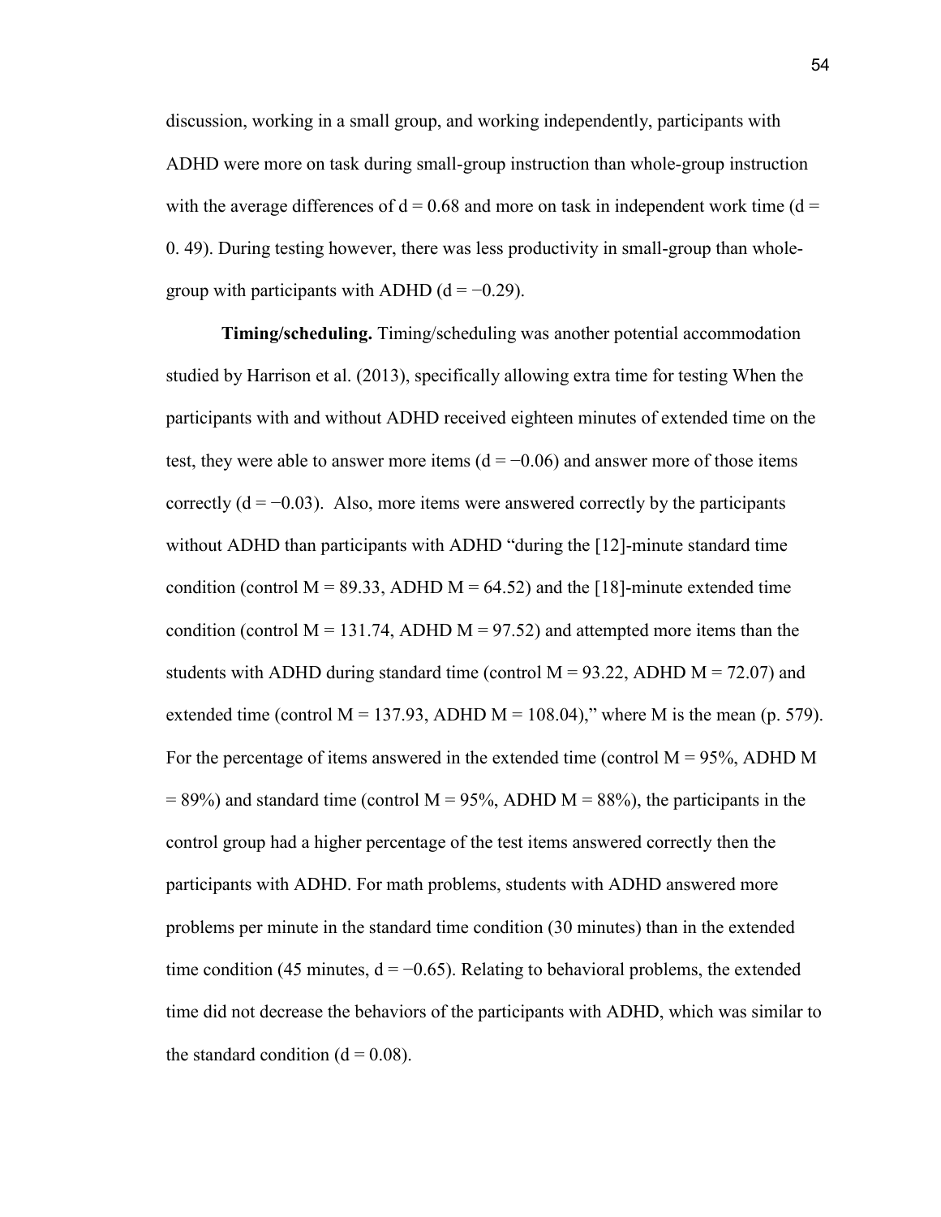discussion, working in a small group, and working independently, participants with ADHD were more on task during small-group instruction than whole-group instruction with the average differences of $d = 0.68$ and more on task in independent work time ($d = 0.49$). During testing however, there was less productivity in small-group than whole-group with participants with ADHD ($d = -0.29$).

**Timing/scheduling.** Timing/scheduling was another potential accommodation studied by Harrison et al. (2013), specifically allowing extra time for testing When the participants with and without ADHD received eighteen minutes of extended time on the test, they were able to answer more items ($d = -0.06$) and answer more of those items correctly ($d = -0.03$). Also, more items were answered correctly by the participants without ADHD than participants with ADHD "during the [12]-minute standard time condition (control $M = 89.33$, ADHD $M = 64.52$) and the [18]-minute extended time condition (control $M = 131.74$, ADHD $M = 97.52$) and attempted more items than the students with ADHD during standard time (control $M = 93.22$, ADHD $M = 72.07$) and extended time (control $M = 137.93$, ADHD $M = 108.04$)," where M is the mean (p. 579). For the percentage of items answered in the extended time (control $M = 95\%$, ADHD $M = 89\%$) and standard time (control $M = 95\%$, ADHD $M = 88\%$), the participants in the control group had a higher percentage of the test items answered correctly then the participants with ADHD. For math problems, students with ADHD answered more problems per minute in the standard time condition (30 minutes) than in the extended time condition (45 minutes, $d = -0.65$). Relating to behavioral problems, the extended time did not decrease the behaviors of the participants with ADHD, which was similar to the standard condition ($d = 0.08$).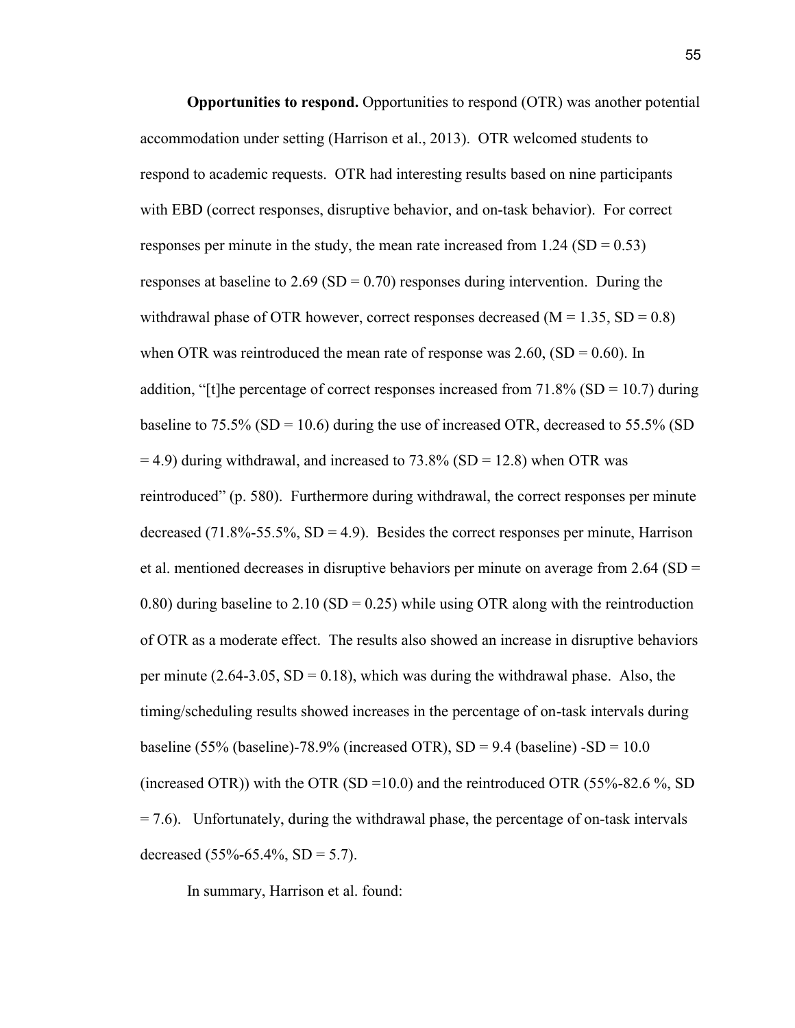**Opportunities to respond.** Opportunities to respond (OTR) was another potential accommodation under setting (Harrison et al., 2013). OTR welcomed students to respond to academic requests. OTR had interesting results based on nine participants with EBD (correct responses, disruptive behavior, and on-task behavior). For correct responses per minute in the study, the mean rate increased from 1.24 (SD = 0.53) responses at baseline to 2.69 (SD = 0.70) responses during intervention. During the withdrawal phase of OTR however, correct responses decreased (M = 1.35, SD = 0.8) when OTR was reintroduced the mean rate of response was 2.60, (SD = 0.60). In addition, "[t]he percentage of correct responses increased from 71.8% (SD = 10.7) during baseline to 75.5% (SD = 10.6) during the use of increased OTR, decreased to 55.5% (SD = 4.9) during withdrawal, and increased to 73.8% (SD = 12.8) when OTR was reintroduced" (p. 580). Furthermore during withdrawal, the correct responses per minute decreased (71.8%-55.5%, SD = 4.9). Besides the correct responses per minute, Harrison et al. mentioned decreases in disruptive behaviors per minute on average from 2.64 (SD = 0.80) during baseline to 2.10 (SD = 0.25) while using OTR along with the reintroduction of OTR as a moderate effect. The results also showed an increase in disruptive behaviors per minute (2.64-3.05, SD = 0.18), which was during the withdrawal phase. Also, the timing/scheduling results showed increases in the percentage of on-task intervals during baseline (55% (baseline)-78.9% (increased OTR), SD = 9.4 (baseline) -SD = 10.0 (increased OTR)) with the OTR (SD =10.0) and the reintroduced OTR (55%-82.6 %, SD = 7.6). Unfortunately, during the withdrawal phase, the percentage of on-task intervals decreased (55%-65.4%, SD = 5.7).

In summary, Harrison et al. found: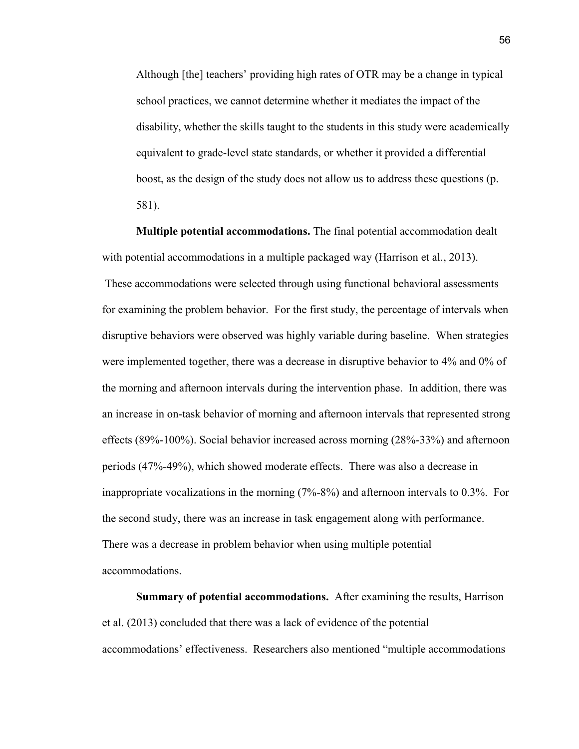> Although [the] teachers' providing high rates of OTR may be a change in typical school practices, we cannot determine whether it mediates the impact of the disability, whether the skills taught to the students in this study were academically equivalent to grade-level state standards, or whether it provided a differential boost, as the design of the study does not allow us to address these questions (p. 581).

**Multiple potential accommodations.** The final potential accommodation dealt with potential accommodations in a multiple packaged way (Harrison et al., 2013). These accommodations were selected through using functional behavioral assessments for examining the problem behavior. For the first study, the percentage of intervals when disruptive behaviors were observed was highly variable during baseline. When strategies were implemented together, there was a decrease in disruptive behavior to 4% and 0% of the morning and afternoon intervals during the intervention phase. In addition, there was an increase in on-task behavior of morning and afternoon intervals that represented strong effects (89%-100%). Social behavior increased across morning (28%-33%) and afternoon periods (47%-49%), which showed moderate effects. There was also a decrease in inappropriate vocalizations in the morning (7%-8%) and afternoon intervals to 0.3%. For the second study, there was an increase in task engagement along with performance. There was a decrease in problem behavior when using multiple potential accommodations.

**Summary of potential accommodations.** After examining the results, Harrison et al. (2013) concluded that there was a lack of evidence of the potential accommodations' effectiveness. Researchers also mentioned "multiple accommodations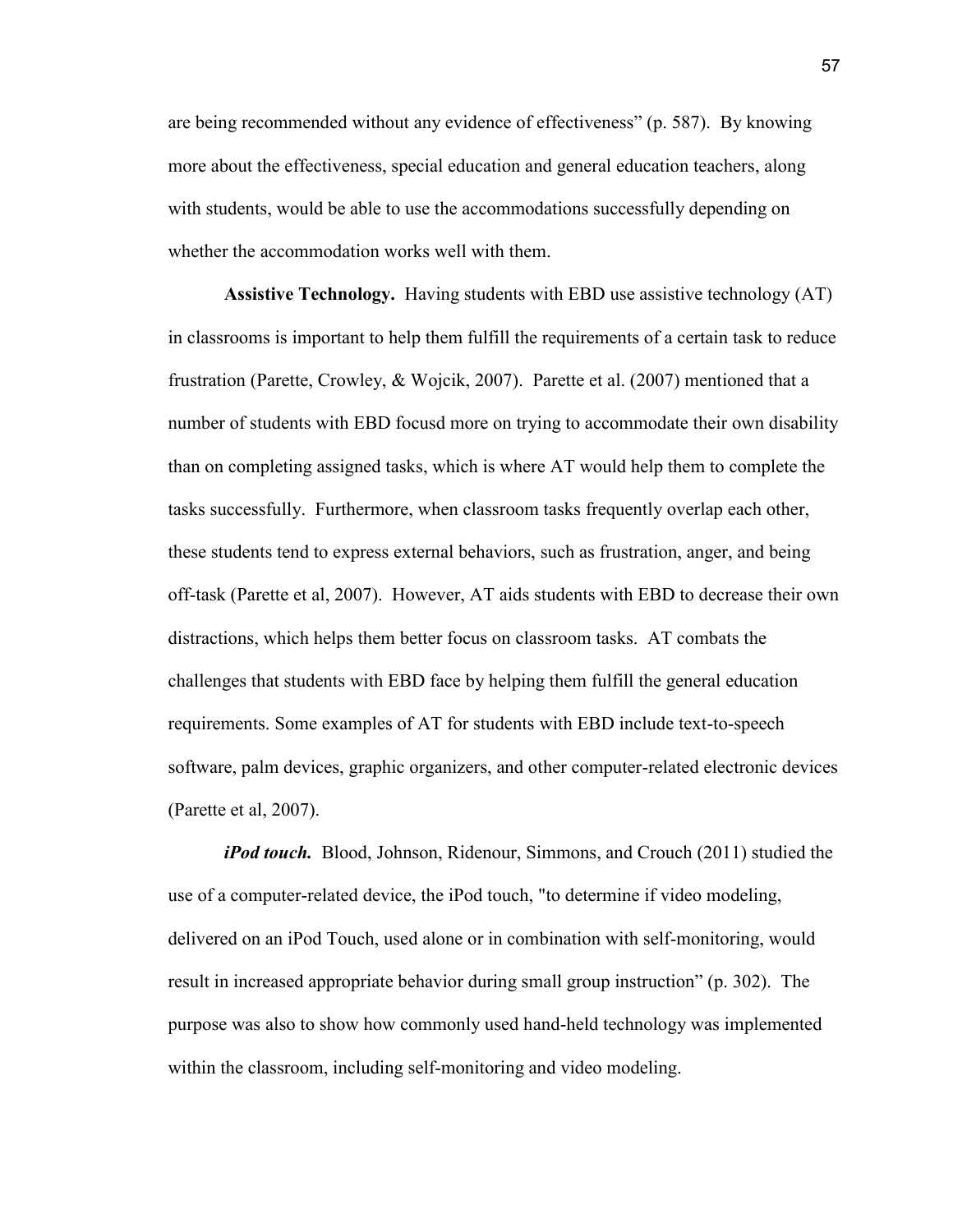are being recommended without any evidence of effectiveness" (p. 587). By knowing more about the effectiveness, special education and general education teachers, along with students, would be able to use the accommodations successfully depending on whether the accommodation works well with them.

**Assistive Technology.** Having students with EBD use assistive technology (AT) in classrooms is important to help them fulfill the requirements of a certain task to reduce frustration (Parette, Crowley, & Wojcik, 2007). Parette et al. (2007) mentioned that a number of students with EBD focusd more on trying to accommodate their own disability than on completing assigned tasks, which is where AT would help them to complete the tasks successfully. Furthermore, when classroom tasks frequently overlap each other, these students tend to express external behaviors, such as frustration, anger, and being off-task (Parette et al, 2007). However, AT aids students with EBD to decrease their own distractions, which helps them better focus on classroom tasks. AT combats the challenges that students with EBD face by helping them fulfill the general education requirements. Some examples of AT for students with EBD include text-to-speech software, palm devices, graphic organizers, and other computer-related electronic devices (Parette et al, 2007).

***iPod touch.*** Blood, Johnson, Ridenour, Simmons, and Crouch (2011) studied the use of a computer-related device, the iPod touch, "to determine if video modeling, delivered on an iPod Touch, used alone or in combination with self-monitoring, would result in increased appropriate behavior during small group instruction" (p. 302). The purpose was also to show how commonly used hand-held technology was implemented within the classroom, including self-monitoring and video modeling.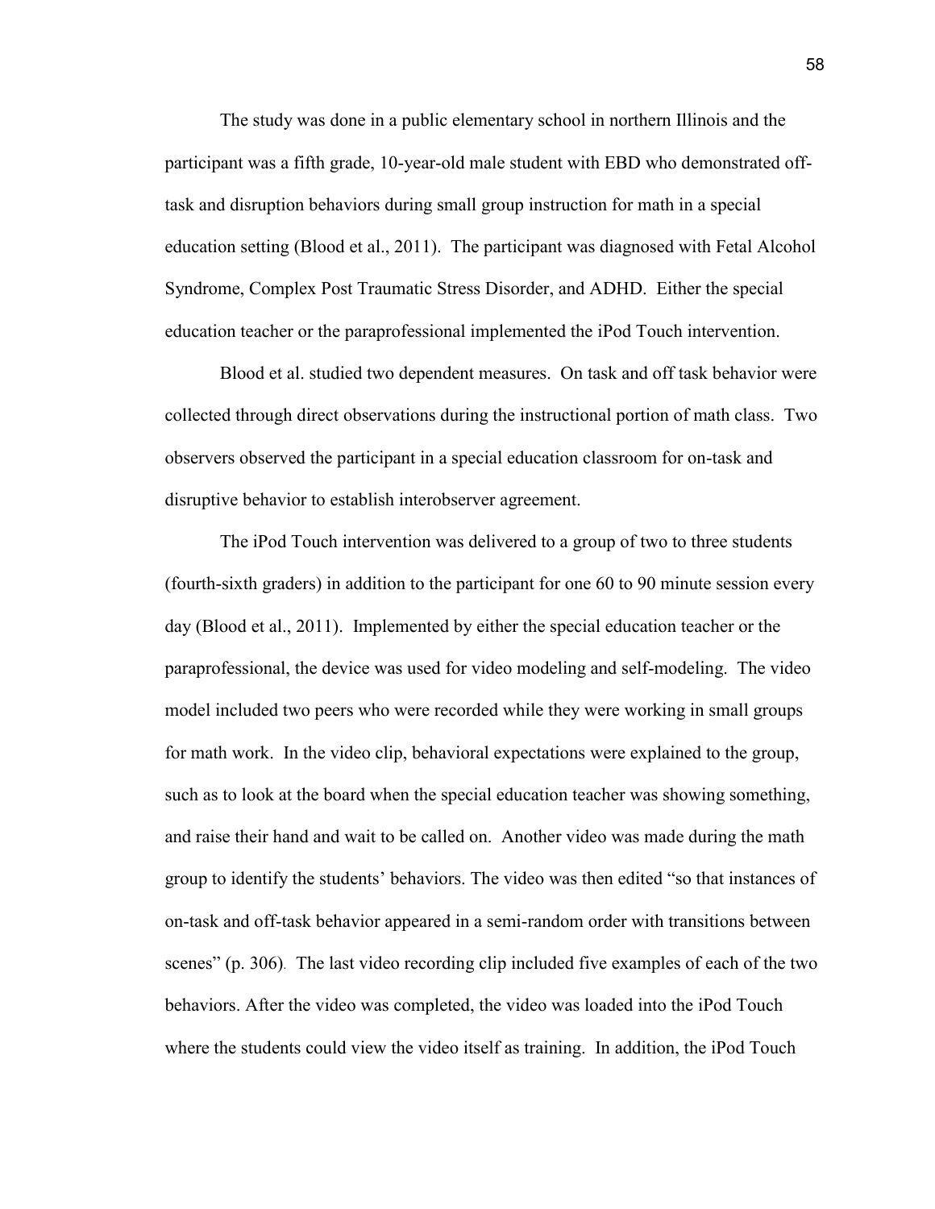The study was done in a public elementary school in northern Illinois and the participant was a fifth grade, 10-year-old male student with EBD who demonstrated off-task and disruption behaviors during small group instruction for math in a special education setting (Blood et al., 2011). The participant was diagnosed with Fetal Alcohol Syndrome, Complex Post Traumatic Stress Disorder, and ADHD. Either the special education teacher or the paraprofessional implemented the iPod Touch intervention.

Blood et al. studied two dependent measures. On task and off task behavior were collected through direct observations during the instructional portion of math class. Two observers observed the participant in a special education classroom for on-task and disruptive behavior to establish interobserver agreement.

The iPod Touch intervention was delivered to a group of two to three students (fourth-sixth graders) in addition to the participant for one 60 to 90 minute session every day (Blood et al., 2011). Implemented by either the special education teacher or the paraprofessional, the device was used for video modeling and self-modeling. The video model included two peers who were recorded while they were working in small groups for math work. In the video clip, behavioral expectations were explained to the group, such as to look at the board when the special education teacher was showing something, and raise their hand and wait to be called on. Another video was made during the math group to identify the students' behaviors. The video was then edited "so that instances of on-task and off-task behavior appeared in a semi-random order with transitions between scenes" (p. 306). The last video recording clip included five examples of each of the two behaviors. After the video was completed, the video was loaded into the iPod Touch where the students could view the video itself as training. In addition, the iPod Touch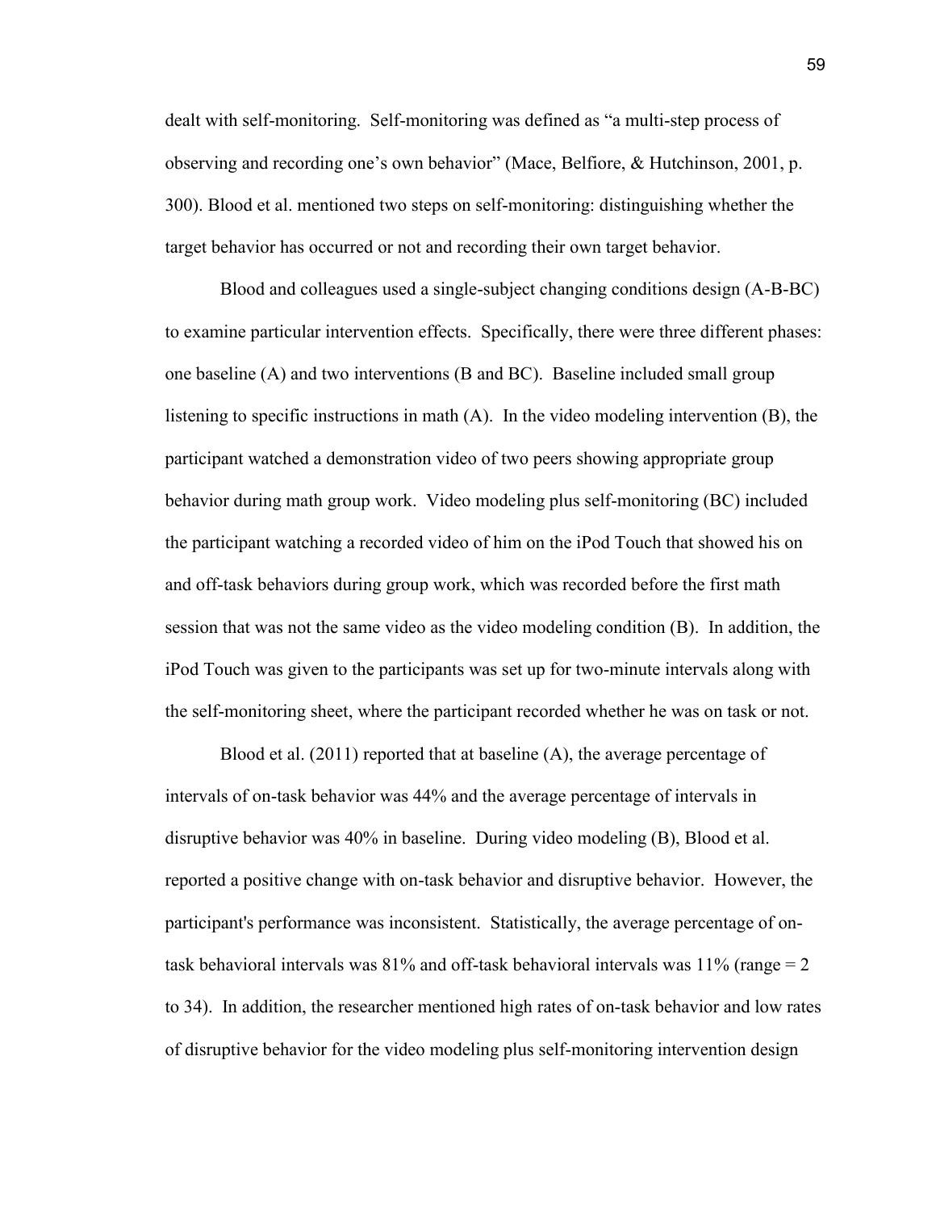dealt with self-monitoring. Self-monitoring was defined as "a multi-step process of observing and recording one's own behavior" (Mace, Belfiore, & Hutchinson, 2001, p. 300). Blood et al. mentioned two steps on self-monitoring: distinguishing whether the target behavior has occurred or not and recording their own target behavior.

Blood and colleagues used a single-subject changing conditions design (A-B-BC) to examine particular intervention effects. Specifically, there were three different phases: one baseline (A) and two interventions (B and BC). Baseline included small group listening to specific instructions in math (A). In the video modeling intervention (B), the participant watched a demonstration video of two peers showing appropriate group behavior during math group work. Video modeling plus self-monitoring (BC) included the participant watching a recorded video of him on the iPod Touch that showed his on and off-task behaviors during group work, which was recorded before the first math session that was not the same video as the video modeling condition (B). In addition, the iPod Touch was given to the participants was set up for two-minute intervals along with the self-monitoring sheet, where the participant recorded whether he was on task or not.

Blood et al. (2011) reported that at baseline (A), the average percentage of intervals of on-task behavior was 44% and the average percentage of intervals in disruptive behavior was 40% in baseline. During video modeling (B), Blood et al. reported a positive change with on-task behavior and disruptive behavior. However, the participant's performance was inconsistent. Statistically, the average percentage of on-task behavioral intervals was 81% and off-task behavioral intervals was 11% (range = 2 to 34). In addition, the researcher mentioned high rates of on-task behavior and low rates of disruptive behavior for the video modeling plus self-monitoring intervention design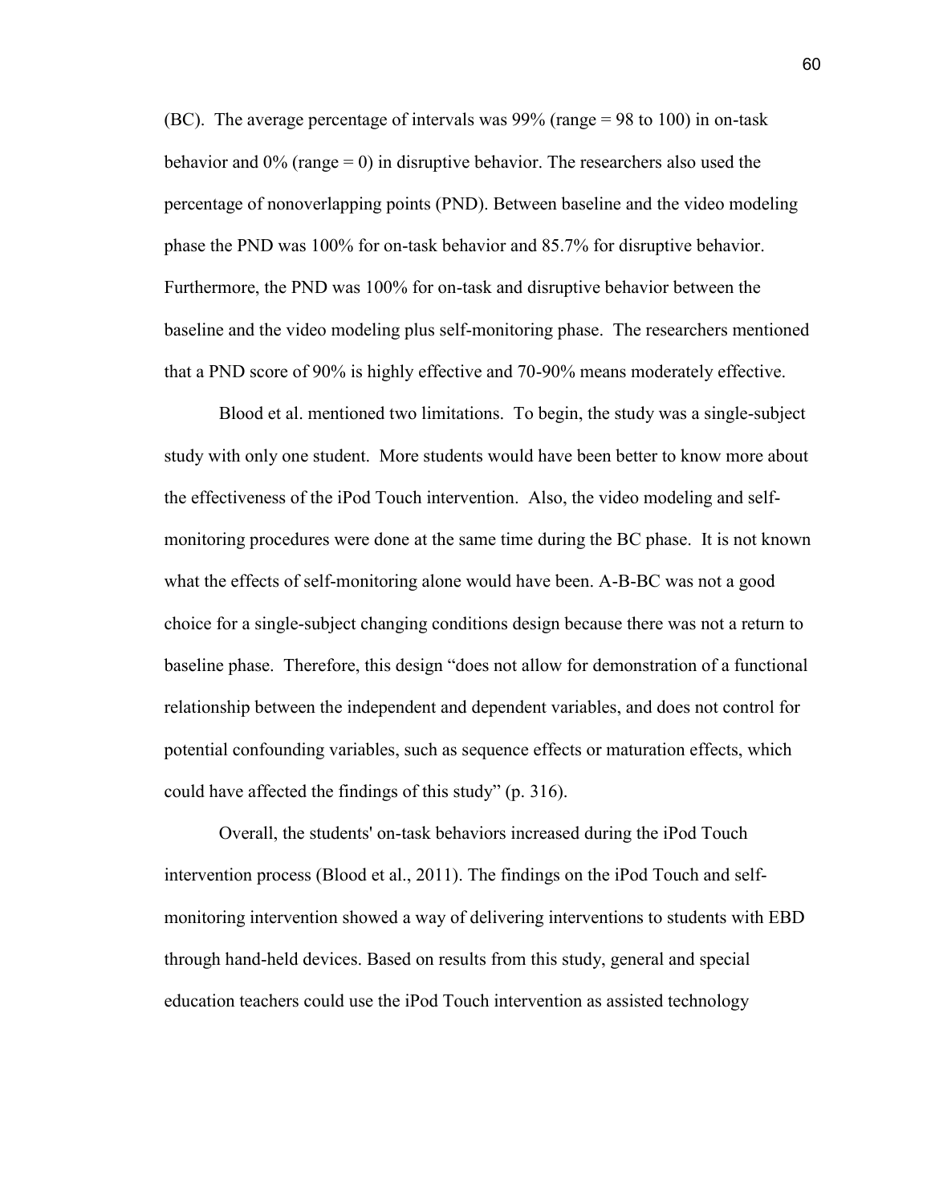(BC). The average percentage of intervals was 99% (range = 98 to 100) in on-task behavior and 0% (range = 0) in disruptive behavior. The researchers also used the percentage of nonoverlapping points (PND). Between baseline and the video modeling phase the PND was 100% for on-task behavior and 85.7% for disruptive behavior. Furthermore, the PND was 100% for on-task and disruptive behavior between the baseline and the video modeling plus self-monitoring phase. The researchers mentioned that a PND score of 90% is highly effective and 70-90% means moderately effective.

Blood et al. mentioned two limitations. To begin, the study was a single-subject study with only one student. More students would have been better to know more about the effectiveness of the iPod Touch intervention. Also, the video modeling and self-monitoring procedures were done at the same time during the BC phase. It is not known what the effects of self-monitoring alone would have been. A-B-BC was not a good choice for a single-subject changing conditions design because there was not a return to baseline phase. Therefore, this design "does not allow for demonstration of a functional relationship between the independent and dependent variables, and does not control for potential confounding variables, such as sequence effects or maturation effects, which could have affected the findings of this study" (p. 316).

Overall, the students' on-task behaviors increased during the iPod Touch intervention process (Blood et al., 2011). The findings on the iPod Touch and self-monitoring intervention showed a way of delivering interventions to students with EBD through hand-held devices. Based on results from this study, general and special education teachers could use the iPod Touch intervention as assisted technology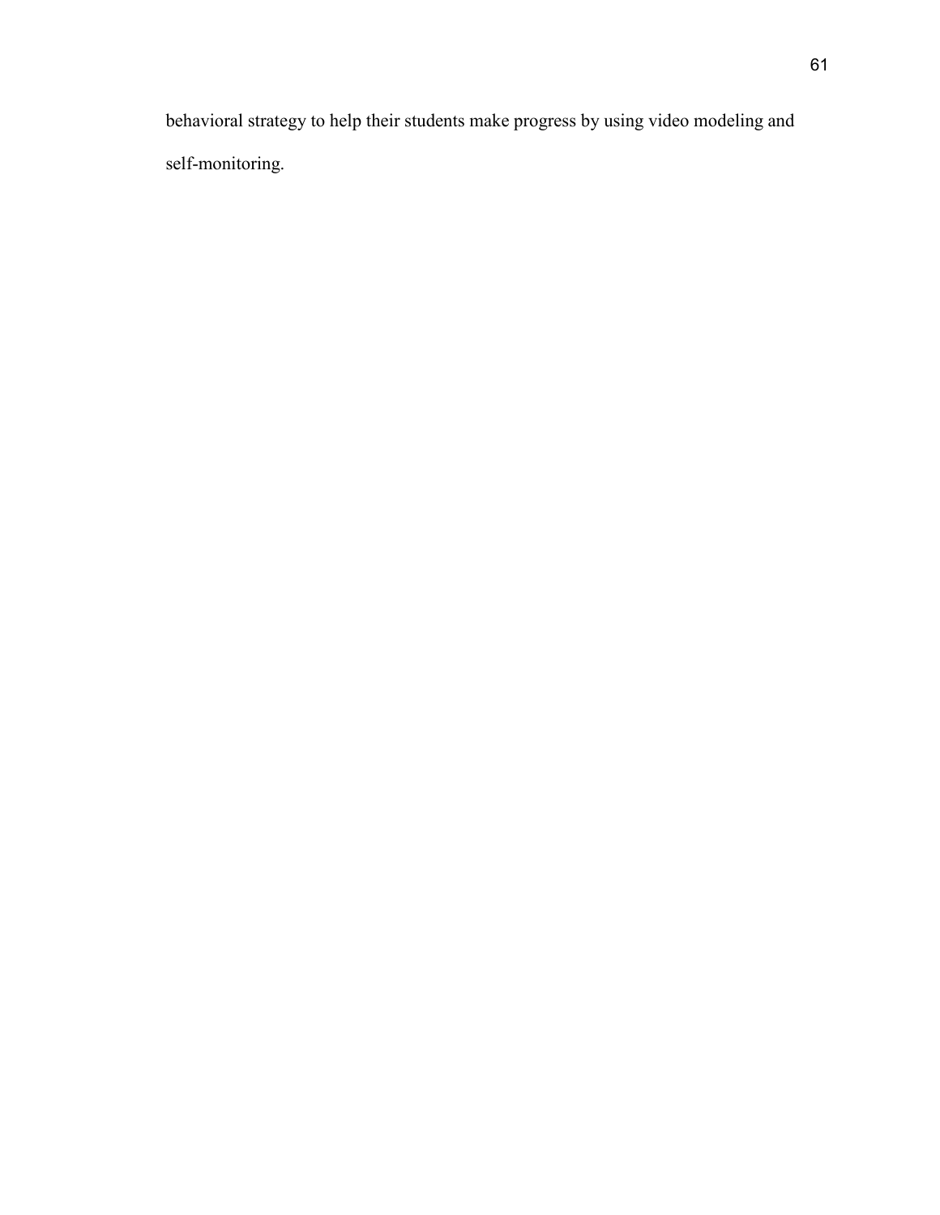behavioral strategy to help their students make progress by using video modeling and self-monitoring.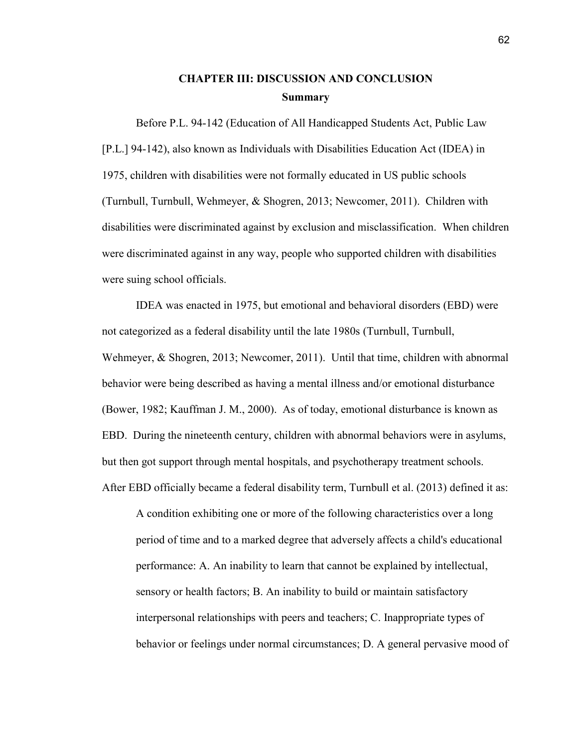# CHAPTER III: DISCUSSION AND CONCLUSION

## Summary

Before P.L. 94-142 (Education of All Handicapped Students Act, Public Law [P.L.] 94-142), also known as Individuals with Disabilities Education Act (IDEA) in 1975, children with disabilities were not formally educated in US public schools (Turnbull, Turnbull, Wehmeyer, & Shogren, 2013; Newcomer, 2011). Children with disabilities were discriminated against by exclusion and misclassification. When children were discriminated against in any way, people who supported children with disabilities were suing school officials.

IDEA was enacted in 1975, but emotional and behavioral disorders (EBD) were not categorized as a federal disability until the late 1980s (Turnbull, Turnbull, Wehmeyer, & Shogren, 2013; Newcomer, 2011). Until that time, children with abnormal behavior were being described as having a mental illness and/or emotional disturbance (Bower, 1982; Kauffman J. M., 2000). As of today, emotional disturbance is known as EBD. During the nineteenth century, children with abnormal behaviors were in asylums, but then got support through mental hospitals, and psychotherapy treatment schools. After EBD officially became a federal disability term, Turnbull et al. (2013) defined it as:

> A condition exhibiting one or more of the following characteristics over a long period of time and to a marked degree that adversely affects a child's educational performance: A. An inability to learn that cannot be explained by intellectual, sensory or health factors; B. An inability to build or maintain satisfactory interpersonal relationships with peers and teachers; C. Inappropriate types of behavior or feelings under normal circumstances; D. A general pervasive mood of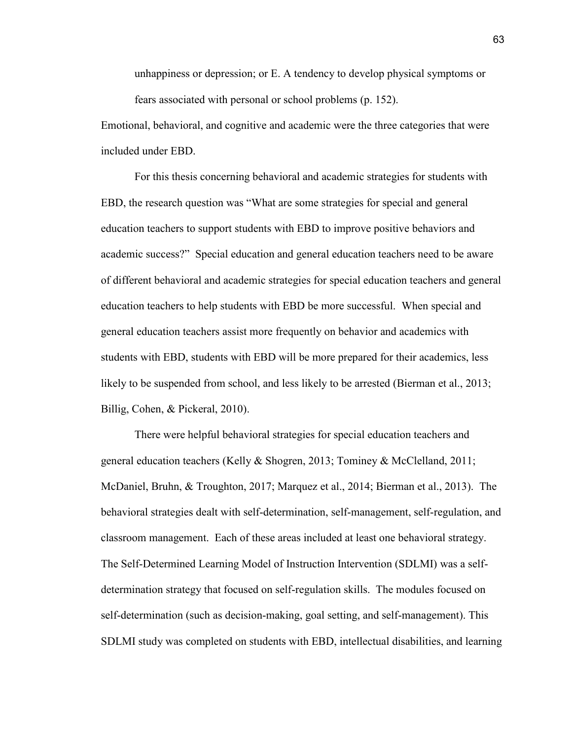unhappiness or depression; or E. A tendency to develop physical symptoms or fears associated with personal or school problems (p. 152).

Emotional, behavioral, and cognitive and academic were the three categories that were included under EBD.

For this thesis concerning behavioral and academic strategies for students with EBD, the research question was "What are some strategies for special and general education teachers to support students with EBD to improve positive behaviors and academic success?" Special education and general education teachers need to be aware of different behavioral and academic strategies for special education teachers and general education teachers to help students with EBD be more successful. When special and general education teachers assist more frequently on behavior and academics with students with EBD, students with EBD will be more prepared for their academics, less likely to be suspended from school, and less likely to be arrested (Bierman et al., 2013; Billig, Cohen, & Pickeral, 2010).

There were helpful behavioral strategies for special education teachers and general education teachers (Kelly & Shogren, 2013; Tominey & McClelland, 2011; McDaniel, Bruhn, & Troughton, 2017; Marquez et al., 2014; Bierman et al., 2013). The behavioral strategies dealt with self-determination, self-management, self-regulation, and classroom management. Each of these areas included at least one behavioral strategy. The Self-Determined Learning Model of Instruction Intervention (SDLMI) was a self-determination strategy that focused on self-regulation skills. The modules focused on self-determination (such as decision-making, goal setting, and self-management). This SDLMI study was completed on students with EBD, intellectual disabilities, and learning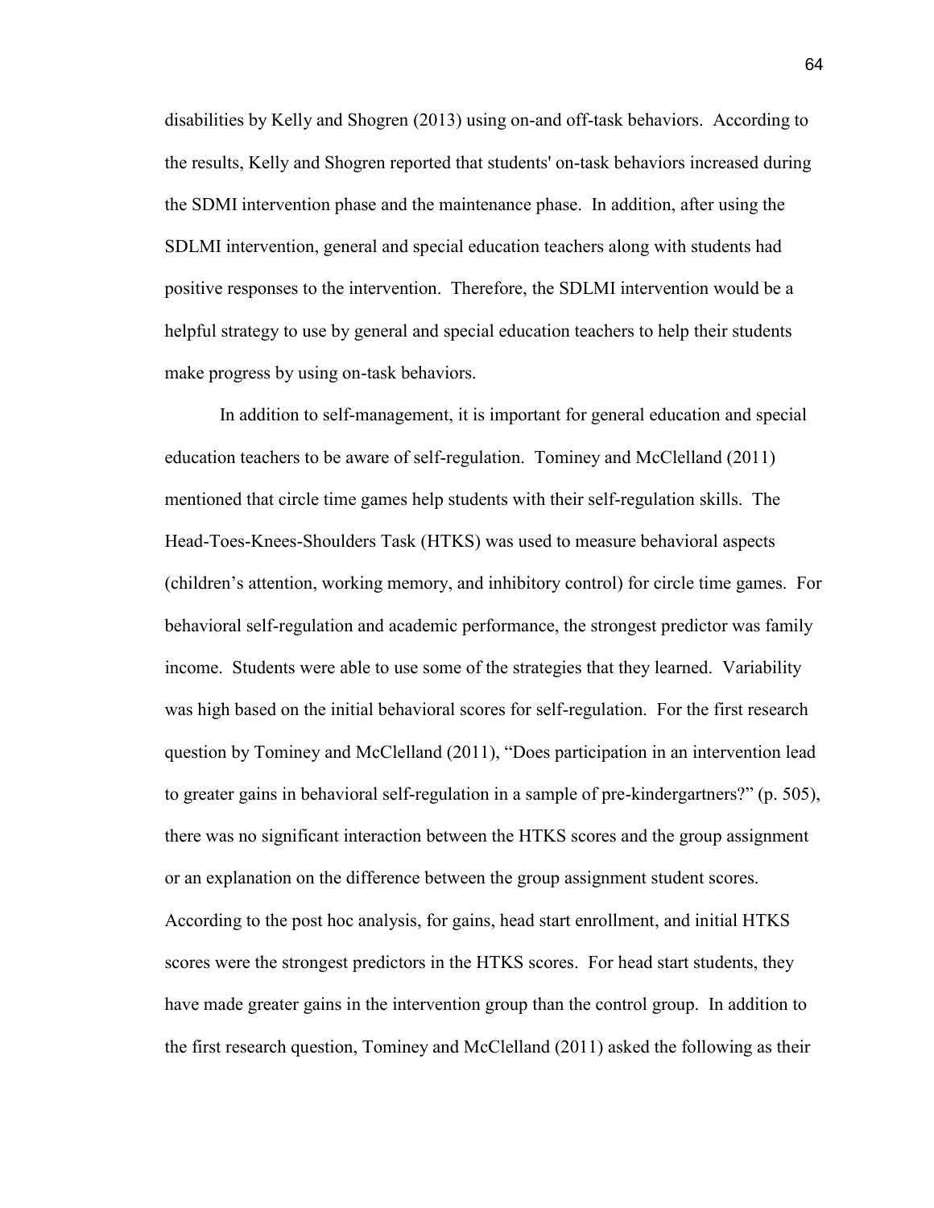disabilities by Kelly and Shogren (2013) using on-and off-task behaviors. According to the results, Kelly and Shogren reported that students' on-task behaviors increased during the SDMI intervention phase and the maintenance phase. In addition, after using the SDLMI intervention, general and special education teachers along with students had positive responses to the intervention. Therefore, the SDLMI intervention would be a helpful strategy to use by general and special education teachers to help their students make progress by using on-task behaviors.

In addition to self-management, it is important for general education and special education teachers to be aware of self-regulation. Tominey and McClelland (2011) mentioned that circle time games help students with their self-regulation skills. The Head-Toes-Knees-Shoulders Task (HTKS) was used to measure behavioral aspects (children's attention, working memory, and inhibitory control) for circle time games. For behavioral self-regulation and academic performance, the strongest predictor was family income. Students were able to use some of the strategies that they learned. Variability was high based on the initial behavioral scores for self-regulation. For the first research question by Tominey and McClelland (2011), "Does participation in an intervention lead to greater gains in behavioral self-regulation in a sample of pre-kindergartners?" (p. 505), there was no significant interaction between the HTKS scores and the group assignment or an explanation on the difference between the group assignment student scores. According to the post hoc analysis, for gains, head start enrollment, and initial HTKS scores were the strongest predictors in the HTKS scores. For head start students, they have made greater gains in the intervention group than the control group. In addition to the first research question, Tominey and McClelland (2011) asked the following as their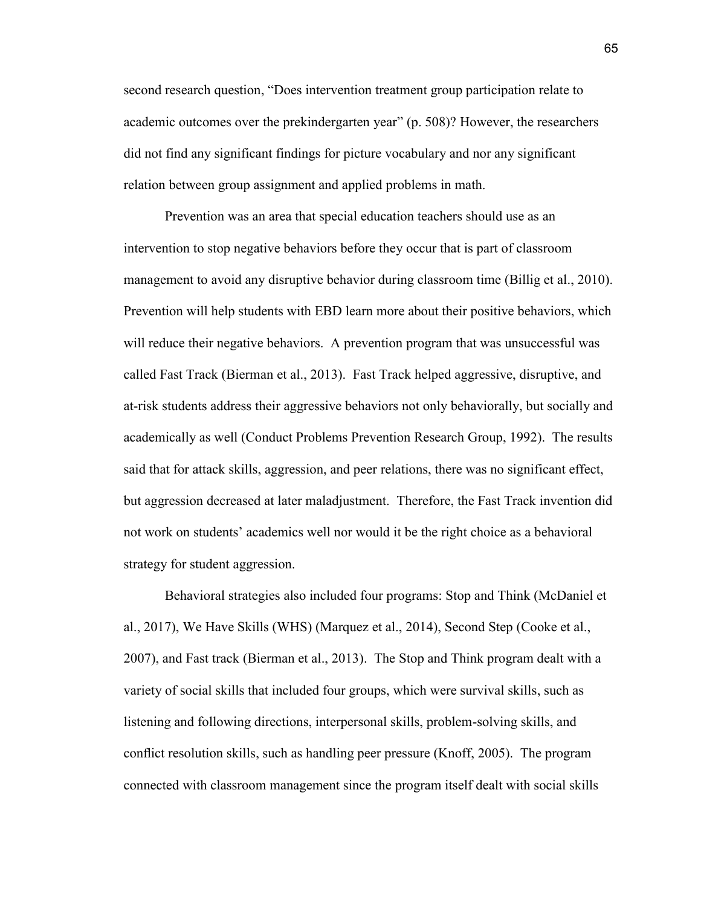second research question, "Does intervention treatment group participation relate to academic outcomes over the prekindergarten year" (p. 508)? However, the researchers did not find any significant findings for picture vocabulary and nor any significant relation between group assignment and applied problems in math.

Prevention was an area that special education teachers should use as an intervention to stop negative behaviors before they occur that is part of classroom management to avoid any disruptive behavior during classroom time (Billig et al., 2010). Prevention will help students with EBD learn more about their positive behaviors, which will reduce their negative behaviors. A prevention program that was unsuccessful was called Fast Track (Bierman et al., 2013). Fast Track helped aggressive, disruptive, and at-risk students address their aggressive behaviors not only behaviorally, but socially and academically as well (Conduct Problems Prevention Research Group, 1992). The results said that for attack skills, aggression, and peer relations, there was no significant effect, but aggression decreased at later maladjustment. Therefore, the Fast Track invention did not work on students' academics well nor would it be the right choice as a behavioral strategy for student aggression.

Behavioral strategies also included four programs: Stop and Think (McDaniel et al., 2017), We Have Skills (WHS) (Marquez et al., 2014), Second Step (Cooke et al., 2007), and Fast track (Bierman et al., 2013). The Stop and Think program dealt with a variety of social skills that included four groups, which were survival skills, such as listening and following directions, interpersonal skills, problem-solving skills, and conflict resolution skills, such as handling peer pressure (Knoff, 2005). The program connected with classroom management since the program itself dealt with social skills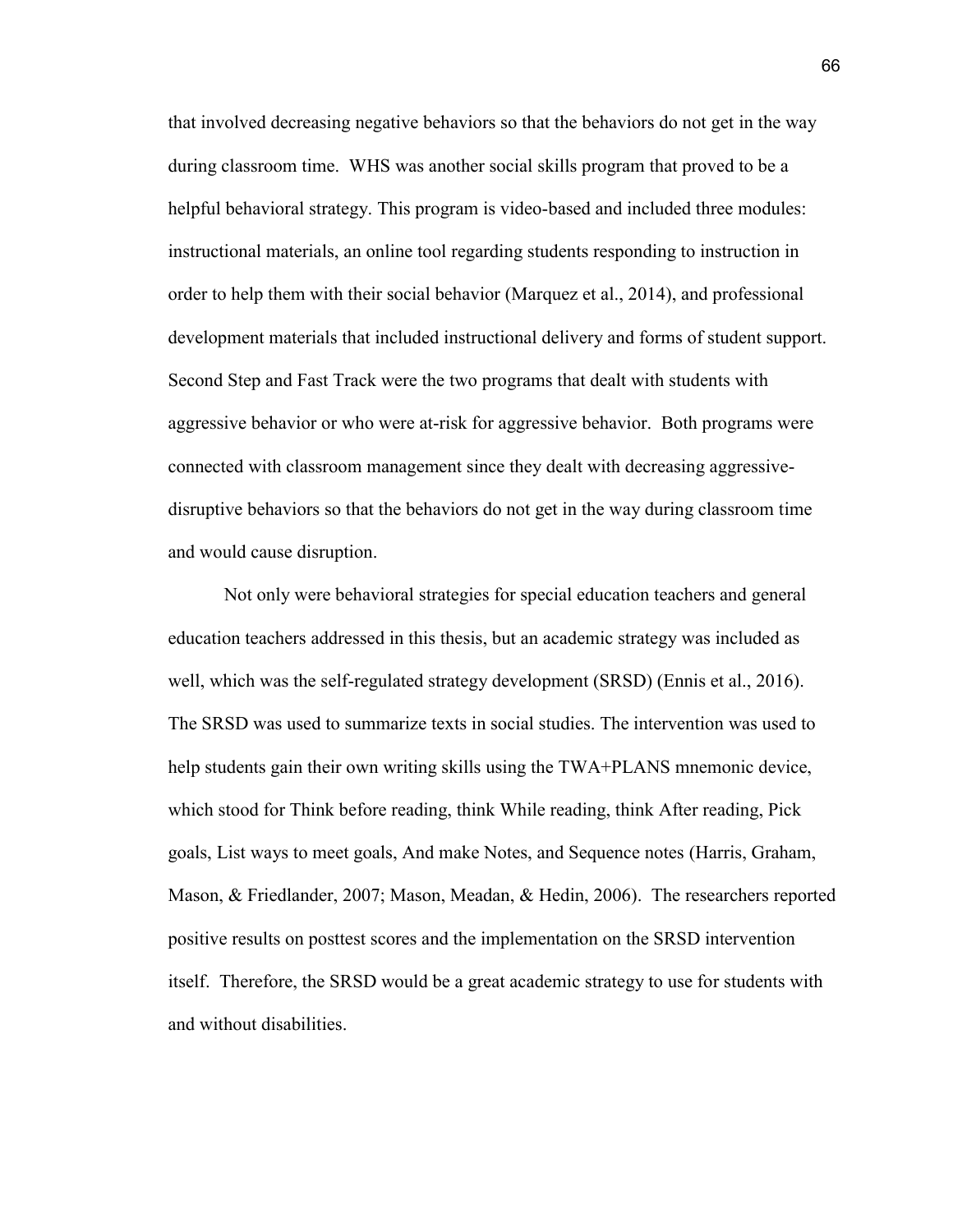that involved decreasing negative behaviors so that the behaviors do not get in the way during classroom time. WHS was another social skills program that proved to be a helpful behavioral strategy. This program is video-based and included three modules: instructional materials, an online tool regarding students responding to instruction in order to help them with their social behavior (Marquez et al., 2014), and professional development materials that included instructional delivery and forms of student support. Second Step and Fast Track were the two programs that dealt with students with aggressive behavior or who were at-risk for aggressive behavior. Both programs were connected with classroom management since they dealt with decreasing aggressive-disruptive behaviors so that the behaviors do not get in the way during classroom time and would cause disruption.

Not only were behavioral strategies for special education teachers and general education teachers addressed in this thesis, but an academic strategy was included as well, which was the self-regulated strategy development (SRSD) (Ennis et al., 2016). The SRSD was used to summarize texts in social studies. The intervention was used to help students gain their own writing skills using the TWA+PLANS mnemonic device, which stood for Think before reading, think While reading, think After reading, Pick goals, List ways to meet goals, And make Notes, and Sequence notes (Harris, Graham, Mason, & Friedlander, 2007; Mason, Meadan, & Hedin, 2006). The researchers reported positive results on posttest scores and the implementation on the SRSD intervention itself. Therefore, the SRSD would be a great academic strategy to use for students with and without disabilities.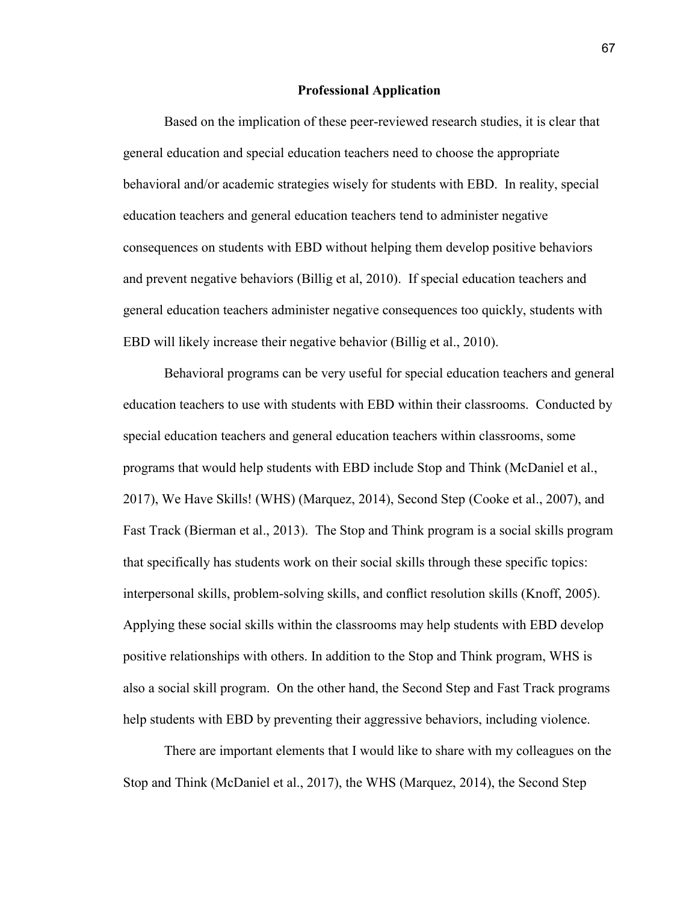## Professional Application

Based on the implication of these peer-reviewed research studies, it is clear that general education and special education teachers need to choose the appropriate behavioral and/or academic strategies wisely for students with EBD. In reality, special education teachers and general education teachers tend to administer negative consequences on students with EBD without helping them develop positive behaviors and prevent negative behaviors (Billig et al, 2010). If special education teachers and general education teachers administer negative consequences too quickly, students with EBD will likely increase their negative behavior (Billig et al., 2010).

Behavioral programs can be very useful for special education teachers and general education teachers to use with students with EBD within their classrooms. Conducted by special education teachers and general education teachers within classrooms, some programs that would help students with EBD include Stop and Think (McDaniel et al., 2017), We Have Skills! (WHS) (Marquez, 2014), Second Step (Cooke et al., 2007), and Fast Track (Bierman et al., 2013). The Stop and Think program is a social skills program that specifically has students work on their social skills through these specific topics: interpersonal skills, problem-solving skills, and conflict resolution skills (Knoff, 2005). Applying these social skills within the classrooms may help students with EBD develop positive relationships with others. In addition to the Stop and Think program, WHS is also a social skill program. On the other hand, the Second Step and Fast Track programs help students with EBD by preventing their aggressive behaviors, including violence.

There are important elements that I would like to share with my colleagues on the Stop and Think (McDaniel et al., 2017), the WHS (Marquez, 2014), the Second Step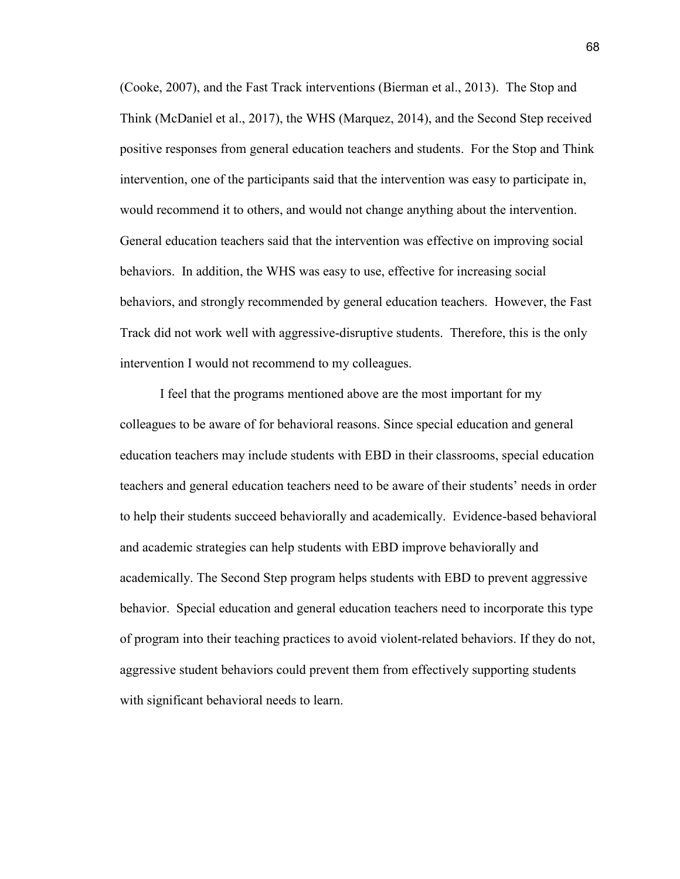(Cooke, 2007), and the Fast Track interventions (Bierman et al., 2013). The Stop and Think (McDaniel et al., 2017), the WHS (Marquez, 2014), and the Second Step received positive responses from general education teachers and students. For the Stop and Think intervention, one of the participants said that the intervention was easy to participate in, would recommend it to others, and would not change anything about the intervention. General education teachers said that the intervention was effective on improving social behaviors. In addition, the WHS was easy to use, effective for increasing social behaviors, and strongly recommended by general education teachers. However, the Fast Track did not work well with aggressive-disruptive students. Therefore, this is the only intervention I would not recommend to my colleagues.

I feel that the programs mentioned above are the most important for my colleagues to be aware of for behavioral reasons. Since special education and general education teachers may include students with EBD in their classrooms, special education teachers and general education teachers need to be aware of their students' needs in order to help their students succeed behaviorally and academically. Evidence-based behavioral and academic strategies can help students with EBD improve behaviorally and academically. The Second Step program helps students with EBD to prevent aggressive behavior. Special education and general education teachers need to incorporate this type of program into their teaching practices to avoid violent-related behaviors. If they do not, aggressive student behaviors could prevent them from effectively supporting students with significant behavioral needs to learn.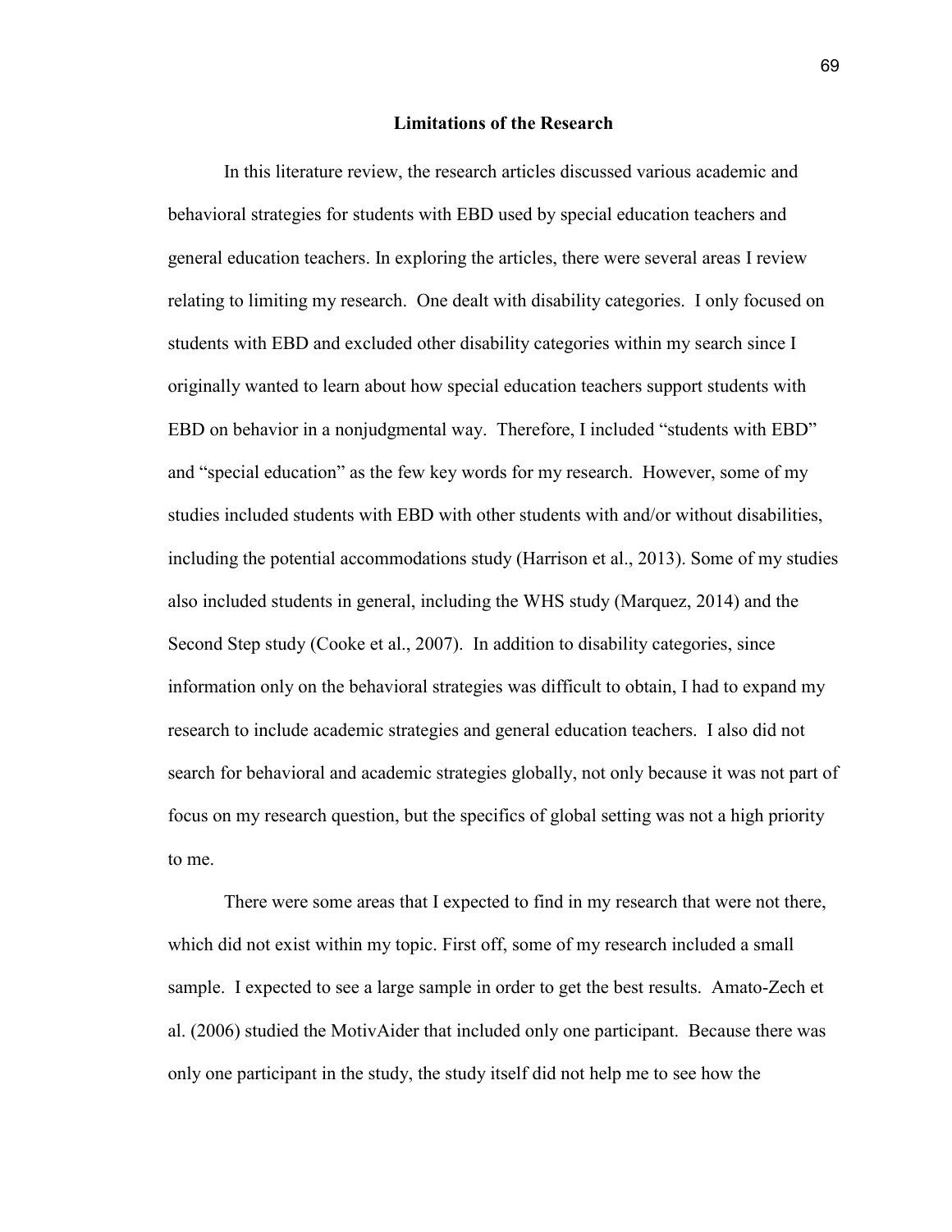## Limitations of the Research

In this literature review, the research articles discussed various academic and behavioral strategies for students with EBD used by special education teachers and general education teachers. In exploring the articles, there were several areas I review relating to limiting my research. One dealt with disability categories. I only focused on students with EBD and excluded other disability categories within my search since I originally wanted to learn about how special education teachers support students with EBD on behavior in a nonjudgmental way. Therefore, I included "students with EBD" and "special education" as the few key words for my research. However, some of my studies included students with EBD with other students with and/or without disabilities, including the potential accommodations study (Harrison et al., 2013). Some of my studies also included students in general, including the WHS study (Marquez, 2014) and the Second Step study (Cooke et al., 2007). In addition to disability categories, since information only on the behavioral strategies was difficult to obtain, I had to expand my research to include academic strategies and general education teachers. I also did not search for behavioral and academic strategies globally, not only because it was not part of focus on my research question, but the specifics of global setting was not a high priority to me.

There were some areas that I expected to find in my research that were not there, which did not exist within my topic. First off, some of my research included a small sample. I expected to see a large sample in order to get the best results. Amato-Zech et al. (2006) studied the MotivAider that included only one participant. Because there was only one participant in the study, the study itself did not help me to see how the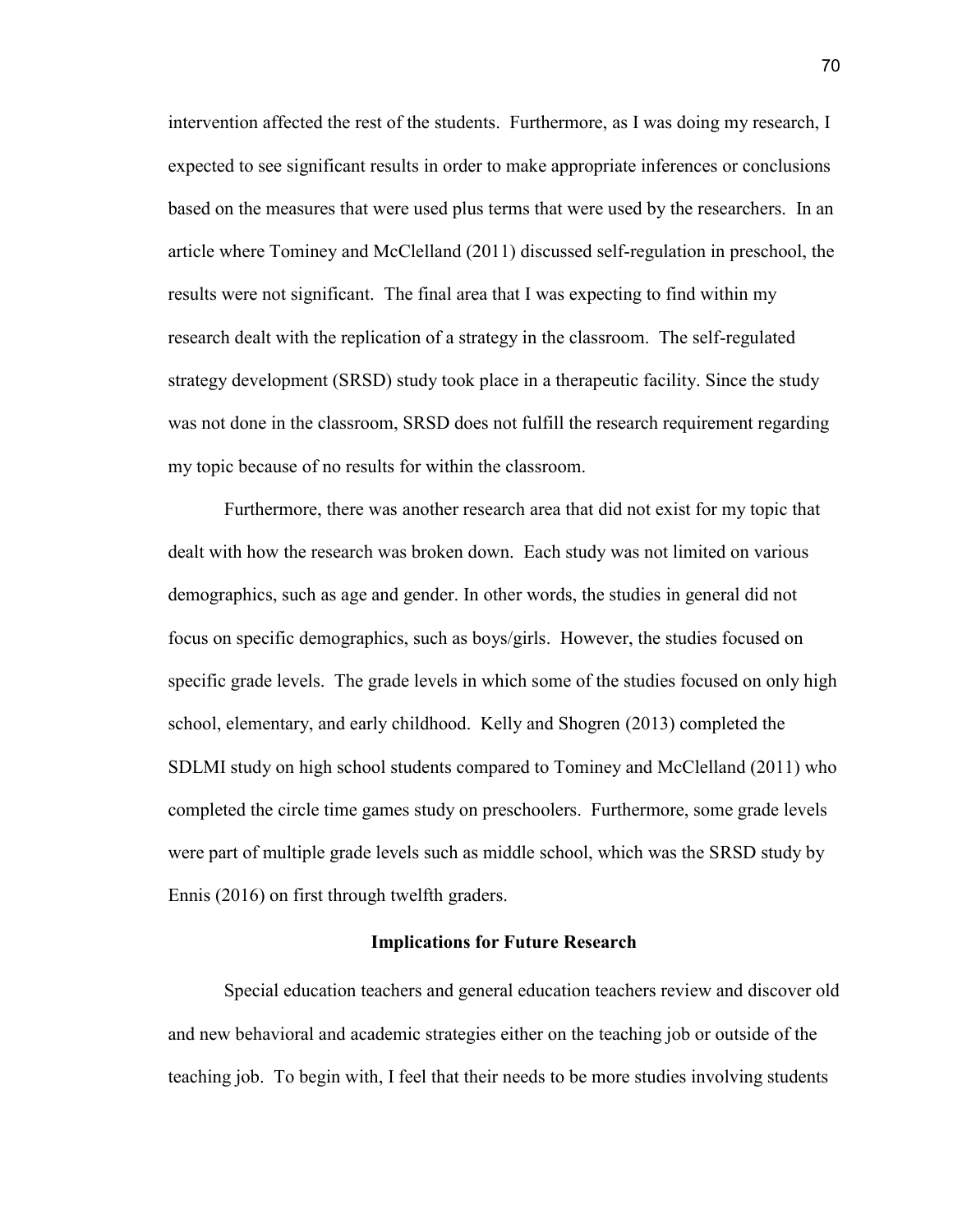intervention affected the rest of the students. Furthermore, as I was doing my research, I expected to see significant results in order to make appropriate inferences or conclusions based on the measures that were used plus terms that were used by the researchers. In an article where Tominey and McClelland (2011) discussed self-regulation in preschool, the results were not significant. The final area that I was expecting to find within my research dealt with the replication of a strategy in the classroom. The self-regulated strategy development (SRSD) study took place in a therapeutic facility. Since the study was not done in the classroom, SRSD does not fulfill the research requirement regarding my topic because of no results for within the classroom.

Furthermore, there was another research area that did not exist for my topic that dealt with how the research was broken down. Each study was not limited on various demographics, such as age and gender. In other words, the studies in general did not focus on specific demographics, such as boys/girls. However, the studies focused on specific grade levels. The grade levels in which some of the studies focused on only high school, elementary, and early childhood. Kelly and Shogren (2013) completed the SDLMI study on high school students compared to Tominey and McClelland (2011) who completed the circle time games study on preschoolers. Furthermore, some grade levels were part of multiple grade levels such as middle school, which was the SRSD study by Ennis (2016) on first through twelfth graders.

## Implications for Future Research

Special education teachers and general education teachers review and discover old and new behavioral and academic strategies either on the teaching job or outside of the teaching job. To begin with, I feel that their needs to be more studies involving students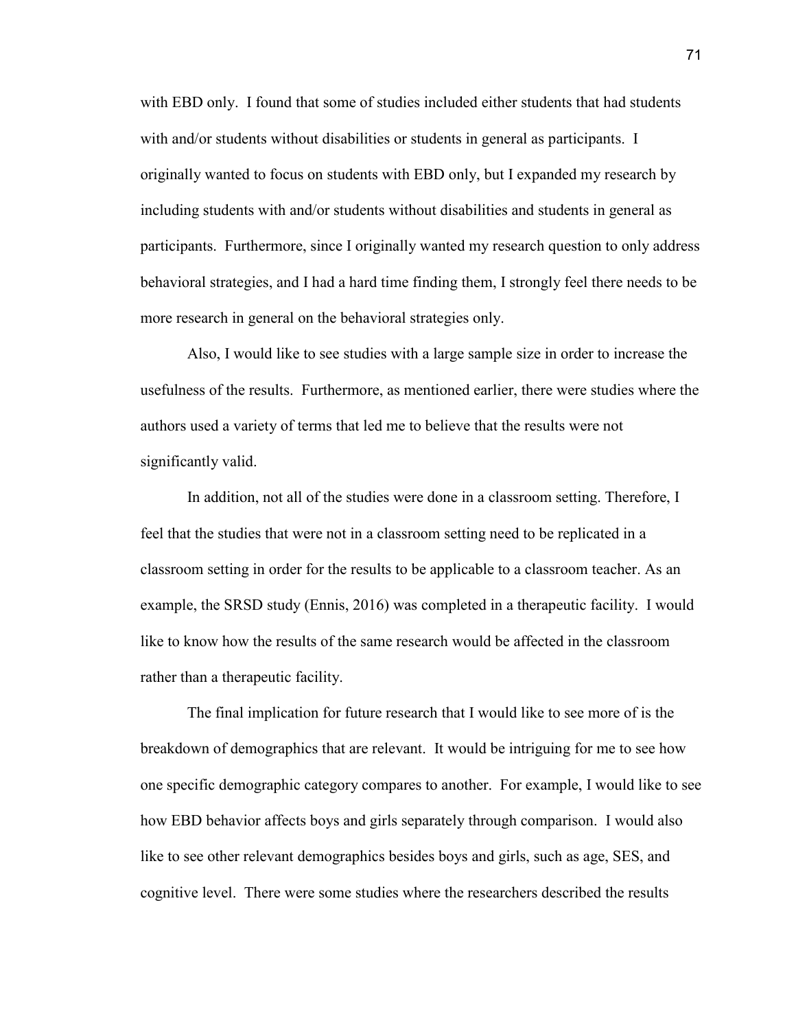with EBD only. I found that some of studies included either students that had students with and/or students without disabilities or students in general as participants. I originally wanted to focus on students with EBD only, but I expanded my research by including students with and/or students without disabilities and students in general as participants. Furthermore, since I originally wanted my research question to only address behavioral strategies, and I had a hard time finding them, I strongly feel there needs to be more research in general on the behavioral strategies only.

Also, I would like to see studies with a large sample size in order to increase the usefulness of the results. Furthermore, as mentioned earlier, there were studies where the authors used a variety of terms that led me to believe that the results were not significantly valid.

In addition, not all of the studies were done in a classroom setting. Therefore, I feel that the studies that were not in a classroom setting need to be replicated in a classroom setting in order for the results to be applicable to a classroom teacher. As an example, the SRSD study (Ennis, 2016) was completed in a therapeutic facility. I would like to know how the results of the same research would be affected in the classroom rather than a therapeutic facility.

The final implication for future research that I would like to see more of is the breakdown of demographics that are relevant. It would be intriguing for me to see how one specific demographic category compares to another. For example, I would like to see how EBD behavior affects boys and girls separately through comparison. I would also like to see other relevant demographics besides boys and girls, such as age, SES, and cognitive level. There were some studies where the researchers described the results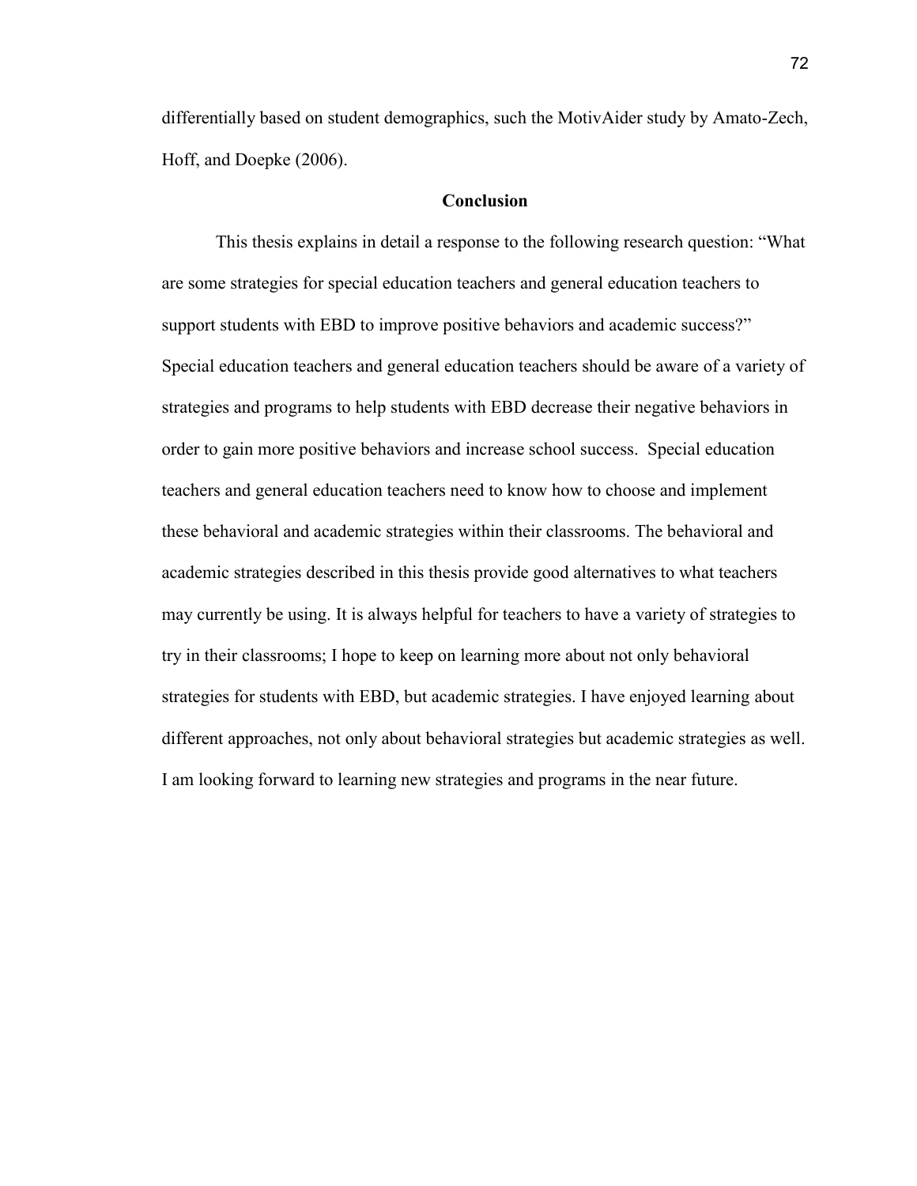differentially based on student demographics, such the MotivAider study by Amato-Zech, Hoff, and Doepke (2006).

## Conclusion

This thesis explains in detail a response to the following research question: "What are some strategies for special education teachers and general education teachers to support students with EBD to improve positive behaviors and academic success?" Special education teachers and general education teachers should be aware of a variety of strategies and programs to help students with EBD decrease their negative behaviors in order to gain more positive behaviors and increase school success. Special education teachers and general education teachers need to know how to choose and implement these behavioral and academic strategies within their classrooms. The behavioral and academic strategies described in this thesis provide good alternatives to what teachers may currently be using. It is always helpful for teachers to have a variety of strategies to try in their classrooms; I hope to keep on learning more about not only behavioral strategies for students with EBD, but academic strategies. I have enjoyed learning about different approaches, not only about behavioral strategies but academic strategies as well. I am looking forward to learning new strategies and programs in the near future.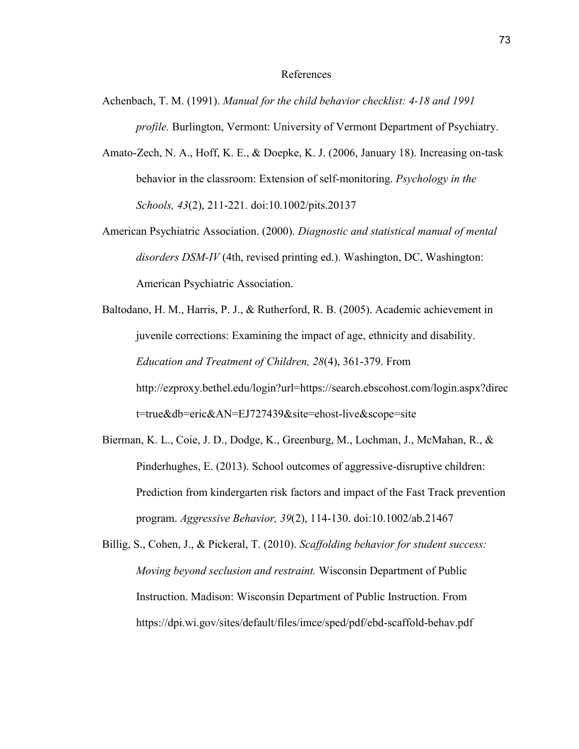# References

Achenbach, T. M. (1991). *Manual for the child behavior checklist: 4-18 and 1991 profile.* Burlington, Vermont: University of Vermont Department of Psychiatry.

Amato-Zech, N. A., Hoff, K. E., & Doepke, K. J. (2006, January 18). Increasing on-task behavior in the classroom: Extension of self-monitoring. *Psychology in the Schools, 43*(2), 211-221. doi:10.1002/pits.20137

American Psychiatric Association. (2000). *Diagnostic and statistical manual of mental disorders DSM-IV* (4th, revised printing ed.). Washington, DC, Washington: American Psychiatric Association.

Baltodano, H. M., Harris, P. J., & Rutherford, R. B. (2005). Academic achievement in juvenile corrections: Examining the impact of age, ethnicity and disability. *Education and Treatment of Children, 28*(4), 361-379. From http://ezproxy.bethel.edu/login?url=https://search.ebscohost.com/login.aspx?direct=true&db=eric&AN=EJ727439&site=ehost-live&scope=site

Bierman, K. L., Coie, J. D., Dodge, K., Greenburg, M., Lochman, J., McMahan, R., & Pinderhughes, E. (2013). School outcomes of aggressive-disruptive children: Prediction from kindergarten risk factors and impact of the Fast Track prevention program. *Aggressive Behavior, 39*(2), 114-130. doi:10.1002/ab.21467

Billig, S., Cohen, J., & Pickeral, T. (2010). *Scaffolding behavior for student success: Moving beyond seclusion and restraint.* Wisconsin Department of Public Instruction. Madison: Wisconsin Department of Public Instruction. From https://dpi.wi.gov/sites/default/files/imce/sped/pdf/ebd-scaffold-behav.pdf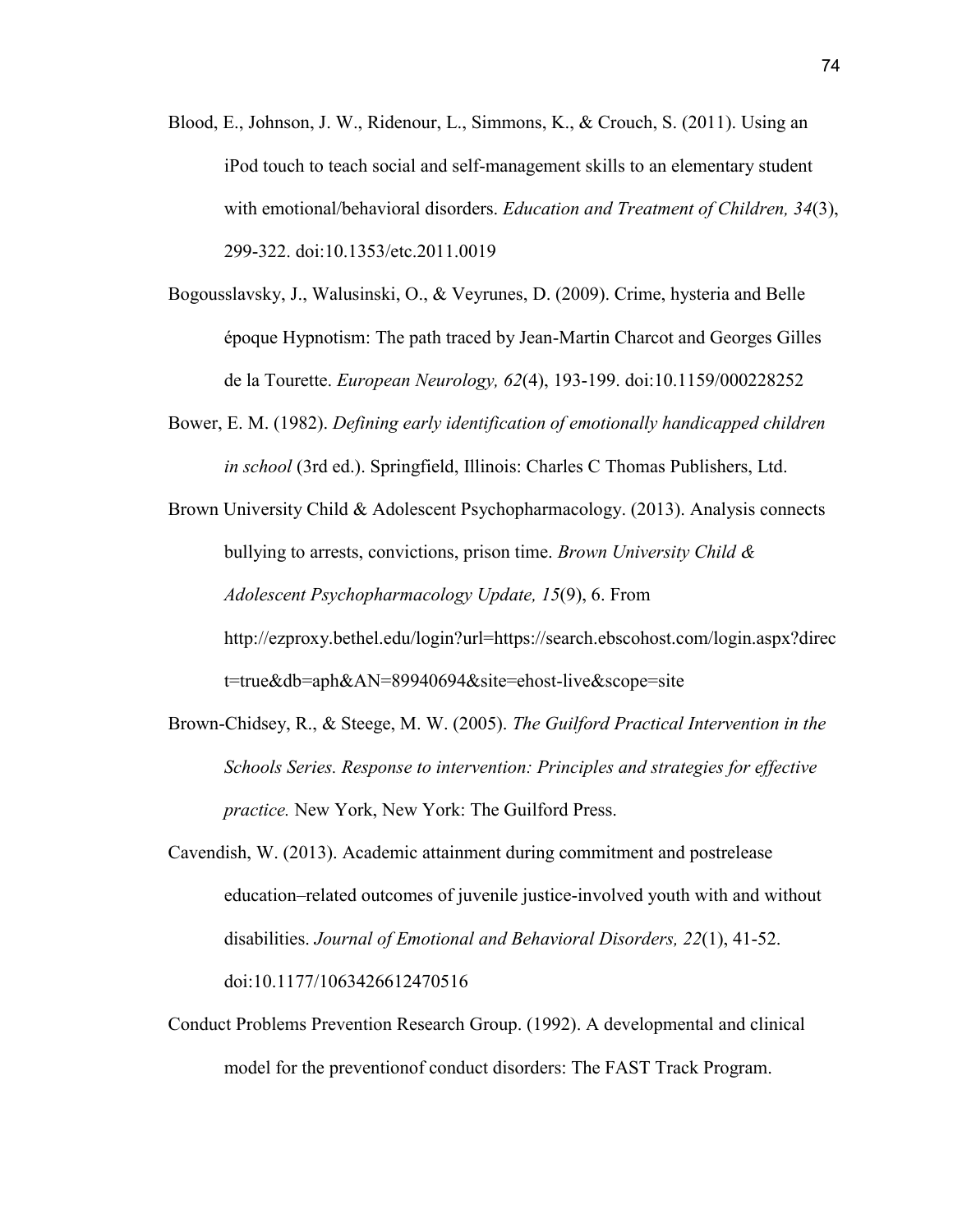Blood, E., Johnson, J. W., Ridenour, L., Simmons, K., & Crouch, S. (2011). Using an iPod touch to teach social and self-management skills to an elementary student with emotional/behavioral disorders. *Education and Treatment of Children, 34*(3), 299-322. doi:10.1353/etc.2011.0019

Bogousslavsky, J., Walusinski, O., & Veyrunes, D. (2009). Crime, hysteria and Belle époque Hypnotism: The path traced by Jean-Martin Charcot and Georges Gilles de la Tourette. *European Neurology, 62*(4), 193-199. doi:10.1159/000228252

Bower, E. M. (1982). *Defining early identification of emotionally handicapped children in school* (3rd ed.). Springfield, Illinois: Charles C Thomas Publishers, Ltd.

Brown University Child & Adolescent Psychopharmacology. (2013). Analysis connects bullying to arrests, convictions, prison time. *Brown University Child & Adolescent Psychopharmacology Update, 15*(9), 6. From http://ezproxy.bethel.edu/login?url=https://search.ebscohost.com/login.aspx?direct=true&db=aph&AN=89940694&site=ehost-live&scope=site

Brown-Chidsey, R., & Steege, M. W. (2005). *The Guilford Practical Intervention in the Schools Series. Response to intervention: Principles and strategies for effective practice.* New York, New York: The Guilford Press.

Cavendish, W. (2013). Academic attainment during commitment and postrelease education–related outcomes of juvenile justice-involved youth with and without disabilities. *Journal of Emotional and Behavioral Disorders, 22*(1), 41-52. doi:10.1177/1063426612470516

Conduct Problems Prevention Research Group. (1992). A developmental and clinical model for the preventionof conduct disorders: The FAST Track Program.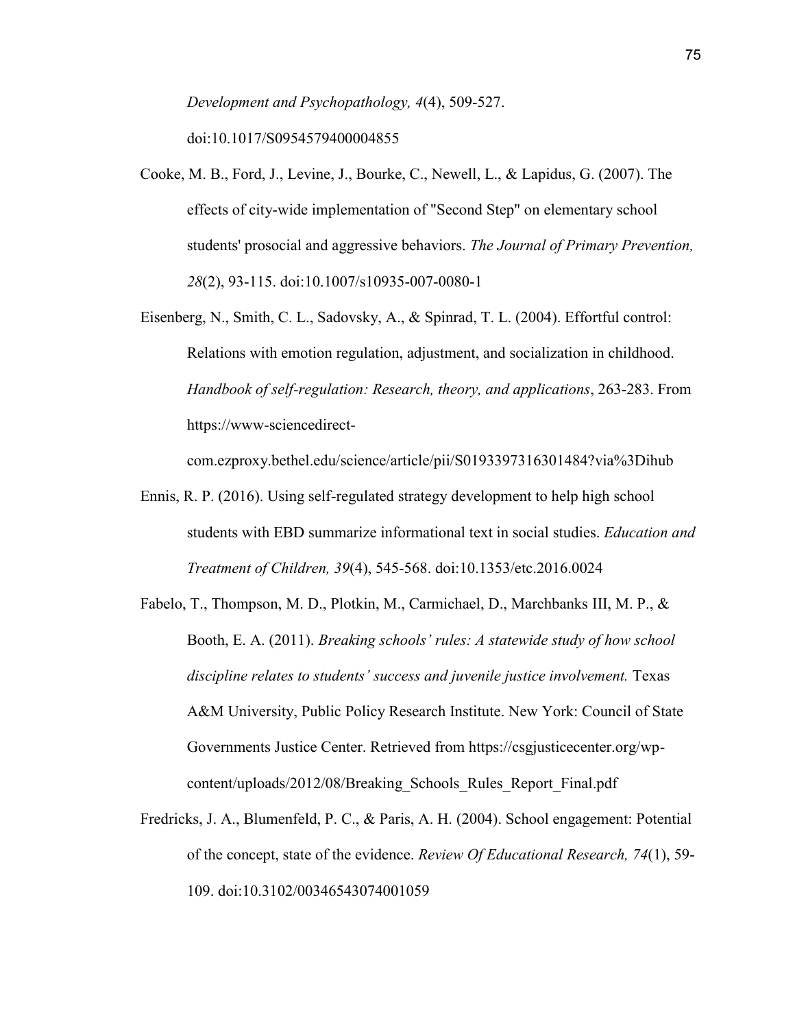*Development and Psychopathology, 4*(4), 509-527. doi:10.1017/S0954579400004855

Cooke, M. B., Ford, J., Levine, J., Bourke, C., Newell, L., & Lapidus, G. (2007). The effects of city-wide implementation of "Second Step" on elementary school students' prosocial and aggressive behaviors. *The Journal of Primary Prevention, 28*(2), 93-115. doi:10.1007/s10935-007-0080-1

Eisenberg, N., Smith, C. L., Sadovsky, A., & Spinrad, T. L. (2004). Effortful control: Relations with emotion regulation, adjustment, and socialization in childhood. *Handbook of self-regulation: Research, theory, and applications*, 263-283. From https://www-sciencedirect-com.ezproxy.bethel.edu/science/article/pii/S0193397316301484?via%3Dihub

Ennis, R. P. (2016). Using self-regulated strategy development to help high school students with EBD summarize informational text in social studies. *Education and Treatment of Children, 39*(4), 545-568. doi:10.1353/etc.2016.0024

Fabelo, T., Thompson, M. D., Plotkin, M., Carmichael, D., Marchbanks III, M. P., & Booth, E. A. (2011). *Breaking schools' rules: A statewide study of how school discipline relates to students' success and juvenile justice involvement.* Texas A&M University, Public Policy Research Institute. New York: Council of State Governments Justice Center. Retrieved from https://csgjusticecenter.org/wp-content/uploads/2012/08/Breaking_Schools_Rules_Report_Final.pdf

Fredricks, J. A., Blumenfeld, P. C., & Paris, A. H. (2004). School engagement: Potential of the concept, state of the evidence. *Review Of Educational Research, 74*(1), 59-109. doi:10.3102/00346543074001059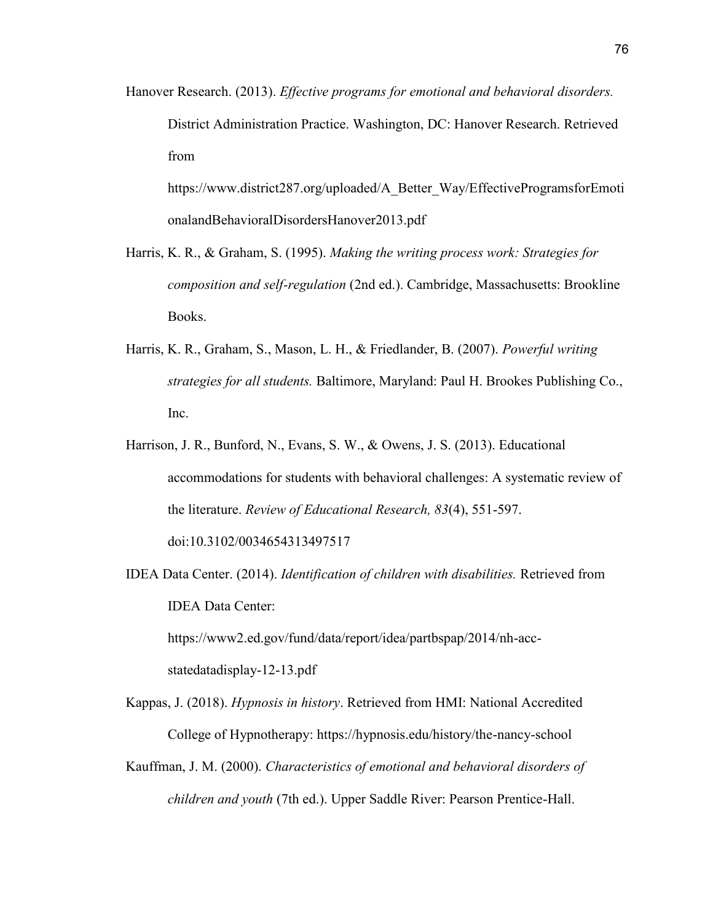Hanover Research. (2013). *Effective programs for emotional and behavioral disorders.* District Administration Practice. Washington, DC: Hanover Research. Retrieved from https://www.district287.org/uploaded/A_Better_Way/EffectiveProgramsforEmotionalandBehavioralDisordersHanover2013.pdf

Harris, K. R., & Graham, S. (1995). *Making the writing process work: Strategies for composition and self-regulation* (2nd ed.). Cambridge, Massachusetts: Brookline Books.

Harris, K. R., Graham, S., Mason, L. H., & Friedlander, B. (2007). *Powerful writing strategies for all students.* Baltimore, Maryland: Paul H. Brookes Publishing Co., Inc.

Harrison, J. R., Bunford, N., Evans, S. W., & Owens, J. S. (2013). Educational accommodations for students with behavioral challenges: A systematic review of the literature. *Review of Educational Research, 83*(4), 551-597. doi:10.3102/0034654313497517

IDEA Data Center. (2014). *Identification of children with disabilities.* Retrieved from IDEA Data Center: https://www2.ed.gov/fund/data/report/idea/partbspap/2014/nh-acc-statedatadisplay-12-13.pdf

Kappas, J. (2018). *Hypnosis in history*. Retrieved from HMI: National Accredited College of Hypnotherapy: https://hypnosis.edu/history/the-nancy-school

Kauffman, J. M. (2000). *Characteristics of emotional and behavioral disorders of children and youth* (7th ed.). Upper Saddle River: Pearson Prentice-Hall.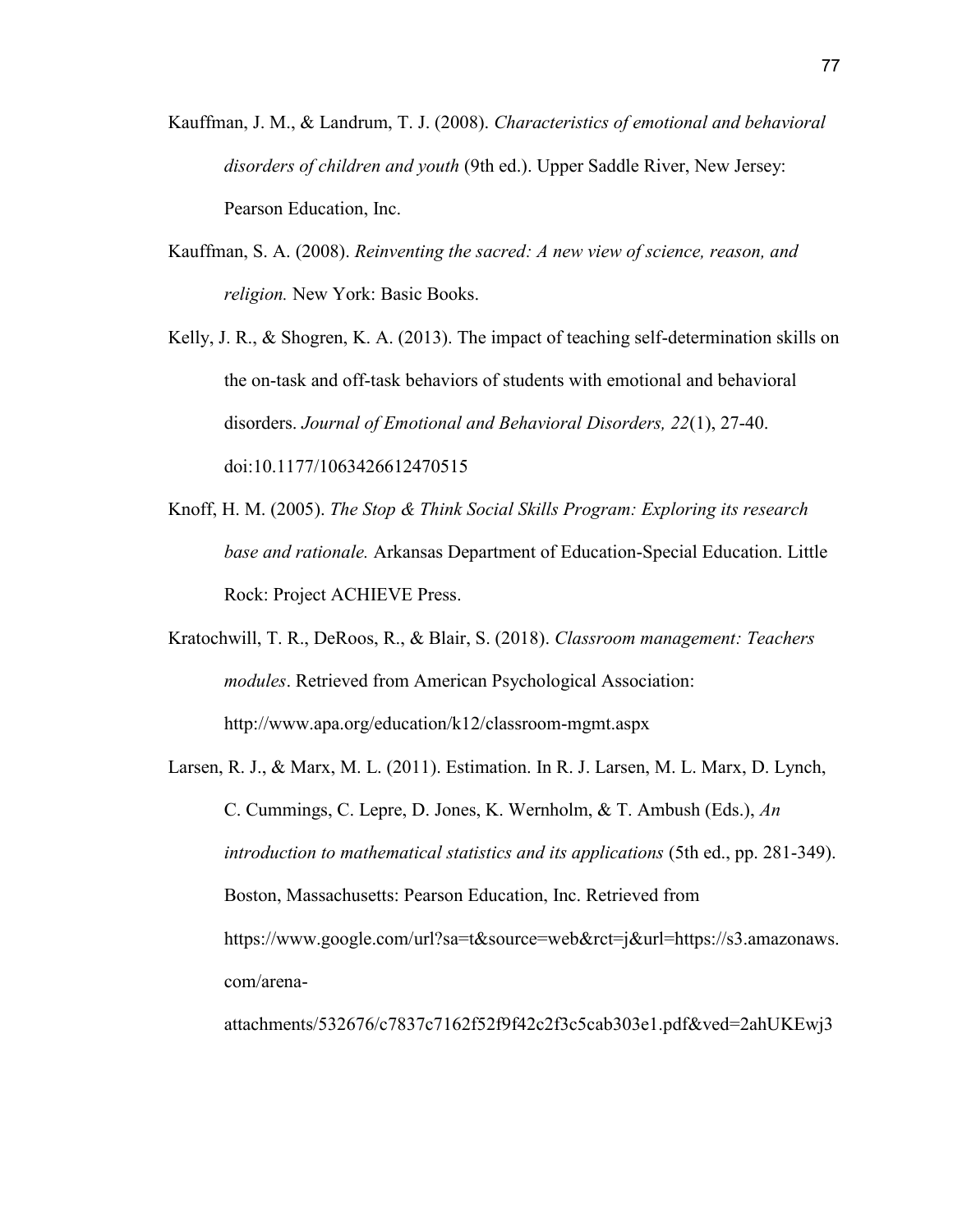Kauffman, J. M., & Landrum, T. J. (2008). *Characteristics of emotional and behavioral disorders of children and youth* (9th ed.). Upper Saddle River, New Jersey: Pearson Education, Inc.

Kauffman, S. A. (2008). *Reinventing the sacred: A new view of science, reason, and religion.* New York: Basic Books.

Kelly, J. R., & Shogren, K. A. (2013). The impact of teaching self-determination skills on the on-task and off-task behaviors of students with emotional and behavioral disorders. *Journal of Emotional and Behavioral Disorders, 22*(1), 27-40. doi:10.1177/1063426612470515

Knoff, H. M. (2005). *The Stop & Think Social Skills Program: Exploring its research base and rationale.* Arkansas Department of Education-Special Education. Little Rock: Project ACHIEVE Press.

Kratochwill, T. R., DeRoos, R., & Blair, S. (2018). *Classroom management: Teachers modules*. Retrieved from American Psychological Association: http://www.apa.org/education/k12/classroom-mgmt.aspx

Larsen, R. J., & Marx, M. L. (2011). Estimation. In R. J. Larsen, M. L. Marx, D. Lynch, C. Cummings, C. Lepre, D. Jones, K. Wernholm, & T. Ambush (Eds.), *An introduction to mathematical statistics and its applications* (5th ed., pp. 281-349). Boston, Massachusetts: Pearson Education, Inc. Retrieved from https://www.google.com/url?sa=t&source=web&rct=j&url=https://s3.amazonaws.com/arena-attachments/532676/c7837c7162f52f9f42c2f3c5cab303e1.pdf&ved=2ahUKEwj3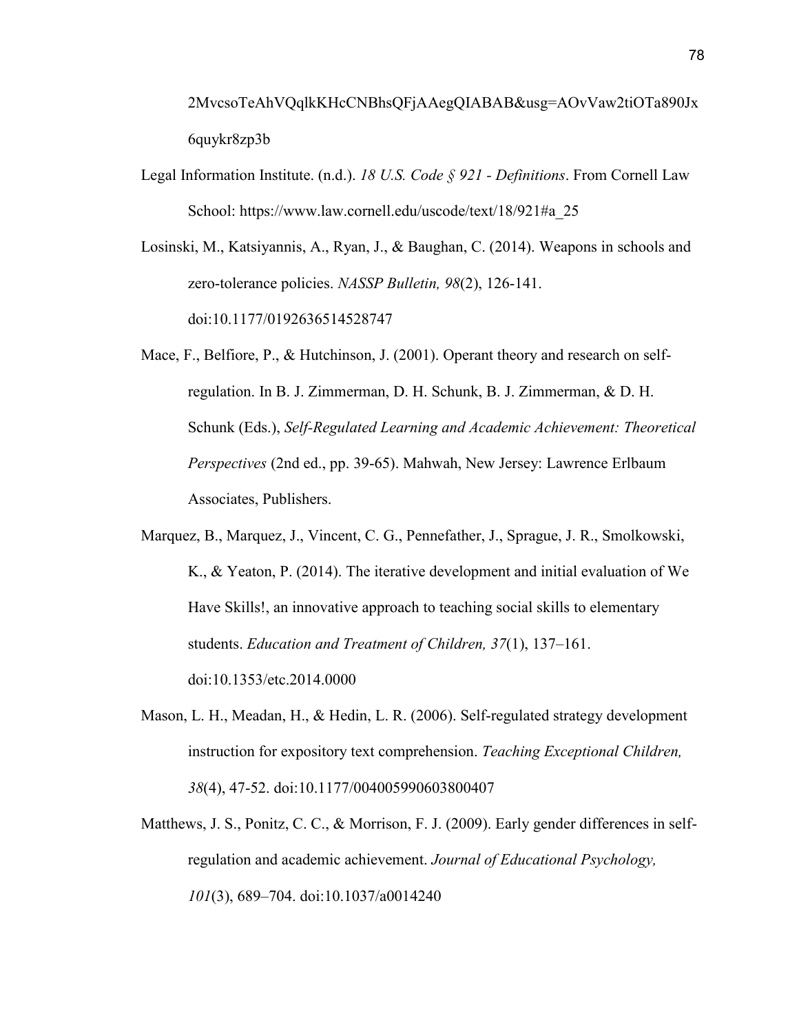2MvcsoTeAhVQqlkKHcCNBhsQFjAAegQIABAB&usg=AOvVaw2tiOTa890Jx6quykr8zp3b

Legal Information Institute. (n.d.). *18 U.S. Code § 921 - Definitions*. From Cornell Law School: https://www.law.cornell.edu/uscode/text/18/921#a_25

Losinski, M., Katsiyannis, A., Ryan, J., & Baughan, C. (2014). Weapons in schools and zero-tolerance policies. *NASSP Bulletin, 98*(2), 126-141. doi:10.1177/0192636514528747

Mace, F., Belfiore, P., & Hutchinson, J. (2001). Operant theory and research on self-regulation. In B. J. Zimmerman, D. H. Schunk, B. J. Zimmerman, & D. H. Schunk (Eds.), *Self-Regulated Learning and Academic Achievement: Theoretical Perspectives* (2nd ed., pp. 39-65). Mahwah, New Jersey: Lawrence Erlbaum Associates, Publishers.

Marquez, B., Marquez, J., Vincent, C. G., Pennefather, J., Sprague, J. R., Smolkowski, K., & Yeaton, P. (2014). The iterative development and initial evaluation of We Have Skills!, an innovative approach to teaching social skills to elementary students. *Education and Treatment of Children, 37*(1), 137–161. doi:10.1353/etc.2014.0000

Mason, L. H., Meadan, H., & Hedin, L. R. (2006). Self-regulated strategy development instruction for expository text comprehension. *Teaching Exceptional Children, 38*(4), 47-52. doi:10.1177/004005990603800407

Matthews, J. S., Ponitz, C. C., & Morrison, F. J. (2009). Early gender differences in self-regulation and academic achievement. *Journal of Educational Psychology, 101*(3), 689–704. doi:10.1037/a0014240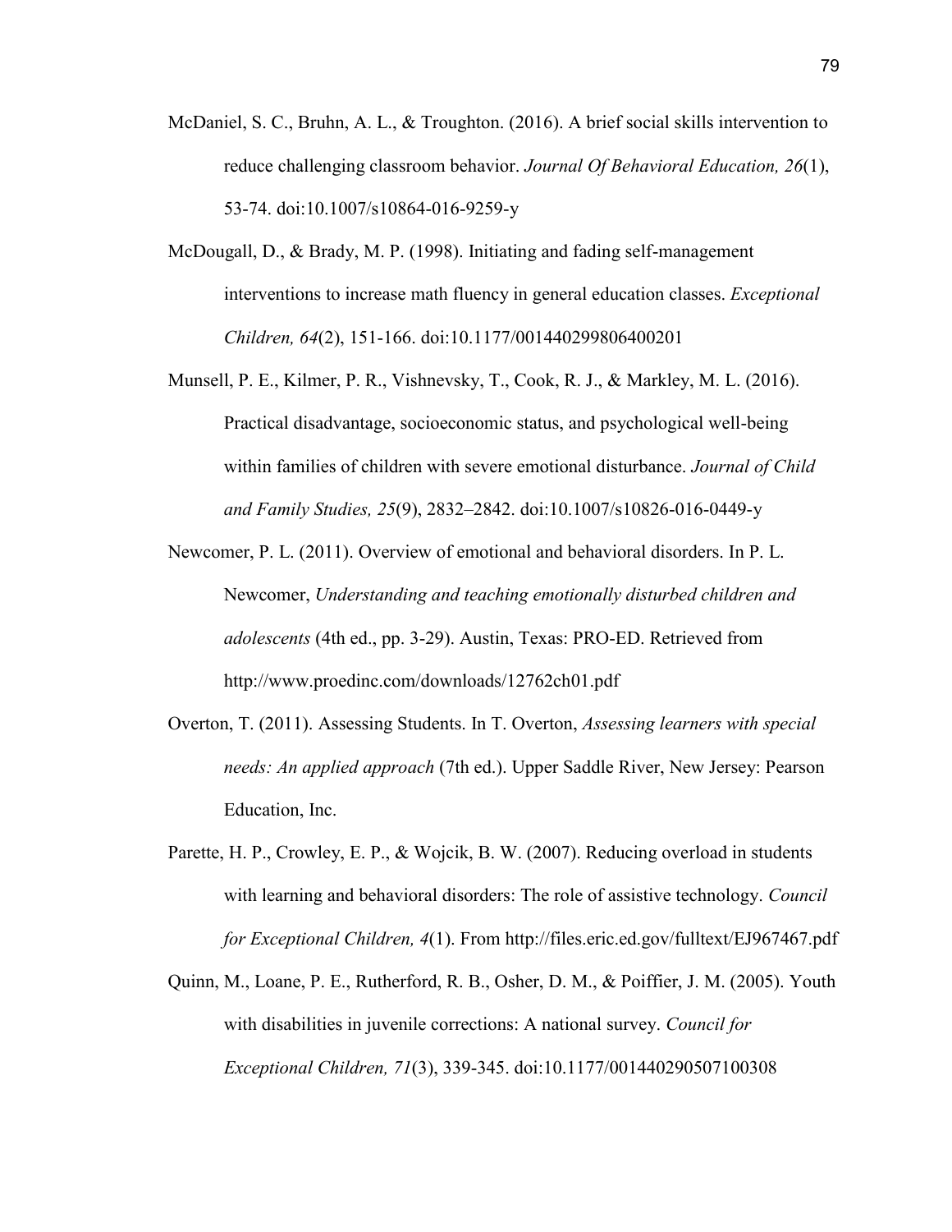McDaniel, S. C., Bruhn, A. L., & Troughton. (2016). A brief social skills intervention to reduce challenging classroom behavior. *Journal Of Behavioral Education, 26*(1), 53-74. doi:10.1007/s10864-016-9259-y

McDougall, D., & Brady, M. P. (1998). Initiating and fading self-management interventions to increase math fluency in general education classes. *Exceptional Children, 64*(2), 151-166. doi:10.1177/001440299806400201

Munsell, P. E., Kilmer, P. R., Vishnevsky, T., Cook, R. J., & Markley, M. L. (2016). Practical disadvantage, socioeconomic status, and psychological well-being within families of children with severe emotional disturbance. *Journal of Child and Family Studies, 25*(9), 2832–2842. doi:10.1007/s10826-016-0449-y

Newcomer, P. L. (2011). Overview of emotional and behavioral disorders. In P. L. Newcomer, *Understanding and teaching emotionally disturbed children and adolescents* (4th ed., pp. 3-29). Austin, Texas: PRO-ED. Retrieved from http://www.proedinc.com/downloads/12762ch01.pdf

Overton, T. (2011). Assessing Students. In T. Overton, *Assessing learners with special needs: An applied approach* (7th ed.). Upper Saddle River, New Jersey: Pearson Education, Inc.

Parette, H. P., Crowley, E. P., & Wojcik, B. W. (2007). Reducing overload in students with learning and behavioral disorders: The role of assistive technology. *Council for Exceptional Children, 4*(1). From http://files.eric.ed.gov/fulltext/EJ967467.pdf

Quinn, M., Loane, P. E., Rutherford, R. B., Osher, D. M., & Poiffier, J. M. (2005). Youth with disabilities in juvenile corrections: A national survey. *Council for Exceptional Children, 71*(3), 339-345. doi:10.1177/001440290507100308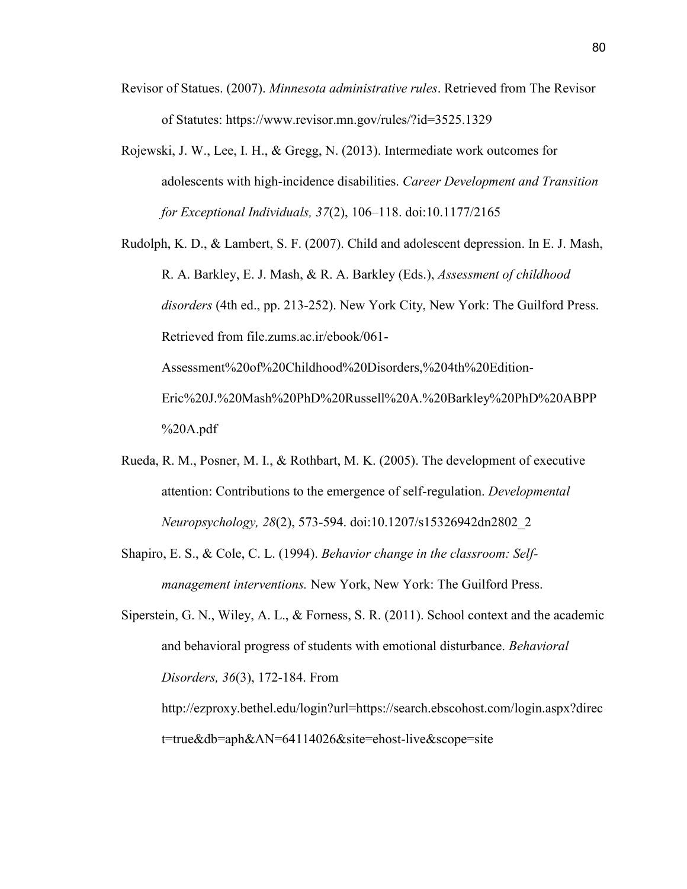Revisor of Statues. (2007). *Minnesota administrative rules*. Retrieved from The Revisor of Statutes: https://www.revisor.mn.gov/rules/?id=3525.1329

Rojewski, J. W., Lee, I. H., & Gregg, N. (2013). Intermediate work outcomes for adolescents with high-incidence disabilities. *Career Development and Transition for Exceptional Individuals, 37*(2), 106–118. doi:10.1177/2165

Rudolph, K. D., & Lambert, S. F. (2007). Child and adolescent depression. In E. J. Mash, R. A. Barkley, E. J. Mash, & R. A. Barkley (Eds.), *Assessment of childhood disorders* (4th ed., pp. 213-252). New York City, New York: The Guilford Press. Retrieved from file.zums.ac.ir/ebook/061-Assessment%20of%20Childhood%20Disorders,%204th%20Edition-Eric%20J.%20Mash%20PhD%20Russell%20A.%20Barkley%20PhD%20ABPP%20A.pdf

Rueda, R. M., Posner, M. I., & Rothbart, M. K. (2005). The development of executive attention: Contributions to the emergence of self-regulation. *Developmental Neuropsychology, 28*(2), 573-594. doi:10.1207/s15326942dn2802_2

Shapiro, E. S., & Cole, C. L. (1994). *Behavior change in the classroom: Self-management interventions.* New York, New York: The Guilford Press.

Siperstein, G. N., Wiley, A. L., & Forness, S. R. (2011). School context and the academic and behavioral progress of students with emotional disturbance. *Behavioral Disorders, 36*(3), 172-184. From http://ezproxy.bethel.edu/login?url=https://search.ebscohost.com/login.aspx?direct=true&db=aph&AN=64114026&site=ehost-live&scope=site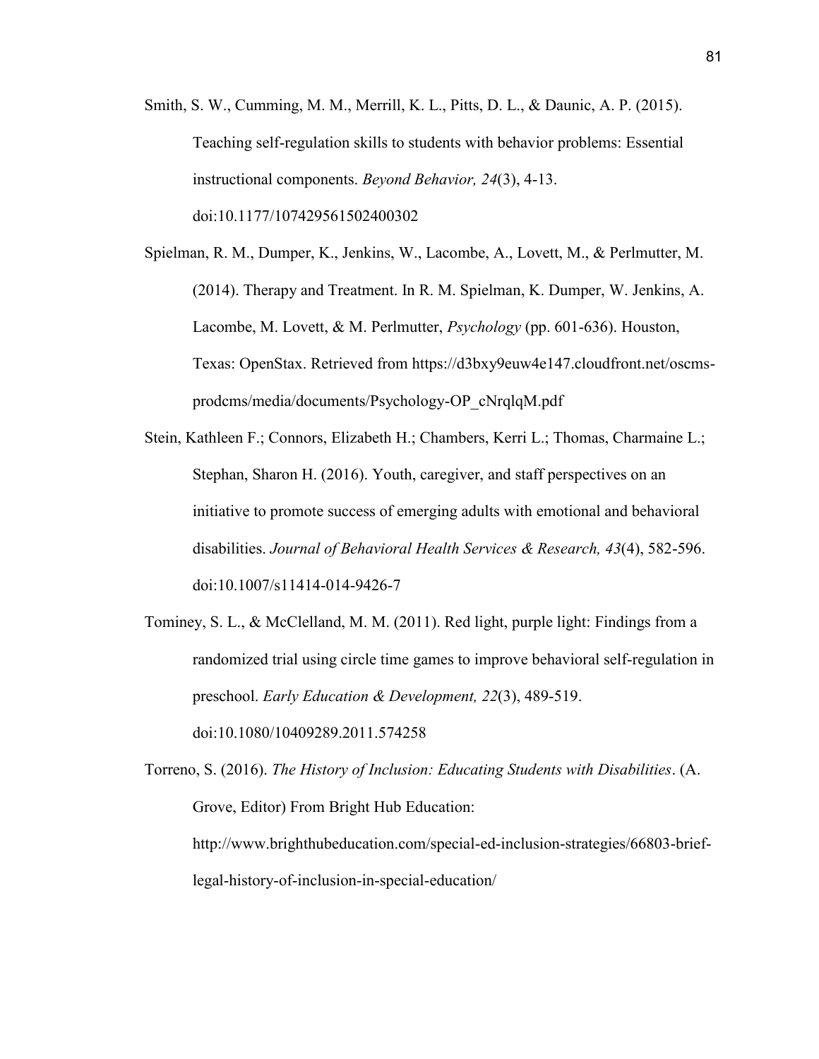Smith, S. W., Cumming, M. M., Merrill, K. L., Pitts, D. L., & Daunic, A. P. (2015). Teaching self-regulation skills to students with behavior problems: Essential instructional components. *Beyond Behavior, 24*(3), 4-13. doi:10.1177/107429561502400302

Spielman, R. M., Dumper, K., Jenkins, W., Lacombe, A., Lovett, M., & Perlmutter, M. (2014). Therapy and Treatment. In R. M. Spielman, K. Dumper, W. Jenkins, A. Lacombe, M. Lovett, & M. Perlmutter, *Psychology* (pp. 601-636). Houston, Texas: OpenStax. Retrieved from https://d3bxy9euw4e147.cloudfront.net/oscms-prodcms/media/documents/Psychology-OP_cNrqlqM.pdf

Stein, Kathleen F.; Connors, Elizabeth H.; Chambers, Kerri L.; Thomas, Charmaine L.; Stephan, Sharon H. (2016). Youth, caregiver, and staff perspectives on an initiative to promote success of emerging adults with emotional and behavioral disabilities. *Journal of Behavioral Health Services & Research, 43*(4), 582-596. doi:10.1007/s11414-014-9426-7

Tominey, S. L., & McClelland, M. M. (2011). Red light, purple light: Findings from a randomized trial using circle time games to improve behavioral self-regulation in preschool. *Early Education & Development, 22*(3), 489-519. doi:10.1080/10409289.2011.574258

Torreno, S. (2016). *The History of Inclusion: Educating Students with Disabilities*. (A. Grove, Editor) From Bright Hub Education: http://www.brighthubeducation.com/special-ed-inclusion-strategies/66803-brief-legal-history-of-inclusion-in-special-education/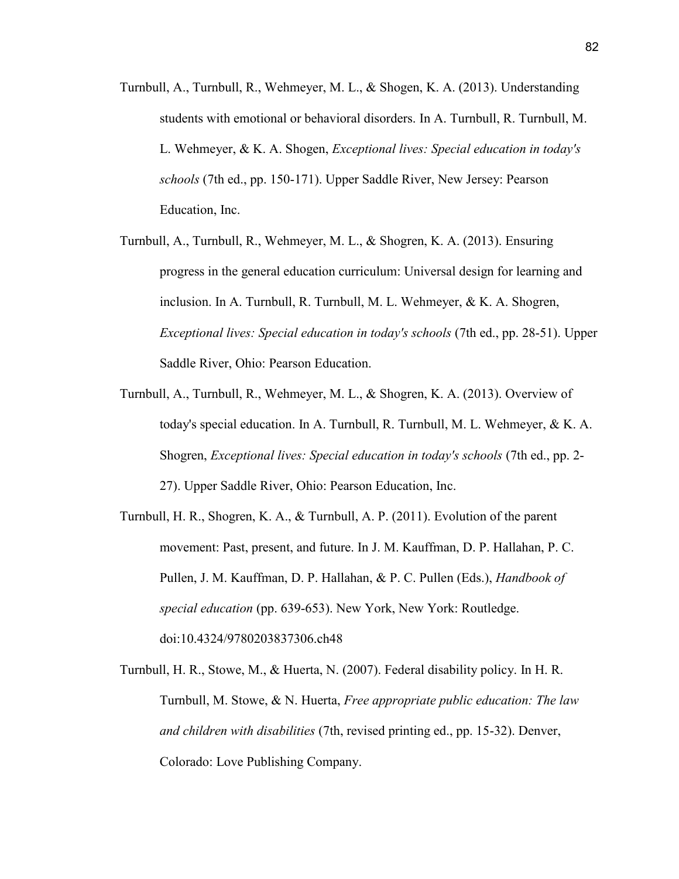Turnbull, A., Turnbull, R., Wehmeyer, M. L., & Shogen, K. A. (2013). Understanding students with emotional or behavioral disorders. In A. Turnbull, R. Turnbull, M. L. Wehmeyer, & K. A. Shogen, *Exceptional lives: Special education in today's schools* (7th ed., pp. 150-171). Upper Saddle River, New Jersey: Pearson Education, Inc.

Turnbull, A., Turnbull, R., Wehmeyer, M. L., & Shogren, K. A. (2013). Ensuring progress in the general education curriculum: Universal design for learning and inclusion. In A. Turnbull, R. Turnbull, M. L. Wehmeyer, & K. A. Shogren, *Exceptional lives: Special education in today's schools* (7th ed., pp. 28-51). Upper Saddle River, Ohio: Pearson Education.

Turnbull, A., Turnbull, R., Wehmeyer, M. L., & Shogren, K. A. (2013). Overview of today's special education. In A. Turnbull, R. Turnbull, M. L. Wehmeyer, & K. A. Shogren, *Exceptional lives: Special education in today's schools* (7th ed., pp. 2-27). Upper Saddle River, Ohio: Pearson Education, Inc.

Turnbull, H. R., Shogren, K. A., & Turnbull, A. P. (2011). Evolution of the parent movement: Past, present, and future. In J. M. Kauffman, D. P. Hallahan, P. C. Pullen, J. M. Kauffman, D. P. Hallahan, & P. C. Pullen (Eds.), *Handbook of special education* (pp. 639-653). New York, New York: Routledge. doi:10.4324/9780203837306.ch48

Turnbull, H. R., Stowe, M., & Huerta, N. (2007). Federal disability policy. In H. R. Turnbull, M. Stowe, & N. Huerta, *Free appropriate public education: The law and children with disabilities* (7th, revised printing ed., pp. 15-32). Denver, Colorado: Love Publishing Company.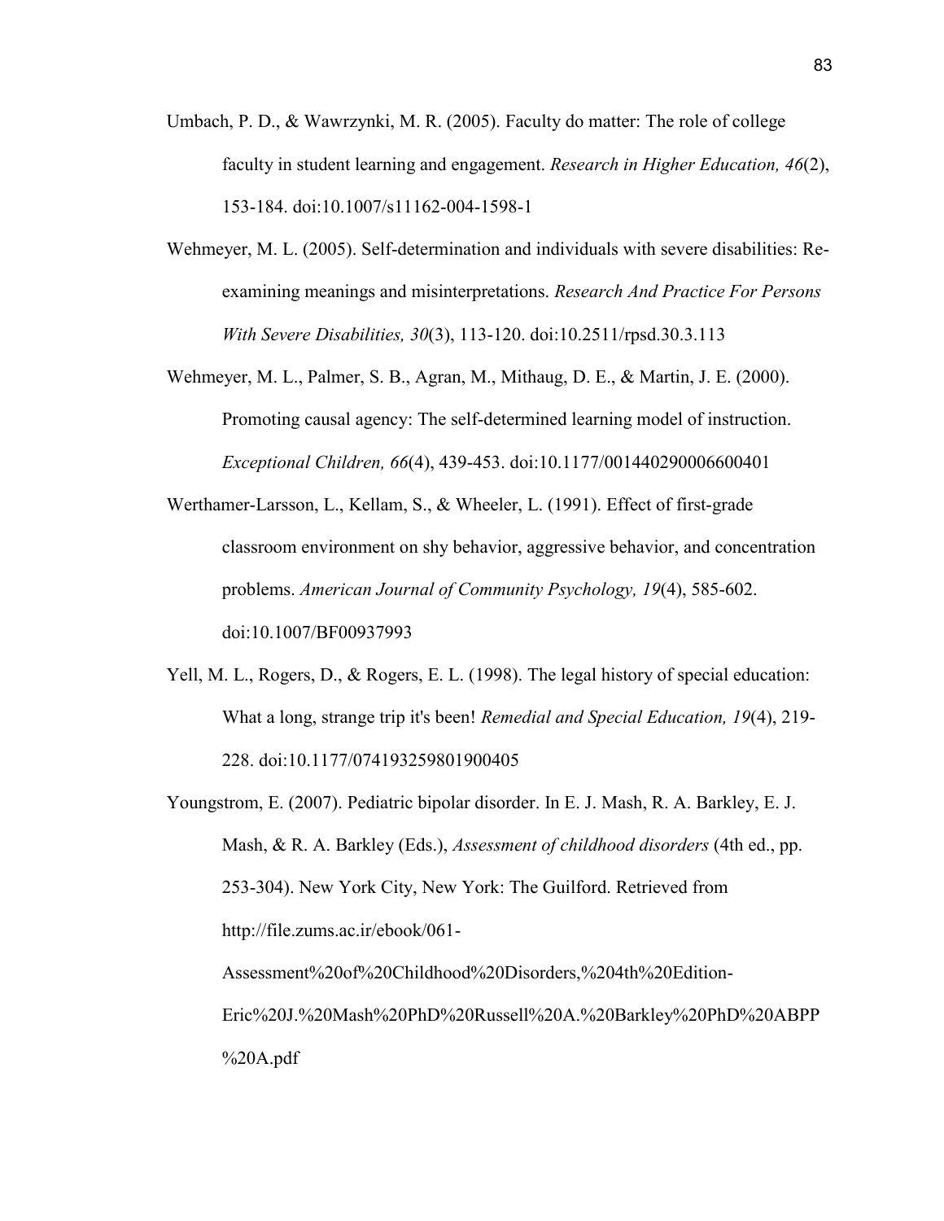Umbach, P. D., & Wawrzynki, M. R. (2005). Faculty do matter: The role of college faculty in student learning and engagement. *Research in Higher Education, 46*(2), 153-184. doi:10.1007/s11162-004-1598-1

Wehmeyer, M. L. (2005). Self-determination and individuals with severe disabilities: Re-examining meanings and misinterpretations. *Research And Practice For Persons With Severe Disabilities, 30*(3), 113-120. doi:10.2511/rpsd.30.3.113

Wehmeyer, M. L., Palmer, S. B., Agran, M., Mithaug, D. E., & Martin, J. E. (2000). Promoting causal agency: The self-determined learning model of instruction. *Exceptional Children, 66*(4), 439-453. doi:10.1177/001440290006600401

Werthamer-Larsson, L., Kellam, S., & Wheeler, L. (1991). Effect of first-grade classroom environment on shy behavior, aggressive behavior, and concentration problems. *American Journal of Community Psychology, 19*(4), 585-602. doi:10.1007/BF00937993

Yell, M. L., Rogers, D., & Rogers, E. L. (1998). The legal history of special education: What a long, strange trip it's been! *Remedial and Special Education, 19*(4), 219-228. doi:10.1177/074193259801900405

Youngstrom, E. (2007). Pediatric bipolar disorder. In E. J. Mash, R. A. Barkley, E. J. Mash, & R. A. Barkley (Eds.), *Assessment of childhood disorders* (4th ed., pp. 253-304). New York City, New York: The Guilford. Retrieved from http://file.zums.ac.ir/ebook/061-Assessment%20of%20Childhood%20Disorders,%204th%20Edition-Eric%20J.%20Mash%20PhD%20Russell%20A.%20Barkley%20PhD%20ABPP%20A.pdf